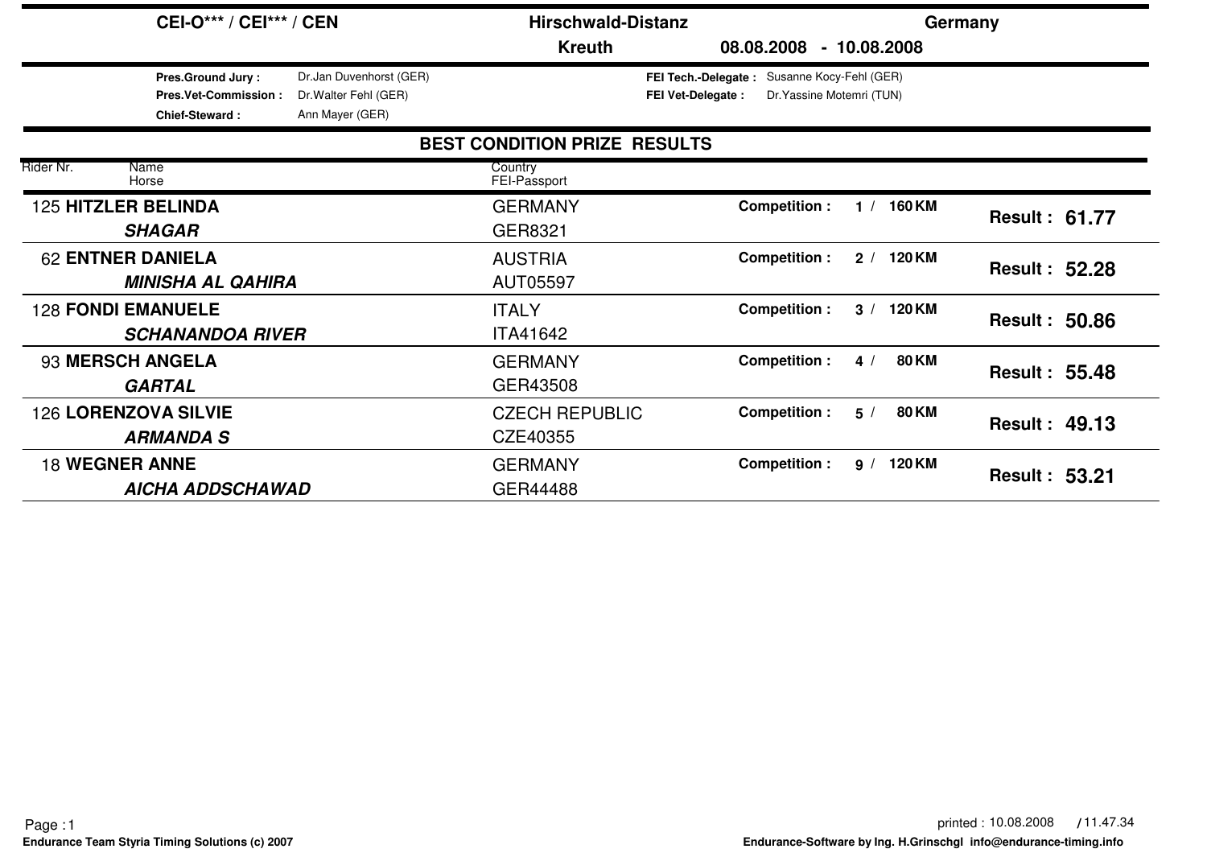**CEI-O\*\*\* / CEI\*\*\* / CEN** — **Hirschwald-Distanz** — **Germany**

**Kreuth** — **08.08.2008 - 10.08.2008**

| | | | |
|---|---|---|---|
| **Pres.Ground Jury :** | Dr.Jan Duvenhorst (GER) | **FEI Tech.-Delegate :** | Susanne Kocy-Fehl (GER) |
| **Pres.Vet-Commission :** | Dr.Walter Fehl (GER) | **FEI Vet-Delegate :** | Dr.Yassine Motemri (TUN) |
| **Chief-Steward :** | Ann Mayer (GER) | | |

## BEST CONDITION PRIZE RESULTS

| Rider Nr. | Name / Horse | Country / FEI-Passport | Competition | Result |
|---|---|---|---|---|
| 125 | **HITZLER BELINDA** / ***SHAGAR*** | GERMANY / GER8321 | 1 / 160 KM | **61.77** |
| 62 | **ENTNER DANIELA** / ***MINISHA AL QAHIRA*** | AUSTRIA / AUT05597 | 2 / 120 KM | **52.28** |
| 128 | **FONDI EMANUELE** / ***SCHANANDOA RIVER*** | ITALY / ITA41642 | 3 / 120 KM | **50.86** |
| 93 | **MERSCH ANGELA** / ***GARTAL*** | GERMANY / GER43508 | 4 / 80 KM | **55.48** |
| 126 | **LORENZOVA SILVIE** / ***ARMANDA S*** | CZECH REPUBLIC / CZE40355 | 5 / 80 KM | **49.13** |
| 18 | **WEGNER ANNE** / ***AICHA ADDSCHAWAD*** | GERMANY / GER44488 | 9 / 120 KM | **53.21** |

printed : 10.08.2008 / 11.47.34

**Endurance Team Styria Timing Solutions (c) 2007** — **Endurance-Software by Ing. H.Grinschgl info@endurance-timing.info**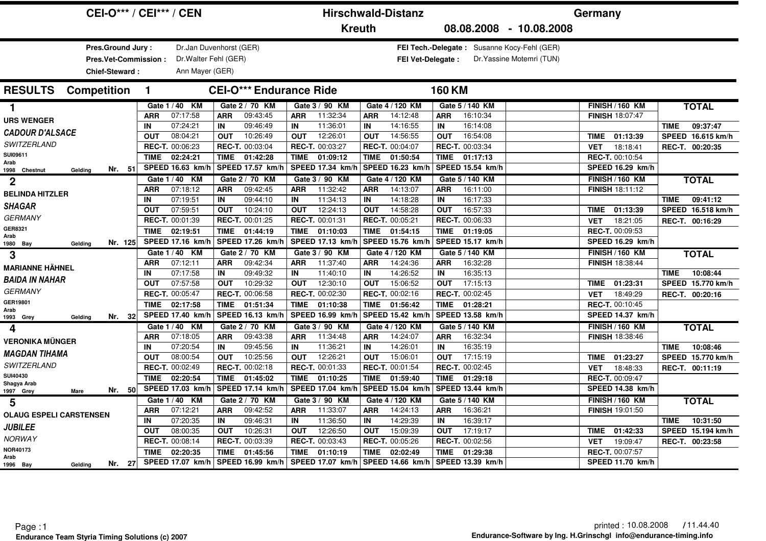# CEI-O*** / CEI*** / CEN — Hirschwald-Distanz — Germany

**Kreuth** 08.08.2008 - 10.08.2008

**Pres.Ground Jury :** Dr.Jan Duvenhorst (GER)
**Pres.Vet-Commission :** Dr.Walter Fehl (GER)
**Chief-Steward :** Ann Mayer (GER)

**FEI Tech.-Delegate :** Susanne Kocy-Fehl (GER)
**FEI Vet-Delegate :** Dr.Yassine Motemri (TUN)

## RESULTS Competition 1 CEI-O*** Endurance Ride 160 KM

| Rank / Rider / Horse | Gate 1 / 40 KM | Gate 2 / 70 KM | Gate 3 / 90 KM | Gate 4 / 120 KM | Gate 5 / 140 KM | FINISH / 160 KM | TOTAL |
|---|---|---|---|---|---|---|---|
| **1** URS WENGER, *CADOUR D'ALSACE*, SWITZERLAND, SUI09611, Arab, 1998 Chestnut Gelding, Nr. 51 | ARR 07:17:58 / IN 07:24:21 / OUT 08:04:21 / REC-T. 00:06:23 / TIME 02:24:21 / SPEED 16.63 km/h | ARR 09:43:45 / IN 09:46:49 / OUT 10:26:49 / REC-T. 00:03:04 / TIME 01:42:28 / SPEED 17.57 km/h | ARR 11:32:34 / IN 11:36:01 / OUT 12:26:01 / REC-T. 00:03:27 / TIME 01:09:12 / SPEED 17.34 km/h | ARR 14:12:48 / IN 14:16:55 / OUT 14:56:55 / REC-T. 00:04:07 / TIME 01:50:54 / SPEED 16.23 km/h | ARR 16:10:34 / IN 16:14:08 / OUT 16:54:08 / REC-T. 00:03:34 / TIME 01:17:13 / SPEED 15.54 km/h | FINISH 18:07:47 / TIME 01:13:39 / VET 18:18:41 / REC-T. 00:10:54 / SPEED 16.29 km/h | TIME 09:37:47 / SPEED 16.615 km/h / REC-T. 00:20:35 |
| **2** BELINDA HITZLER, *SHAGAR*, GERMANY, GER8321, Arab, 1980 Bay Gelding, Nr. 125 | ARR 07:18:12 / IN 07:19:51 / OUT 07:59:51 / REC-T. 00:01:39 / TIME 02:19:51 / SPEED 17.16 km/h | ARR 09:42:45 / IN 09:44:10 / OUT 10:24:10 / REC-T. 00:01:25 / TIME 01:44:19 / SPEED 17.26 km/h | ARR 11:32:42 / IN 11:34:13 / OUT 12:24:13 / REC-T. 00:01:31 / TIME 01:10:03 / SPEED 17.13 km/h | ARR 14:13:07 / IN 14:18:28 / OUT 14:58:28 / REC-T. 00:05:21 / TIME 01:54:15 / SPEED 15.76 km/h | ARR 16:11:00 / IN 16:17:33 / OUT 16:57:33 / REC-T. 00:06:33 / TIME 01:19:05 / SPEED 15.17 km/h | FINISH 18:11:12 / TIME 01:13:39 / VET 18:21:05 / REC-T. 00:09:53 / SPEED 16.29 km/h | TIME 09:41:12 / SPEED 16.518 km/h / REC-T. 00:16:29 |
| **3** MARIANNE HÄHNEL, *BAIDA IN NAHAR*, GERMANY, GER19801, Arab, 1993 Grey Gelding, Nr. 32 | ARR 07:12:11 / IN 07:17:58 / OUT 07:57:58 / REC-T. 00:05:47 / TIME 02:17:58 / SPEED 17.40 km/h | ARR 09:42:34 / IN 09:49:32 / OUT 10:29:32 / REC-T. 00:06:58 / TIME 01:51:34 / SPEED 16.13 km/h | ARR 11:37:40 / IN 11:40:10 / OUT 12:30:10 / REC-T. 00:02:30 / TIME 01:10:38 / SPEED 16.99 km/h | ARR 14:24:36 / IN 14:26:52 / OUT 15:06:52 / REC-T. 00:02:16 / TIME 01:56:42 / SPEED 15.42 km/h | ARR 16:32:28 / IN 16:35:13 / OUT 17:15:13 / REC-T. 00:02:45 / TIME 01:28:21 / SPEED 13.58 km/h | FINISH 18:38:44 / TIME 01:23:31 / VET 18:49:29 / REC-T. 00:10:45 / SPEED 14.37 km/h | TIME 10:08:44 / SPEED 15.770 km/h / REC-T. 00:20:16 |
| **4** VERONIKA MÜNGER, *MAGDAN TIHAMA*, SWITZERLAND, SUI40430, Shagya Arab, 1997 Grey Mare, Nr. 50 | ARR 07:18:05 / IN 07:20:54 / OUT 08:00:54 / REC-T. 00:02:49 / TIME 02:20:54 / SPEED 17.03 km/h | ARR 09:43:38 / IN 09:45:56 / OUT 10:25:56 / REC-T. 00:02:18 / TIME 01:45:02 / SPEED 17.14 km/h | ARR 11:34:48 / IN 11:36:21 / OUT 12:26:21 / REC-T. 00:01:33 / TIME 01:10:25 / SPEED 17.04 km/h | ARR 14:24:07 / IN 14:26:01 / OUT 15:06:01 / REC-T. 00:01:54 / TIME 01:59:40 / SPEED 15.04 km/h | ARR 16:32:34 / IN 16:35:19 / OUT 17:15:19 / REC-T. 00:02:45 / TIME 01:29:18 / SPEED 13.44 km/h | FINISH 18:38:46 / TIME 01:23:27 / VET 18:48:33 / REC-T. 00:09:47 / SPEED 14.38 km/h | TIME 10:08:46 / SPEED 15.770 km/h / REC-T. 00:11:19 |
| **5** OLAUG ESPELI CARSTENSEN, *JUBILEE*, NORWAY, NOR40173, Arab, 1996 Bay Gelding, Nr. 27 | ARR 07:12:21 / IN 07:20:35 / OUT 08:00:35 / REC-T. 00:08:14 / TIME 02:20:35 / SPEED 17.07 km/h | ARR 09:42:52 / IN 09:46:31 / OUT 10:26:31 / REC-T. 00:03:39 / TIME 01:45:56 / SPEED 16.99 km/h | ARR 11:33:07 / IN 11:36:50 / OUT 12:26:50 / REC-T. 00:03:43 / TIME 01:10:19 / SPEED 17.07 km/h | ARR 14:24:13 / IN 14:29:39 / OUT 15:09:39 / REC-T. 00:05:26 / TIME 02:02:49 / SPEED 14.66 km/h | ARR 16:36:21 / IN 16:39:17 / OUT 17:19:17 / REC-T. 00:02:56 / TIME 01:29:38 / SPEED 13.39 km/h | FINISH 19:01:50 / TIME 01:42:33 / VET 19:09:47 / REC-T. 00:07:57 / SPEED 11.70 km/h | TIME 10:31:50 / SPEED 15.194 km/h / REC-T. 00:23:58 |

printed : 10.08.2008 / 11.44.40

Endurance Team Styria Timing Solutions (c) 2007 — Endurance-Software by Ing. H.Grinschgl info@endurance-timing.info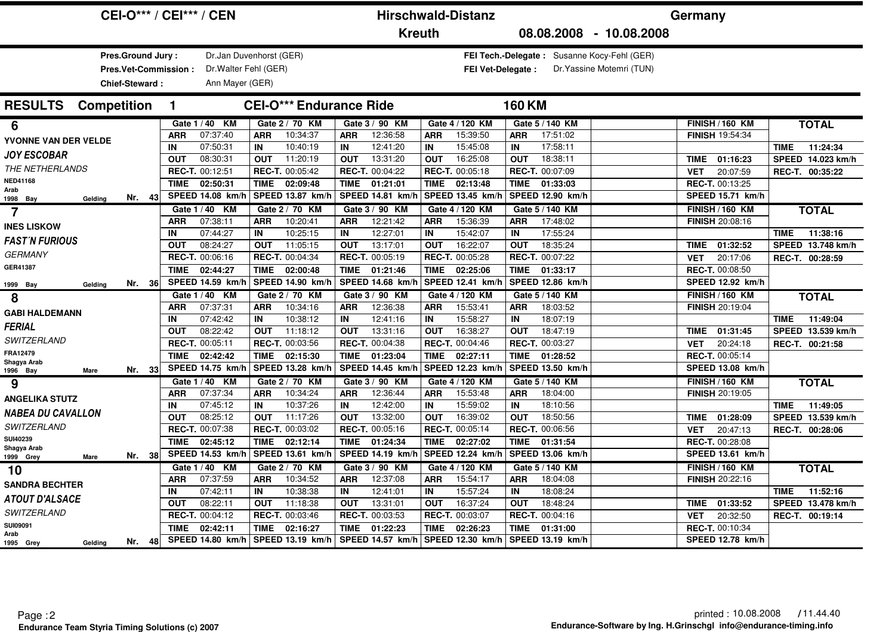# CEI-O*** / CEI*** / CEN — Hirschwald-Distanz — Germany

**Kreuth** 08.08.2008 - 10.08.2008

**Pres.Ground Jury :** Dr.Jan Duvenhorst (GER)
**Pres.Vet-Commission :** Dr.Walter Fehl (GER)
**Chief-Steward :** Ann Mayer (GER)

**FEI Tech.-Delegate :** Susanne Kocy-Fehl (GER)
**FEI Vet-Delegate :** Dr.Yassine Motemri (TUN)

## RESULTS Competition 1 CEI-O*** Endurance Ride 160 KM

| Rider / Horse | Gate 1 / 40 KM | Gate 2 / 70 KM | Gate 3 / 90 KM | Gate 4 / 120 KM | Gate 5 / 140 KM | FINISH / 160 KM | TOTAL |
|---|---|---|---|---|---|---|---|
| **6** | ARR 07:37:40 | ARR 10:34:37 | ARR 12:36:58 | ARR 15:39:50 | ARR 17:51:02 | FINISH 19:54:34 | |
| YVONNE VAN DER VELDE | IN 07:50:31 | IN 10:40:19 | IN 12:41:20 | IN 15:45:08 | IN 17:58:11 | | TIME 11:24:34 |
| *JOY ESCOBAR* | OUT 08:30:31 | OUT 11:20:19 | OUT 13:31:20 | OUT 16:25:08 | OUT 18:38:11 | TIME 01:16:23 | SPEED 14.023 km/h |
| *THE NETHERLANDS* | REC-T. 00:12:51 | REC-T. 00:05:42 | REC-T. 00:04:22 | REC-T. 00:05:18 | REC-T. 00:07:09 | VET 20:07:59 | REC-T. 00:35:22 |
| NED41168 Arab | TIME 02:50:31 | TIME 02:09:48 | TIME 01:21:01 | TIME 02:13:48 | TIME 01:33:03 | REC-T. 00:13:25 | |
| 1998 Bay Gelding Nr. 43 | SPEED 14.08 km/h | SPEED 13.87 km/h | SPEED 14.81 km/h | SPEED 13.45 km/h | SPEED 12.90 km/h | SPEED 15.71 km/h | |
| **7** | ARR 07:38:11 | ARR 10:20:41 | ARR 12:21:42 | ARR 15:36:39 | ARR 17:48:02 | FINISH 20:08:16 | |
| INES LISKOW | IN 07:44:27 | IN 10:25:15 | IN 12:27:01 | IN 15:42:07 | IN 17:55:24 | | TIME 11:38:16 |
| *FAST´N FURIOUS* | OUT 08:24:27 | OUT 11:05:15 | OUT 13:17:01 | OUT 16:22:07 | OUT 18:35:24 | TIME 01:32:52 | SPEED 13.748 km/h |
| *GERMANY* | REC-T. 00:06:16 | REC-T. 00:04:34 | REC-T. 00:05:19 | REC-T. 00:05:28 | REC-T. 00:07:22 | VET 20:17:06 | REC-T. 00:28:59 |
| GER41387 | TIME 02:44:27 | TIME 02:00:48 | TIME 01:21:46 | TIME 02:25:06 | TIME 01:33:17 | REC-T. 00:08:50 | |
| 1999 Bay Gelding Nr. 36 | SPEED 14.59 km/h | SPEED 14.90 km/h | SPEED 14.68 km/h | SPEED 12.41 km/h | SPEED 12.86 km/h | SPEED 12.92 km/h | |
| **8** | ARR 07:37:31 | ARR 10:34:16 | ARR 12:36:38 | ARR 15:53:41 | ARR 18:03:52 | FINISH 20:19:04 | |
| GABI HALDEMANN | IN 07:42:42 | IN 10:38:12 | IN 12:41:16 | IN 15:58:27 | IN 18:07:19 | | TIME 11:49:04 |
| *FERIAL* | OUT 08:22:42 | OUT 11:18:12 | OUT 13:31:16 | OUT 16:38:27 | OUT 18:47:19 | TIME 01:31:45 | SPEED 13.539 km/h |
| *SWITZERLAND* | REC-T. 00:05:11 | REC-T. 00:03:56 | REC-T. 00:04:38 | REC-T. 00:04:46 | REC-T. 00:03:27 | VET 20:24:18 | REC-T. 00:21:58 |
| FRA12479 Shagya Arab | TIME 02:42:42 | TIME 02:15:30 | TIME 01:23:04 | TIME 02:27:11 | TIME 01:28:52 | REC-T. 00:05:14 | |
| 1996 Bay Mare Nr. 33 | SPEED 14.75 km/h | SPEED 13.28 km/h | SPEED 14.45 km/h | SPEED 12.23 km/h | SPEED 13.50 km/h | SPEED 13.08 km/h | |
| **9** | ARR 07:37:34 | ARR 10:34:24 | ARR 12:36:44 | ARR 15:53:48 | ARR 18:04:00 | FINISH 20:19:05 | |
| ANGELIKA STUTZ | IN 07:45:12 | IN 10:37:26 | IN 12:42:00 | IN 15:59:02 | IN 18:10:56 | | TIME 11:49:05 |
| *NABEA DU CAVALLON* | OUT 08:25:12 | OUT 11:17:26 | OUT 13:32:00 | OUT 16:39:02 | OUT 18:50:56 | TIME 01:28:09 | SPEED 13.539 km/h |
| *SWITZERLAND* | REC-T. 00:07:38 | REC-T. 00:03:02 | REC-T. 00:05:16 | REC-T. 00:05:14 | REC-T. 00:06:56 | VET 20:47:13 | REC-T. 00:28:06 |
| SUI40239 Shagya Arab | TIME 02:45:12 | TIME 02:12:14 | TIME 01:24:34 | TIME 02:27:02 | TIME 01:31:54 | REC-T. 00:28:08 | |
| 1999 Grey Mare Nr. 38 | SPEED 14.53 km/h | SPEED 13.61 km/h | SPEED 14.19 km/h | SPEED 12.24 km/h | SPEED 13.06 km/h | SPEED 13.61 km/h | |
| **10** | ARR 07:37:59 | ARR 10:34:52 | ARR 12:37:08 | ARR 15:54:17 | ARR 18:04:08 | FINISH 20:22:16 | |
| SANDRA BECHTER | IN 07:42:11 | IN 10:38:38 | IN 12:41:01 | IN 15:57:24 | IN 18:08:24 | | TIME 11:52:16 |
| *ATOUT D'ALSACE* | OUT 08:22:11 | OUT 11:18:38 | OUT 13:31:01 | OUT 16:37:24 | OUT 18:48:24 | TIME 01:33:52 | SPEED 13.478 km/h |
| *SWITZERLAND* | REC-T. 00:04:12 | REC-T. 00:03:46 | REC-T. 00:03:53 | REC-T. 00:03:07 | REC-T. 00:04:16 | VET 20:32:50 | REC-T. 00:19:14 |
| SUI09091 Arab | TIME 02:42:11 | TIME 02:16:27 | TIME 01:22:23 | TIME 02:26:23 | TIME 01:31:00 | REC-T. 00:10:34 | |
| 1995 Grey Gelding Nr. 48 | SPEED 14.80 km/h | SPEED 13.19 km/h | SPEED 14.57 km/h | SPEED 12.30 km/h | SPEED 13.19 km/h | SPEED 12.78 km/h | |

Endurance Team Styria Timing Solutions (c) 2007

printed : 10.08.2008 / 11.44.40

Endurance-Software by Ing. H.Grinschgl info@endurance-timing.info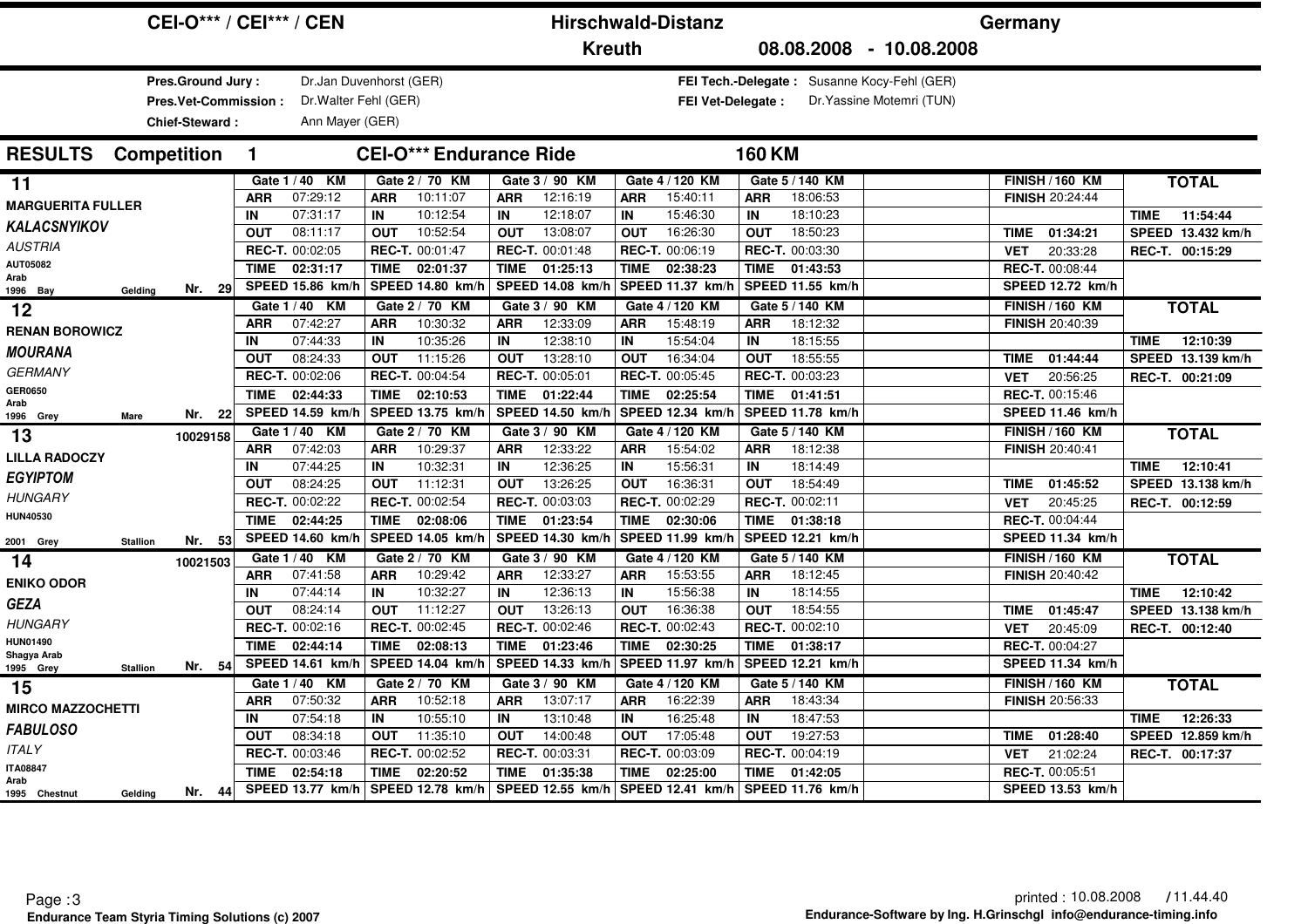# CEI-O*** / CEI*** / CEN — Hirschwald-Distanz — Kreuth — Germany — 08.08.2008 - 10.08.2008

**Pres.Ground Jury :** Dr.Jan Duvenhorst (GER)
**Pres.Vet-Commission :** Dr.Walter Fehl (GER)
**Chief-Steward :** Ann Mayer (GER)

**FEI Tech.-Delegate :** Susanne Kocy-Fehl (GER)
**FEI Vet-Delegate :** Dr.Yassine Motemri (TUN)

## RESULTS Competition 1 — CEI-O*** Endurance Ride — 160 KM

| Rank / Rider / Horse | Gate 1 / 40 KM | Gate 2 / 70 KM | Gate 3 / 90 KM | Gate 4 / 120 KM | Gate 5 / 140 KM | FINISH / 160 KM | TOTAL |
|---|---|---|---|---|---|---|---|
| **11** | ARR 07:29:12 | ARR 10:11:07 | ARR 12:16:19 | ARR 15:40:11 | ARR 18:06:53 | FINISH 20:24:44 | |
| MARGUERITA FULLER | IN 07:31:17 | IN 10:12:54 | IN 12:18:07 | IN 15:46:30 | IN 18:10:23 | | TIME 11:54:44 |
| *KALACSNYIKOV* | OUT 08:11:17 | OUT 10:52:54 | OUT 13:08:07 | OUT 16:26:30 | OUT 18:50:23 | TIME 01:34:21 | SPEED 13.432 km/h |
| *AUSTRIA* | REC-T. 00:02:05 | REC-T. 00:01:47 | REC-T. 00:01:48 | REC-T. 00:06:19 | REC-T. 00:03:30 | VET 20:33:28 | REC-T. 00:15:29 |
| AUT05082 Arab | TIME 02:31:17 | TIME 02:01:37 | TIME 01:25:13 | TIME 02:38:23 | TIME 01:43:53 | REC-T. 00:08:44 | |
| 1996 Bay Gelding Nr. 29 | SPEED 15.86 km/h | SPEED 14.80 km/h | SPEED 14.08 km/h | SPEED 11.37 km/h | SPEED 11.55 km/h | SPEED 12.72 km/h | |
| **12** | ARR 07:42:27 | ARR 10:30:32 | ARR 12:33:09 | ARR 15:48:19 | ARR 18:12:32 | FINISH 20:40:39 | |
| RENAN BOROWICZ | IN 07:44:33 | IN 10:35:26 | IN 12:38:10 | IN 15:54:04 | IN 18:15:55 | | TIME 12:10:39 |
| *MOURANA* | OUT 08:24:33 | OUT 11:15:26 | OUT 13:28:10 | OUT 16:34:04 | OUT 18:55:55 | TIME 01:44:44 | SPEED 13.139 km/h |
| *GERMANY* | REC-T. 00:02:06 | REC-T. 00:04:54 | REC-T. 00:05:01 | REC-T. 00:05:45 | REC-T. 00:03:23 | VET 20:56:25 | REC-T. 00:21:09 |
| GER0650 Arab | TIME 02:44:33 | TIME 02:10:53 | TIME 01:22:44 | TIME 02:25:54 | TIME 01:41:51 | REC-T. 00:15:46 | |
| 1996 Grey Mare Nr. 22 | SPEED 14.59 km/h | SPEED 13.75 km/h | SPEED 14.50 km/h | SPEED 12.34 km/h | SPEED 11.78 km/h | SPEED 11.46 km/h | |
| **13** 10029158 | ARR 07:42:03 | ARR 10:29:37 | ARR 12:33:22 | ARR 15:54:02 | ARR 18:12:38 | FINISH 20:40:41 | |
| LILLA RADOCZY | IN 07:44:25 | IN 10:32:31 | IN 12:36:25 | IN 15:56:31 | IN 18:14:49 | | TIME 12:10:41 |
| *EGYIPTOM* | OUT 08:24:25 | OUT 11:12:31 | OUT 13:26:25 | OUT 16:36:31 | OUT 18:54:49 | TIME 01:45:52 | SPEED 13.138 km/h |
| *HUNGARY* | REC-T. 00:02:22 | REC-T. 00:02:54 | REC-T. 00:03:03 | REC-T. 00:02:29 | REC-T. 00:02:11 | VET 20:45:25 | REC-T. 00:12:59 |
| HUN40530 | TIME 02:44:25 | TIME 02:08:06 | TIME 01:23:54 | TIME 02:30:06 | TIME 01:38:18 | REC-T. 00:04:44 | |
| 2001 Grey Stallion Nr. 53 | SPEED 14.60 km/h | SPEED 14.05 km/h | SPEED 14.30 km/h | SPEED 11.99 km/h | SPEED 12.21 km/h | SPEED 11.34 km/h | |
| **14** 10021503 | ARR 07:41:58 | ARR 10:29:42 | ARR 12:33:27 | ARR 15:53:55 | ARR 18:12:45 | FINISH 20:40:42 | |
| ENIKO ODOR | IN 07:44:14 | IN 10:32:27 | IN 12:36:13 | IN 15:56:38 | IN 18:14:55 | | TIME 12:10:42 |
| *GEZA* | OUT 08:24:14 | OUT 11:12:27 | OUT 13:26:13 | OUT 16:36:38 | OUT 18:54:55 | TIME 01:45:47 | SPEED 13.138 km/h |
| *HUNGARY* | REC-T. 00:02:16 | REC-T. 00:02:45 | REC-T. 00:02:46 | REC-T. 00:02:43 | REC-T. 00:02:10 | VET 20:45:09 | REC-T. 00:12:40 |
| HUN01490 Shagya Arab | TIME 02:44:14 | TIME 02:08:13 | TIME 01:23:46 | TIME 02:30:25 | TIME 01:38:17 | REC-T. 00:04:27 | |
| 1995 Grey Stallion Nr. 54 | SPEED 14.61 km/h | SPEED 14.04 km/h | SPEED 14.33 km/h | SPEED 11.97 km/h | SPEED 12.21 km/h | SPEED 11.34 km/h | |
| **15** | ARR 07:50:32 | ARR 10:52:18 | ARR 13:07:17 | ARR 16:22:39 | ARR 18:43:34 | FINISH 20:56:33 | |
| MIRCO MAZZOCHETTI | IN 07:54:18 | IN 10:55:10 | IN 13:10:48 | IN 16:25:48 | IN 18:47:53 | | TIME 12:26:33 |
| *FABULOSO* | OUT 08:34:18 | OUT 11:35:10 | OUT 14:00:48 | OUT 17:05:48 | OUT 19:27:53 | TIME 01:28:40 | SPEED 12.859 km/h |
| *ITALY* | REC-T. 00:03:46 | REC-T. 00:02:52 | REC-T. 00:03:31 | REC-T. 00:03:09 | REC-T. 00:04:19 | VET 21:02:24 | REC-T. 00:17:37 |
| ITA08847 Arab | TIME 02:54:18 | TIME 02:20:52 | TIME 01:35:38 | TIME 02:25:00 | TIME 01:42:05 | REC-T. 00:05:51 | |
| 1995 Chestnut Gelding Nr. 44 | SPEED 13.77 km/h | SPEED 12.78 km/h | SPEED 12.55 km/h | SPEED 12.41 km/h | SPEED 11.76 km/h | SPEED 13.53 km/h | |

Endurance Team Styria Timing Solutions (c) 2007

printed : 10.08.2008 / 11.44.40

Endurance-Software by Ing. H.Grinschgl info@endurance-timing.info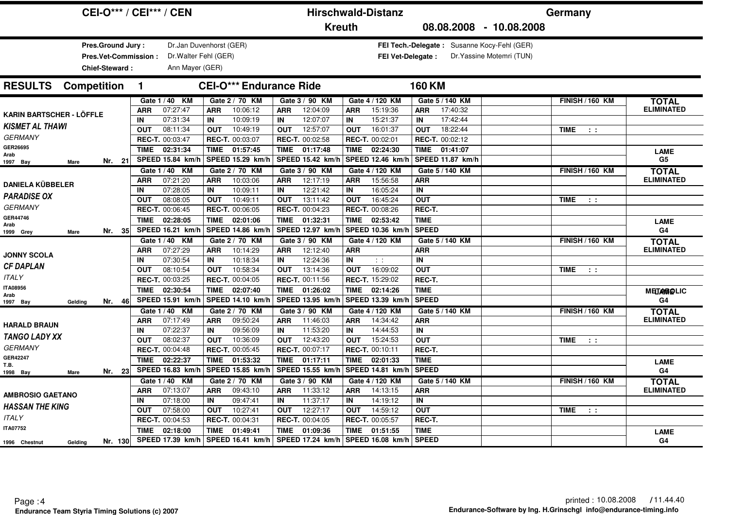# CEI-O*** / CEI*** / CEN

**Hirschwald-Distanz** — **Kreuth** — **Germany** — **08.08.2008 - 10.08.2008**

| | | | |
|---|---|---|---|
| **Pres.Ground Jury :** | Dr.Jan Duvenhorst (GER) | **FEI Tech.-Delegate :** | Susanne Kocy-Fehl (GER) |
| **Pres.Vet-Commission :** | Dr.Walter Fehl (GER) | **FEI Vet-Delegate :** | Dr.Yassine Motemri (TUN) |
| **Chief-Steward :** | Ann Mayer (GER) | | |

## RESULTS Competition 1 CEI-O*** Endurance Ride 160 KM

| Rider / Horse | Gate 1 / 40 KM | Gate 2 / 70 KM | Gate 3 / 90 KM | Gate 4 / 120 KM | Gate 5 / 140 KM | | FINISH / 160 KM | TOTAL |
|---|---|---|---|---|---|---|---|---|
| **KARIN BARTSCHER - LÖFFLE** | ARR 07:27:47 | ARR 10:06:12 | ARR 12:04:09 | ARR 15:19:36 | ARR 17:40:32 | | | ELIMINATED |
| ***KISMET AL THAWI*** | IN 07:31:34 | IN 10:09:19 | IN 12:07:07 | IN 15:21:37 | IN 17:42:44 | | | |
| *GERMANY* | OUT 08:11:34 | OUT 10:49:19 | OUT 12:57:07 | OUT 16:01:37 | OUT 18:22:44 | | TIME : : | |
| GER26695 | REC-T. 00:03:47 | REC-T. 00:03:07 | REC-T. 00:02:58 | REC-T. 00:02:01 | REC-T. 00:02:12 | | | |
| Arab | TIME 02:31:34 | TIME 01:57:45 | TIME 01:17:48 | TIME 02:24:30 | TIME 01:41:07 | | | LAME |
| 1997 Bay Mare Nr. 21 | SPEED 15.84 km/h | SPEED 15.29 km/h | SPEED 15.42 km/h | SPEED 12.46 km/h | SPEED 11.87 km/h | | | G5 |
| **DANIELA KÜBBELER** | ARR 07:21:20 | ARR 10:03:06 | ARR 12:17:19 | ARR 15:56:58 | ARR | | | ELIMINATED |
| ***PARADISE OX*** | IN 07:28:05 | IN 10:09:11 | IN 12:21:42 | IN 16:05:24 | IN | | | |
| *GERMANY* | OUT 08:08:05 | OUT 10:49:11 | OUT 13:11:42 | OUT 16:45:24 | OUT | | TIME : : | |
| GER44746 | REC-T. 00:06:45 | REC-T. 00:06:05 | REC-T. 00:04:23 | REC-T. 00:08:26 | REC-T. | | | |
| Arab | TIME 02:28:05 | TIME 02:01:06 | TIME 01:32:31 | TIME 02:53:42 | TIME | | | LAME |
| 1999 Grey Mare Nr. 35 | SPEED 16.21 km/h | SPEED 14.86 km/h | SPEED 12.97 km/h | SPEED 10.36 km/h | SPEED | | | G4 |
| **JONNY SCOLA** | ARR 07:27:29 | ARR 10:14:29 | ARR 12:12:40 | ARR | ARR | | | ELIMINATED |
| ***CF DAPLAN*** | IN 07:30:54 | IN 10:18:34 | IN 12:24:36 | IN : : | IN | | | |
| *ITALY* | OUT 08:10:54 | OUT 10:58:34 | OUT 13:14:36 | OUT 16:09:02 | OUT | | TIME : : | |
| ITA08956 | REC-T. 00:03:25 | REC-T. 00:04:05 | REC-T. 00:11:56 | REC-T. 15:29:02 | REC-T. | | | |
| Arab | TIME 02:30:54 | TIME 02:07:40 | TIME 01:26:02 | TIME 02:14:26 | TIME | | | METABOLIC / LAME |
| 1997 Bay Gelding Nr. 46 | SPEED 15.91 km/h | SPEED 14.10 km/h | SPEED 13.95 km/h | SPEED 13.39 km/h | SPEED | | | G4 |
| **HARALD BRAUN** | ARR 07:17:49 | ARR 09:50:24 | ARR 11:46:03 | ARR 14:34:42 | ARR | | | ELIMINATED |
| ***TANGO LADY XX*** | IN 07:22:37 | IN 09:56:09 | IN 11:53:20 | IN 14:44:53 | IN | | | |
| *GERMANY* | OUT 08:02:37 | OUT 10:36:09 | OUT 12:43:20 | OUT 15:24:53 | OUT | | TIME : : | |
| GER42247 | REC-T. 00:04:48 | REC-T. 00:05:45 | REC-T. 00:07:17 | REC-T. 00:10:11 | REC-T. | | | |
| T.B. | TIME 02:22:37 | TIME 01:53:32 | TIME 01:17:11 | TIME 02:01:33 | TIME | | | LAME |
| 1998 Bay Mare Nr. 23 | SPEED 16.83 km/h | SPEED 15.85 km/h | SPEED 15.55 km/h | SPEED 14.81 km/h | SPEED | | | G4 |
| **AMBROSIO GAETANO** | ARR 07:13:07 | ARR 09:43:10 | ARR 11:33:12 | ARR 14:13:15 | ARR | | | ELIMINATED |
| ***HASSAN THE KING*** | IN 07:18:00 | IN 09:47:41 | IN 11:37:17 | IN 14:19:12 | IN | | | |
| *ITALY* | OUT 07:58:00 | OUT 10:27:41 | OUT 12:27:17 | OUT 14:59:12 | OUT | | TIME : : | |
| ITA07752 | REC-T. 00:04:53 | REC-T. 00:04:31 | REC-T. 00:04:05 | REC-T. 00:05:57 | REC-T. | | | |
| | TIME 02:18:00 | TIME 01:49:41 | TIME 01:09:36 | TIME 01:51:55 | TIME | | | LAME |
| 1996 Chestnut Gelding Nr. 130 | SPEED 17.39 km/h | SPEED 16.41 km/h | SPEED 17.24 km/h | SPEED 16.08 km/h | SPEED | | | G4 |

Page : 4 — Endurance Team Styria Timing Solutions (c) 2007

printed : 10.08.2008 / 11.44.40 — Endurance-Software by Ing. H.Grinschgl info@endurance-timing.info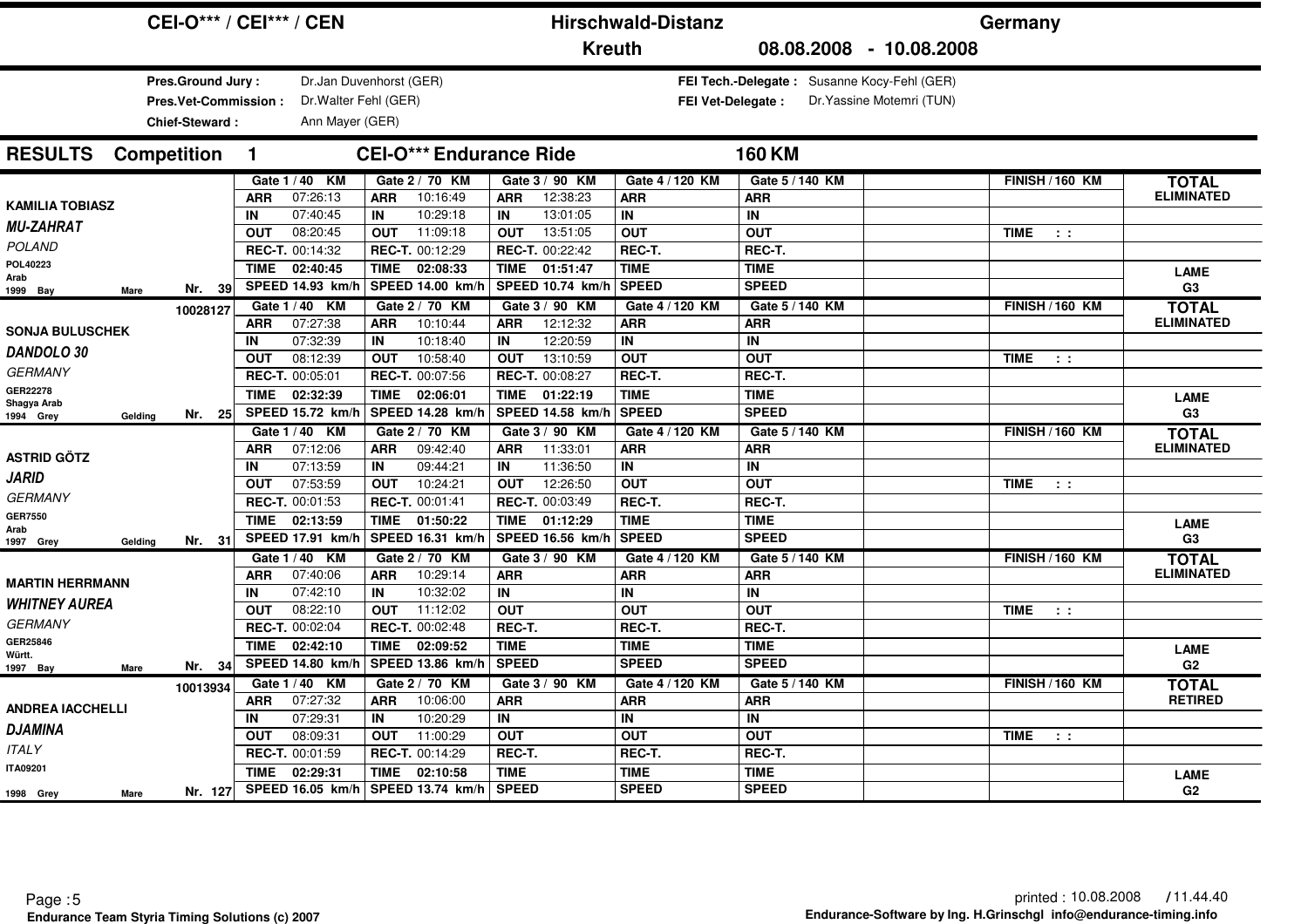# CEI-O*** / CEI*** / CEN — Hirschwald-Distanz — Germany

**Kreuth** 08.08.2008 - 10.08.2008

| | | | |
|---|---|---|---|
| **Pres.Ground Jury :** | Dr.Jan Duvenhorst (GER) | **FEI Tech.-Delegate :** | Susanne Kocy-Fehl (GER) |
| **Pres.Vet-Commission :** | Dr.Walter Fehl (GER) | **FEI Vet-Delegate :** | Dr.Yassine Motemri (TUN) |
| **Chief-Steward :** | Ann Mayer (GER) | | |

## RESULTS Competition 1 CEI-O*** Endurance Ride 160 KM

| Rider / Horse | Gate 1 / 40 KM | Gate 2 / 70 KM | Gate 3 / 90 KM | Gate 4 / 120 KM | Gate 5 / 140 KM | | FINISH / 160 KM | TOTAL |
|---|---|---|---|---|---|---|---|---|
| **KAMILIA TOBIASZ** | ARR 07:26:13 | ARR 10:16:49 | ARR 12:38:23 | ARR | ARR | | | ELIMINATED |
| ***MU-ZAHRAT*** | IN 07:40:45 | IN 10:29:18 | IN 13:01:05 | IN | IN | | | |
| *POLAND* | OUT 08:20:45 | OUT 11:09:18 | OUT 13:51:05 | OUT | OUT | | TIME : : | |
| POL40223 | REC-T. 00:14:32 | REC-T. 00:12:29 | REC-T. 00:22:42 | REC-T. | REC-T. | | | |
| Arab | TIME 02:40:45 | TIME 02:08:33 | TIME 01:51:47 | TIME | TIME | | | LAME |
| 1999 Bay Mare Nr. 39 | SPEED 14.93 km/h | SPEED 14.00 km/h | SPEED 10.74 km/h | SPEED | SPEED | | | G3 |
| 10028127 **SONJA BULUSCHEK** | ARR 07:27:38 | ARR 10:10:44 | ARR 12:12:32 | ARR | ARR | | | ELIMINATED |
| ***DANDOLO 30*** | IN 07:32:39 | IN 10:18:40 | IN 12:20:59 | IN | IN | | | |
| *GERMANY* | OUT 08:12:39 | OUT 10:58:40 | OUT 13:10:59 | OUT | OUT | | TIME : : | |
| GER22278 | REC-T. 00:05:01 | REC-T. 00:07:56 | REC-T. 00:08:27 | REC-T. | REC-T. | | | |
| Shagya Arab | TIME 02:32:39 | TIME 02:06:01 | TIME 01:22:19 | TIME | TIME | | | LAME |
| 1994 Grey Gelding Nr. 25 | SPEED 15.72 km/h | SPEED 14.28 km/h | SPEED 14.58 km/h | SPEED | SPEED | | | G3 |
| **ASTRID GÖTZ** | ARR 07:12:06 | ARR 09:42:40 | ARR 11:33:01 | ARR | ARR | | | ELIMINATED |
| ***JARID*** | IN 07:13:59 | IN 09:44:21 | IN 11:36:50 | IN | IN | | | |
| *GERMANY* | OUT 07:53:59 | OUT 10:24:21 | OUT 12:26:50 | OUT | OUT | | TIME : : | |
| GER7550 | REC-T. 00:01:53 | REC-T. 00:01:41 | REC-T. 00:03:49 | REC-T. | REC-T. | | | |
| Arab | TIME 02:13:59 | TIME 01:50:22 | TIME 01:12:29 | TIME | TIME | | | LAME |
| 1997 Grey Gelding Nr. 31 | SPEED 17.91 km/h | SPEED 16.31 km/h | SPEED 16.56 km/h | SPEED | SPEED | | | G3 |
| **MARTIN HERRMANN** | ARR 07:40:06 | ARR 10:29:14 | ARR | ARR | ARR | | | ELIMINATED |
| ***WHITNEY AUREA*** | IN 07:42:10 | IN 10:32:02 | IN | IN | IN | | | |
| *GERMANY* | OUT 08:22:10 | OUT 11:12:02 | OUT | OUT | OUT | | TIME : : | |
| GER25846 | REC-T. 00:02:04 | REC-T. 00:02:48 | REC-T. | REC-T. | REC-T. | | | |
| Württ. | TIME 02:42:10 | TIME 02:09:52 | TIME | TIME | TIME | | | LAME |
| 1997 Bay Mare Nr. 34 | SPEED 14.80 km/h | SPEED 13.86 km/h | SPEED | SPEED | SPEED | | | G2 |
| 10013934 **ANDREA IACCHELLI** | ARR 07:27:32 | ARR 10:06:00 | ARR | ARR | ARR | | | RETIRED |
| ***DJAMINA*** | IN 07:29:31 | IN 10:20:29 | IN | IN | IN | | | |
| *ITALY* | OUT 08:09:31 | OUT 11:00:29 | OUT | OUT | OUT | | TIME : : | |
| ITA09201 | REC-T. 00:01:59 | REC-T. 00:14:29 | REC-T. | REC-T. | REC-T. | | | |
| | TIME 02:29:31 | TIME 02:10:58 | TIME | TIME | TIME | | | LAME |
| 1998 Grey Mare Nr. 127 | SPEED 16.05 km/h | SPEED 13.74 km/h | SPEED | SPEED | SPEED | | | G2 |

Page : 5 — Endurance Team Styria Timing Solutions (c) 2007

printed : 10.08.2008 / 11.44.40 — Endurance-Software by Ing. H.Grinschgl info@endurance-timing.info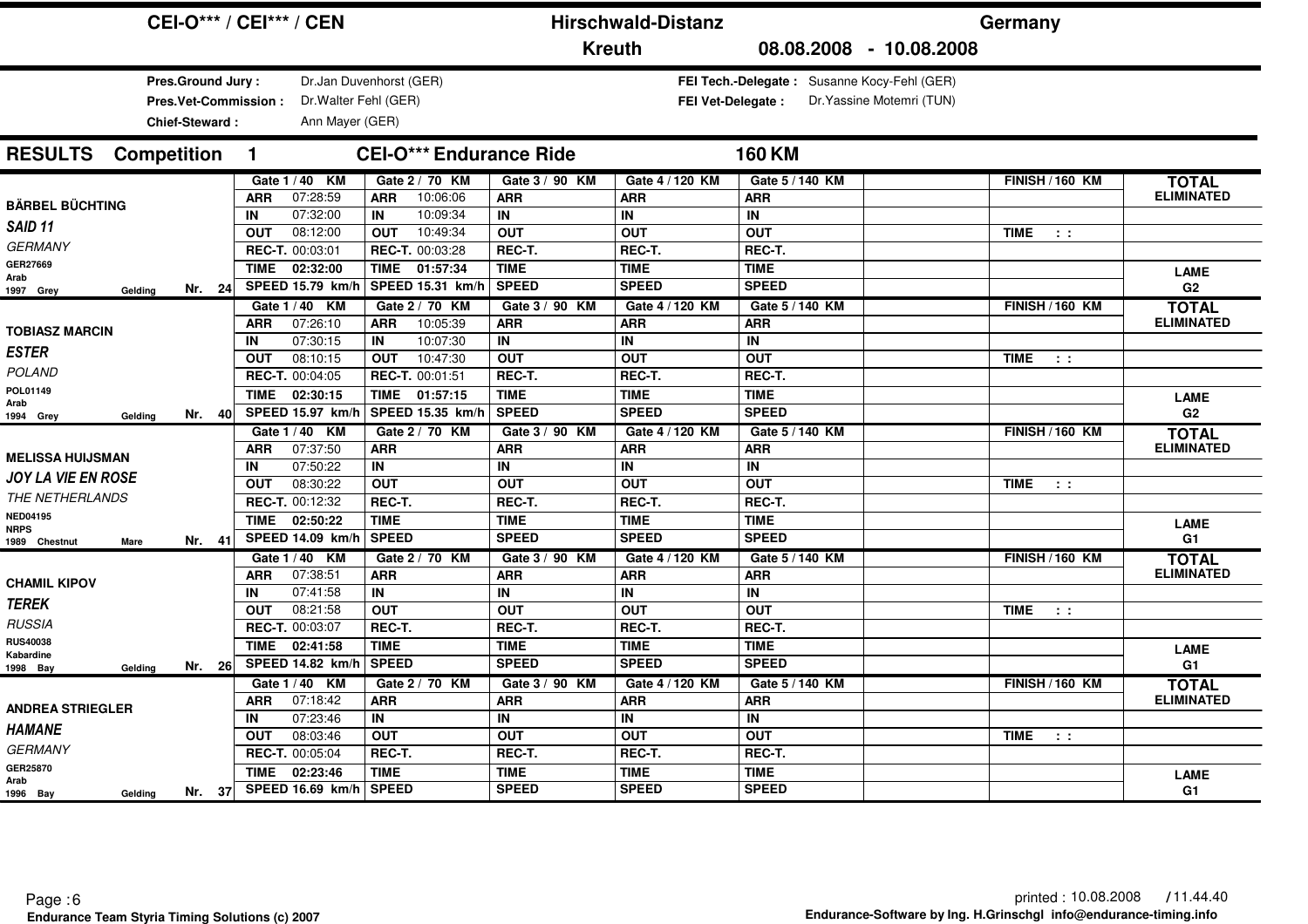# CEI-O*** / CEI*** / CEN — Hirschwald-Distanz — Kreuth — Germany — 08.08.2008 - 10.08.2008

**Pres.Ground Jury :** Dr.Jan Duvenhorst (GER)
**Pres.Vet-Commission :** Dr.Walter Fehl (GER)
**Chief-Steward :** Ann Mayer (GER)
**FEI Tech.-Delegate :** Susanne Kocy-Fehl (GER)
**FEI Vet-Delegate :** Dr.Yassine Motemri (TUN)

## RESULTS Competition 1 — CEI-O*** Endurance Ride — 160 KM

| Rider / Horse | Gate 1 / 40 KM | Gate 2 / 70 KM | Gate 3 / 90 KM | Gate 4 / 120 KM | Gate 5 / 140 KM | | FINISH / 160 KM | TOTAL |
|---|---|---|---|---|---|---|---|---|
| **BÄRBEL BÜCHTING** | ARR 07:28:59 | ARR 10:06:06 | ARR | ARR | ARR | | | ELIMINATED |
| *SAID 11* | IN 07:32:00 | IN 10:09:34 | IN | IN | IN | | | |
| GERMANY | OUT 08:12:00 | OUT 10:49:34 | OUT | OUT | OUT | | TIME : : | |
| GER27669 | REC-T. 00:03:01 | REC-T. 00:03:28 | REC-T. | REC-T. | REC-T. | | | |
| Arab | TIME 02:32:00 | TIME 01:57:34 | TIME | TIME | TIME | | | LAME |
| 1997 Grey Gelding Nr. 24 | SPEED 15.79 km/h | SPEED 15.31 km/h | SPEED | SPEED | SPEED | | | G2 |
| **TOBIASZ MARCIN** | ARR 07:26:10 | ARR 10:05:39 | ARR | ARR | ARR | | | ELIMINATED |
| *ESTER* | IN 07:30:15 | IN 10:07:30 | IN | IN | IN | | | |
| POLAND | OUT 08:10:15 | OUT 10:47:30 | OUT | OUT | OUT | | TIME : : | |
| POL01149 | REC-T. 00:04:05 | REC-T. 00:01:51 | REC-T. | REC-T. | REC-T. | | | |
| Arab | TIME 02:30:15 | TIME 01:57:15 | TIME | TIME | TIME | | | LAME |
| 1994 Grey Gelding Nr. 40 | SPEED 15.97 km/h | SPEED 15.35 km/h | SPEED | SPEED | SPEED | | | G2 |
| **MELISSA HUIJSMAN** | ARR 07:37:50 | ARR | ARR | ARR | ARR | | | ELIMINATED |
| *JOY LA VIE EN ROSE* | IN 07:50:22 | IN | IN | IN | IN | | | |
| THE NETHERLANDS | OUT 08:30:22 | OUT | OUT | OUT | OUT | | TIME : : | |
| NED04195 | REC-T. 00:12:32 | REC-T. | REC-T. | REC-T. | REC-T. | | | |
| NRPS | TIME 02:50:22 | TIME | TIME | TIME | TIME | | | LAME |
| 1989 Chestnut Mare Nr. 41 | SPEED 14.09 km/h | SPEED | SPEED | SPEED | SPEED | | | G1 |
| **CHAMIL KIPOV** | ARR 07:38:51 | ARR | ARR | ARR | ARR | | | ELIMINATED |
| *TEREK* | IN 07:41:58 | IN | IN | IN | IN | | | |
| RUSSIA | OUT 08:21:58 | OUT | OUT | OUT | OUT | | TIME : : | |
| RUS40038 | REC-T. 00:03:07 | REC-T. | REC-T. | REC-T. | REC-T. | | | |
| Kabardine | TIME 02:41:58 | TIME | TIME | TIME | TIME | | | LAME |
| 1998 Bay Gelding Nr. 26 | SPEED 14.82 km/h | SPEED | SPEED | SPEED | SPEED | | | G1 |
| **ANDREA STRIEGLER** | ARR 07:18:42 | ARR | ARR | ARR | ARR | | | ELIMINATED |
| *HAMANE* | IN 07:23:46 | IN | IN | IN | IN | | | |
| GERMANY | OUT 08:03:46 | OUT | OUT | OUT | OUT | | TIME : : | |
| GER25870 | REC-T. 00:05:04 | REC-T. | REC-T. | REC-T. | REC-T. | | | |
| Arab | TIME 02:23:46 | TIME | TIME | TIME | TIME | | | LAME |
| 1996 Bay Gelding Nr. 37 | SPEED 16.69 km/h | SPEED | SPEED | SPEED | SPEED | | | G1 |

printed : 10.08.2008 / 11.44.40

Endurance Team Styria Timing Solutions (c) 2007 — Endurance-Software by Ing. H.Grinschgl info@endurance-timing.info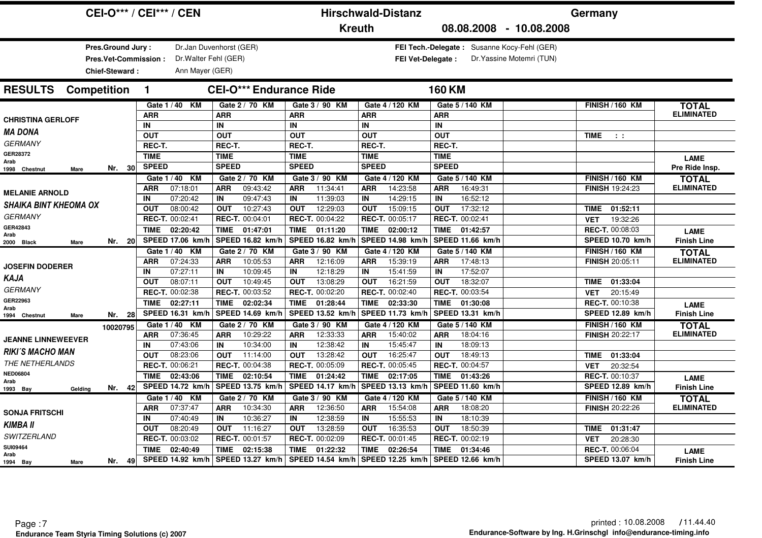# CEI-O*** / CEI*** / CEN — Hirschwald-Distanz — Kreuth — Germany — 08.08.2008 - 10.08.2008

**Pres.Ground Jury :** Dr.Jan Duvenhorst (GER)
**Pres.Vet-Commission :** Dr.Walter Fehl (GER)
**Chief-Steward :** Ann Mayer (GER)

**FEI Tech.-Delegate :** Susanne Kocy-Fehl (GER)
**FEI Vet-Delegate :** Dr.Yassine Motemri (TUN)

## RESULTS Competition 1 CEI-O*** Endurance Ride 160 KM

| Rider / Horse | Gate 1 / 40 KM | Gate 2 / 70 KM | Gate 3 / 90 KM | Gate 4 / 120 KM | Gate 5 / 140 KM | FINISH / 160 KM | TOTAL |
|---|---|---|---|---|---|---|---|
| **CHRISTINA GERLOFF** | ARR | ARR | ARR | ARR | ARR | | ELIMINATED |
| ***MA DONA*** | IN | IN | IN | IN | IN | | |
| *GERMANY* | OUT | OUT | OUT | OUT | OUT | TIME : : | |
| GER28372 | REC-T. | REC-T. | REC-T. | REC-T. | REC-T. | | |
| Arab | TIME | TIME | TIME | TIME | TIME | | LAME |
| 1998 Chestnut Mare Nr. 30 | SPEED | SPEED | SPEED | SPEED | SPEED | | Pre Ride Insp. |
| **MELANIE ARNOLD** | ARR 07:18:01 | ARR 09:43:42 | ARR 11:34:41 | ARR 14:23:58 | ARR 16:49:31 | FINISH 19:24:23 | ELIMINATED |
| ***SHAIKA BINT KHEOMA OX*** | IN 07:20:42 | IN 09:47:43 | IN 11:39:03 | IN 14:29:15 | IN 16:52:12 | | |
| *GERMANY* | OUT 08:00:42 | OUT 10:27:43 | OUT 12:29:03 | OUT 15:09:15 | OUT 17:32:12 | TIME 01:52:11 | |
| GER42843 | REC-T. 00:02:41 | REC-T. 00:04:01 | REC-T. 00:04:22 | REC-T. 00:05:17 | REC-T. 00:02:41 | VET 19:32:26 | |
| Arab | TIME 02:20:42 | TIME 01:47:01 | TIME 01:11:20 | TIME 02:00:12 | TIME 01:42:57 | REC-T. 00:08:03 | LAME |
| 2000 Black Mare Nr. 20 | SPEED 17.06 km/h | SPEED 16.82 km/h | SPEED 16.82 km/h | SPEED 14.98 km/h | SPEED 11.66 km/h | SPEED 10.70 km/h | Finish Line |
| **JOSEFIN DODERER** | ARR 07:24:33 | ARR 10:05:53 | ARR 12:16:09 | ARR 15:39:19 | ARR 17:48:13 | FINISH 20:05:11 | ELIMINATED |
| ***KAJA*** | IN 07:27:11 | IN 10:09:45 | IN 12:18:29 | IN 15:41:59 | IN 17:52:07 | | |
| *GERMANY* | OUT 08:07:11 | OUT 10:49:45 | OUT 13:08:29 | OUT 16:21:59 | OUT 18:32:07 | TIME 01:33:04 | |
| GER22963 | REC-T. 00:02:38 | REC-T. 00:03:52 | REC-T. 00:02:20 | REC-T. 00:02:40 | REC-T. 00:03:54 | VET 20:15:49 | |
| Arab | TIME 02:27:11 | TIME 02:02:34 | TIME 01:28:44 | TIME 02:33:30 | TIME 01:30:08 | REC-T. 00:10:38 | LAME |
| 1994 Chestnut Mare Nr. 28 | SPEED 16.31 km/h | SPEED 14.69 km/h | SPEED 13.52 km/h | SPEED 11.73 km/h | SPEED 13.31 km/h | SPEED 12.89 km/h | Finish Line |
| 10020795 | | | | | | | |
| **JEANNE LINNEWEEVER** | ARR 07:36:45 | ARR 10:29:22 | ARR 12:33:33 | ARR 15:40:02 | ARR 18:04:16 | FINISH 20:22:17 | ELIMINATED |
| ***RIKI´S MACHO MAN*** | IN 07:43:06 | IN 10:34:00 | IN 12:38:42 | IN 15:45:47 | IN 18:09:13 | | |
| *THE NETHERLANDS* | OUT 08:23:06 | OUT 11:14:00 | OUT 13:28:42 | OUT 16:25:47 | OUT 18:49:13 | TIME 01:33:04 | |
| NED06804 | REC-T. 00:06:21 | REC-T. 00:04:38 | REC-T. 00:05:09 | REC-T. 00:05:45 | REC-T. 00:04:57 | VET 20:32:54 | |
| Arab | TIME 02:43:06 | TIME 02:10:54 | TIME 01:24:42 | TIME 02:17:05 | TIME 01:43:26 | REC-T. 00:10:37 | LAME |
| 1993 Bay Gelding Nr. 42 | SPEED 14.72 km/h | SPEED 13.75 km/h | SPEED 14.17 km/h | SPEED 13.13 km/h | SPEED 11.60 km/h | SPEED 12.89 km/h | Finish Line |
| **SONJA FRITSCHI** | ARR 07:37:47 | ARR 10:34:30 | ARR 12:36:50 | ARR 15:54:08 | ARR 18:08:20 | FINISH 20:22:26 | ELIMINATED |
| ***KIMBA II*** | IN 07:40:49 | IN 10:36:27 | IN 12:38:59 | IN 15:55:53 | IN 18:10:39 | | |
| *SWITZERLAND* | OUT 08:20:49 | OUT 11:16:27 | OUT 13:28:59 | OUT 16:35:53 | OUT 18:50:39 | TIME 01:31:47 | |
| SUI09464 | REC-T. 00:03:02 | REC-T. 00:01:57 | REC-T. 00:02:09 | REC-T. 00:01:45 | REC-T. 00:02:19 | VET 20:28:30 | |
| Arab | TIME 02:40:49 | TIME 02:15:38 | TIME 01:22:32 | TIME 02:26:54 | TIME 01:34:46 | REC-T. 00:06:04 | LAME |
| 1994 Bay Mare Nr. 49 | SPEED 14.92 km/h | SPEED 13.27 km/h | SPEED 14.54 km/h | SPEED 12.25 km/h | SPEED 12.66 km/h | SPEED 13.07 km/h | Finish Line |

printed : 10.08.2008 / 11.44.40

Endurance Team Styria Timing Solutions (c) 2007 — Endurance-Software by Ing. H.Grinschgl info@endurance-timing.info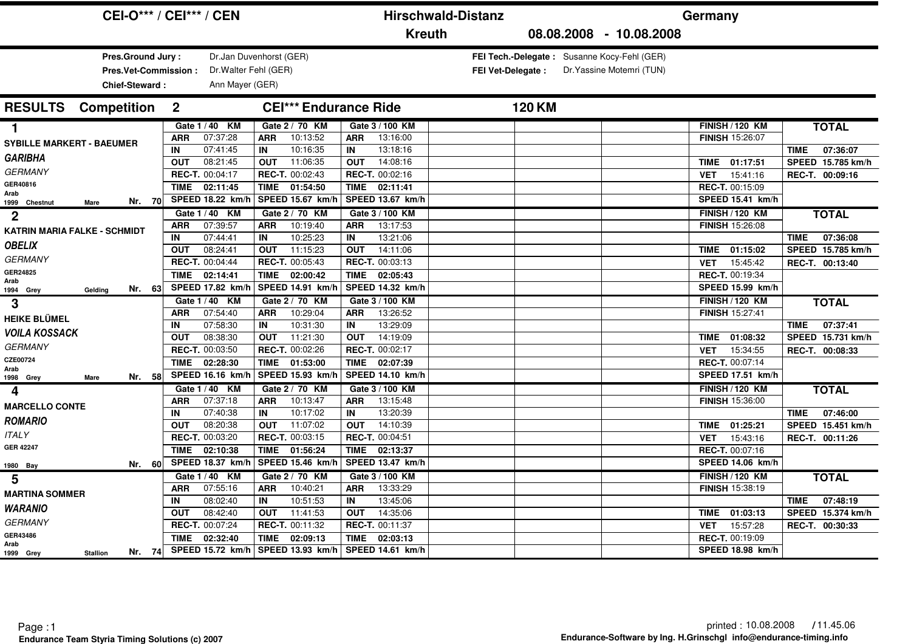# CEI-O*** / CEI*** / CEN — Hirschwald-Distanz — Germany

**Kreuth** 08.08.2008 - 10.08.2008

| | | | |
|---|---|---|---|
| **Pres.Ground Jury :** | Dr.Jan Duvenhorst (GER) | **FEI Tech.-Delegate :** | Susanne Kocy-Fehl (GER) |
| **Pres.Vet-Commission :** | Dr.Walter Fehl (GER) | **FEI Vet-Delegate :** | Dr.Yassine Motemri (TUN) |
| **Chief-Steward :** | Ann Mayer (GER) | | |

## RESULTS Competition 2 — CEI*** Endurance Ride — 120 KM

| Rank / Rider / Horse | Gate 1 / 40 KM | Gate 2 / 70 KM | Gate 3 / 100 KM | FINISH / 120 KM | TOTAL |
|---|---|---|---|---|---|
| **1** SYBILLE MARKERT - BAEUMER, *GARIBHA*, GERMANY, GER40816, Arab, 1999 Chestnut Mare, Nr. 70 | ARR 07:37:28<br>IN 07:41:45<br>OUT 08:21:45<br>REC-T. 00:04:17<br>TIME 02:11:45<br>SPEED 18.22 km/h | ARR 10:13:52<br>IN 10:16:35<br>OUT 11:06:35<br>REC-T. 00:02:43<br>TIME 01:54:50<br>SPEED 15.67 km/h | ARR 13:16:00<br>IN 13:18:16<br>OUT 14:08:16<br>REC-T. 00:02:16<br>TIME 02:11:41<br>SPEED 13.67 km/h | FINISH 15:26:07<br>TIME 01:17:51<br>VET 15:41:16<br>REC-T. 00:15:09<br>SPEED 15.41 km/h | TIME 07:36:07<br>SPEED 15.785 km/h<br>REC-T. 00:09:16 |
| **2** KATRIN MARIA FALKE - SCHMIDT, *OBELIX*, GERMANY, GER24825, Arab, 1994 Grey Gelding, Nr. 63 | ARR 07:39:57<br>IN 07:44:41<br>OUT 08:24:41<br>REC-T. 00:04:44<br>TIME 02:14:41<br>SPEED 17.82 km/h | ARR 10:19:40<br>IN 10:25:23<br>OUT 11:15:23<br>REC-T. 00:05:43<br>TIME 02:00:42<br>SPEED 14.91 km/h | ARR 13:17:53<br>IN 13:21:06<br>OUT 14:11:06<br>REC-T. 00:03:13<br>TIME 02:05:43<br>SPEED 14.32 km/h | FINISH 15:26:08<br>TIME 01:15:02<br>VET 15:45:42<br>REC-T. 00:19:34<br>SPEED 15.99 km/h | TIME 07:36:08<br>SPEED 15.785 km/h<br>REC-T. 00:13:40 |
| **3** HEIKE BLÜMEL, *VOILA KOSSACK*, GERMANY, CZE00724, Arab, 1998 Grey Mare, Nr. 58 | ARR 07:54:40<br>IN 07:58:30<br>OUT 08:38:30<br>REC-T. 00:03:50<br>TIME 02:28:30<br>SPEED 16.16 km/h | ARR 10:29:04<br>IN 10:31:30<br>OUT 11:21:30<br>REC-T. 00:02:26<br>TIME 01:53:00<br>SPEED 15.93 km/h | ARR 13:26:52<br>IN 13:29:09<br>OUT 14:19:09<br>REC-T. 00:02:17<br>TIME 02:07:39<br>SPEED 14.10 km/h | FINISH 15:27:41<br>TIME 01:08:32<br>VET 15:34:55<br>REC-T. 00:07:14<br>SPEED 17.51 km/h | TIME 07:37:41<br>SPEED 15.731 km/h<br>REC-T. 00:08:33 |
| **4** MARCELLO CONTE, *ROMARIO*, ITALY, GER 42247, 1980 Bay, Nr. 60 | ARR 07:37:18<br>IN 07:40:38<br>OUT 08:20:38<br>REC-T. 00:03:20<br>TIME 02:10:38<br>SPEED 18.37 km/h | ARR 10:13:47<br>IN 10:17:02<br>OUT 11:07:02<br>REC-T. 00:03:15<br>TIME 01:56:24<br>SPEED 15.46 km/h | ARR 13:15:48<br>IN 13:20:39<br>OUT 14:10:39<br>REC-T. 00:04:51<br>TIME 02:13:37<br>SPEED 13.47 km/h | FINISH 15:36:00<br>TIME 01:25:21<br>VET 15:43:16<br>REC-T. 00:07:16<br>SPEED 14.06 km/h | TIME 07:46:00<br>SPEED 15.451 km/h<br>REC-T. 00:11:26 |
| **5** MARTINA SOMMER, *WARANIO*, GERMANY, GER43486, Arab, 1999 Grey Stallion, Nr. 74 | ARR 07:55:16<br>IN 08:02:40<br>OUT 08:42:40<br>REC-T. 00:07:24<br>TIME 02:32:40<br>SPEED 15.72 km/h | ARR 10:40:21<br>IN 10:51:53<br>OUT 11:41:53<br>REC-T. 00:11:32<br>TIME 02:09:13<br>SPEED 13.93 km/h | ARR 13:33:29<br>IN 13:45:06<br>OUT 14:35:06<br>REC-T. 00:11:37<br>TIME 02:03:13<br>SPEED 14.61 km/h | FINISH 15:38:19<br>TIME 01:03:13<br>VET 15:57:28<br>REC-T. 00:19:09<br>SPEED 18.98 km/h | TIME 07:48:19<br>SPEED 15.374 km/h<br>REC-T. 00:30:33 |

Page : 1 — Endurance Team Styria Timing Solutions (c) 2007

printed : 10.08.2008 / 11.45.06 — Endurance-Software by Ing. H.Grinschgl info@endurance-timing.info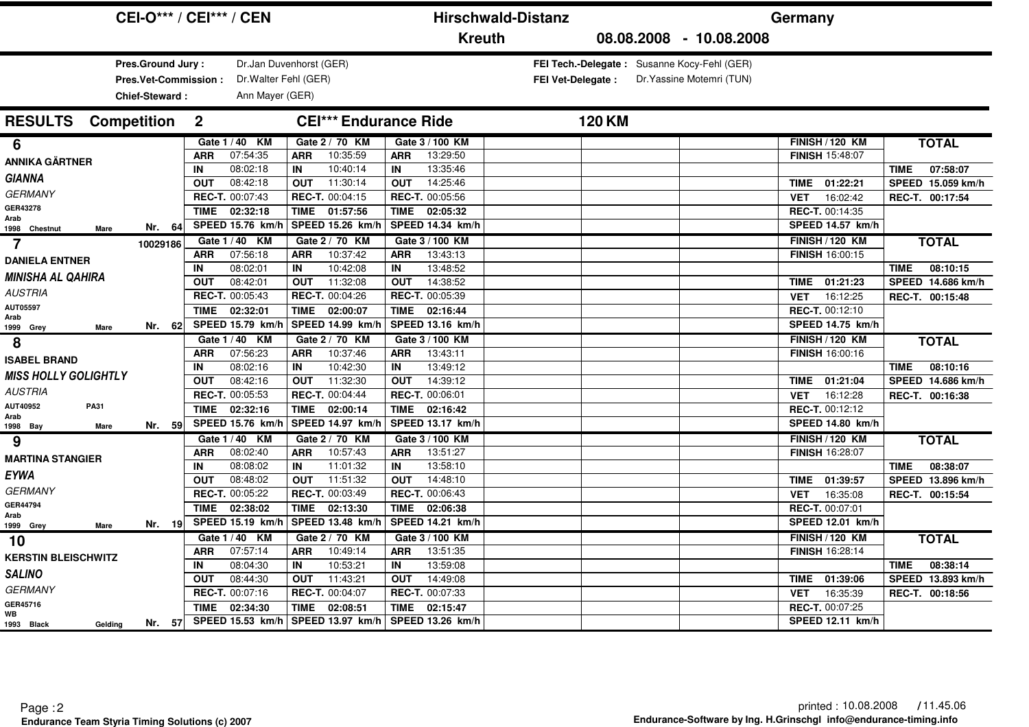# CEI-O*** / CEI*** / CEN — Hirschwald-Distanz — Germany

**Kreuth** 08.08.2008 - 10.08.2008

**Pres.Ground Jury :** Dr.Jan Duvenhorst (GER)
**Pres.Vet-Commission :** Dr.Walter Fehl (GER)
**Chief-Steward :** Ann Mayer (GER)

**FEI Tech.-Delegate :** Susanne Kocy-Fehl (GER)
**FEI Vet-Delegate :** Dr.Yassine Motemri (TUN)

## RESULTS Competition 2 — CEI*** Endurance Ride — 120 KM

| Rider / Horse | Gate 1 / 40 KM | Gate 2 / 70 KM | Gate 3 / 100 KM | FINISH / 120 KM | TOTAL |
|---|---|---|---|---|---|
| **6** | ARR 07:54:35 | ARR 10:35:59 | ARR 13:29:50 | FINISH 15:48:07 | |
| ANNIKA GÄRTNER | IN 08:02:18 | IN 10:40:14 | IN 13:35:46 | | TIME 07:58:07 |
| *GIANNA* | OUT 08:42:18 | OUT 11:30:14 | OUT 14:25:46 | TIME 01:22:21 | SPEED 15.059 km/h |
| *GERMANY* | REC-T. 00:07:43 | REC-T. 00:04:15 | REC-T. 00:05:56 | VET 16:02:42 | REC-T. 00:17:54 |
| GER43278 Arab | TIME 02:32:18 | TIME 01:57:56 | TIME 02:05:32 | REC-T. 00:14:35 | |
| 1998 Chestnut Mare Nr. 64 | SPEED 15.76 km/h | SPEED 15.26 km/h | SPEED 14.34 km/h | SPEED 14.57 km/h | |
| **7** 10029186 | ARR 07:56:18 | ARR 10:37:42 | ARR 13:43:13 | FINISH 16:00:15 | |
| DANIELA ENTNER | IN 08:02:01 | IN 10:42:08 | IN 13:48:52 | | TIME 08:10:15 |
| *MINISHA AL QAHIRA* | OUT 08:42:01 | OUT 11:32:08 | OUT 14:38:52 | TIME 01:21:23 | SPEED 14.686 km/h |
| *AUSTRIA* | REC-T. 00:05:43 | REC-T. 00:04:26 | REC-T. 00:05:39 | VET 16:12:25 | REC-T. 00:15:48 |
| AUT05597 Arab | TIME 02:32:01 | TIME 02:00:07 | TIME 02:16:44 | REC-T. 00:12:10 | |
| 1999 Grey Mare Nr. 62 | SPEED 15.79 km/h | SPEED 14.99 km/h | SPEED 13.16 km/h | SPEED 14.75 km/h | |
| **8** | ARR 07:56:23 | ARR 10:37:46 | ARR 13:43:11 | FINISH 16:00:16 | |
| ISABEL BRAND | IN 08:02:16 | IN 10:42:30 | IN 13:49:12 | | TIME 08:10:16 |
| *MISS HOLLY GOLIGHTLY* | OUT 08:42:16 | OUT 11:32:30 | OUT 14:39:12 | TIME 01:21:04 | SPEED 14.686 km/h |
| *AUSTRIA* | REC-T. 00:05:53 | REC-T. 00:04:44 | REC-T. 00:06:01 | VET 16:12:28 | REC-T. 00:16:38 |
| AUT40952 PA31 Arab | TIME 02:32:16 | TIME 02:00:14 | TIME 02:16:42 | REC-T. 00:12:12 | |
| 1998 Bay Mare Nr. 59 | SPEED 15.76 km/h | SPEED 14.97 km/h | SPEED 13.17 km/h | SPEED 14.80 km/h | |
| **9** | ARR 08:02:40 | ARR 10:57:43 | ARR 13:51:27 | FINISH 16:28:07 | |
| MARTINA STANGIER | IN 08:08:02 | IN 11:01:32 | IN 13:58:10 | | TIME 08:38:07 |
| *EYWA* | OUT 08:48:02 | OUT 11:51:32 | OUT 14:48:10 | TIME 01:39:57 | SPEED 13.896 km/h |
| *GERMANY* | REC-T. 00:05:22 | REC-T. 00:03:49 | REC-T. 00:06:43 | VET 16:35:08 | REC-T. 00:15:54 |
| GER44794 Arab | TIME 02:38:02 | TIME 02:13:30 | TIME 02:06:38 | REC-T. 00:07:01 | |
| 1999 Grey Mare Nr. 19 | SPEED 15.19 km/h | SPEED 13.48 km/h | SPEED 14.21 km/h | SPEED 12.01 km/h | |
| **10** | ARR 07:57:14 | ARR 10:49:14 | ARR 13:51:35 | FINISH 16:28:14 | |
| KERSTIN BLEISCHWITZ | IN 08:04:30 | IN 10:53:21 | IN 13:59:08 | | TIME 08:38:14 |
| *SALINO* | OUT 08:44:30 | OUT 11:43:21 | OUT 14:49:08 | TIME 01:39:06 | SPEED 13.893 km/h |
| *GERMANY* | REC-T. 00:07:16 | REC-T. 00:04:07 | REC-T. 00:07:33 | VET 16:35:39 | REC-T. 00:18:56 |
| GER45716 WB | TIME 02:34:30 | TIME 02:08:51 | TIME 02:15:47 | REC-T. 00:07:25 | |
| 1993 Black Gelding Nr. 57 | SPEED 15.53 km/h | SPEED 13.97 km/h | SPEED 13.26 km/h | SPEED 12.11 km/h | |

Endurance Team Styria Timing Solutions (c) 2007 — printed : 10.08.2008 / 11.45.06 — Endurance-Software by Ing. H.Grinschgl info@endurance-timing.info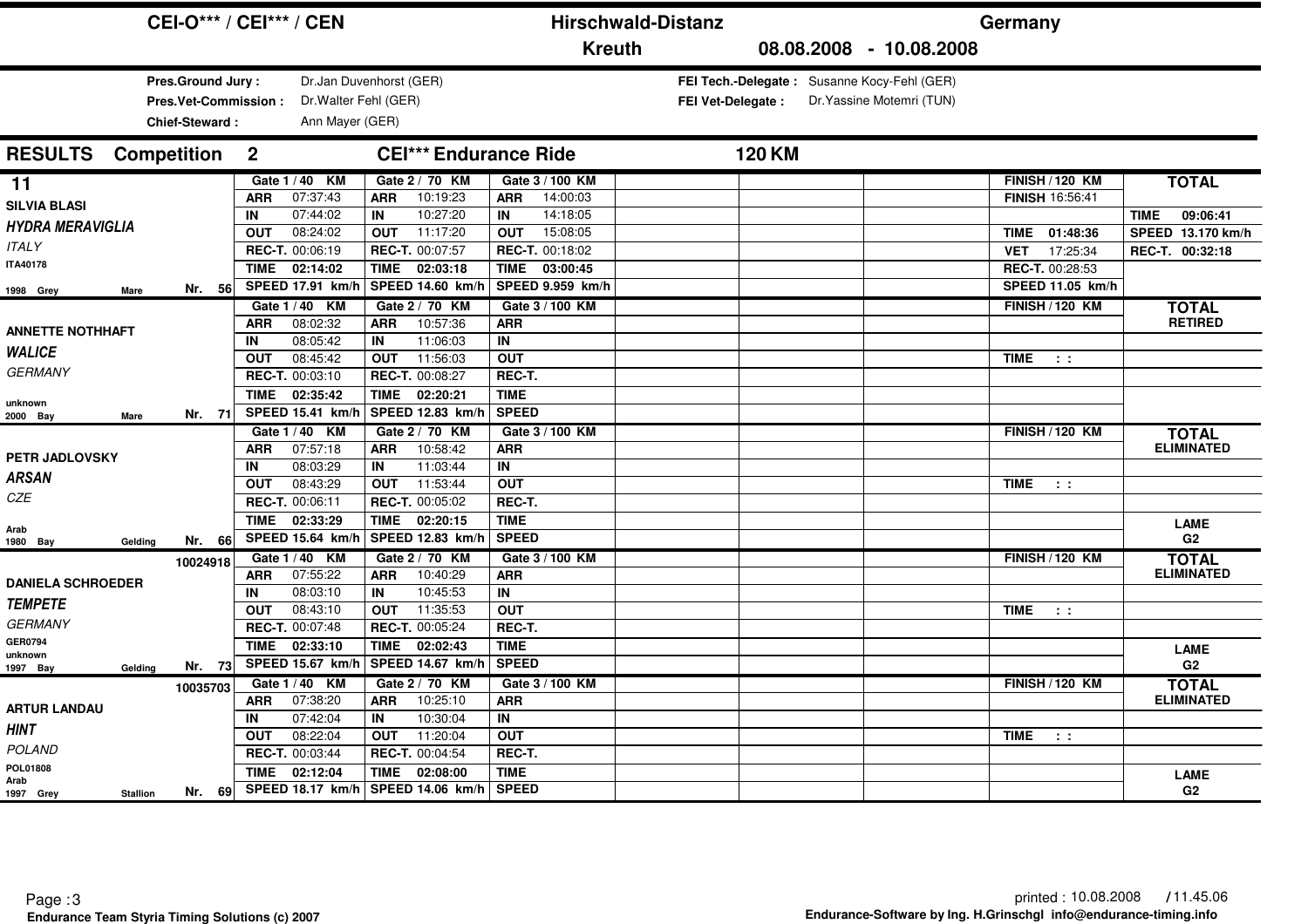# CEI-O*** / CEI*** / CEN — Hirschwald-Distanz — Germany

**Kreuth** 08.08.2008 - 10.08.2008

**Pres.Ground Jury :** Dr.Jan Duvenhorst (GER)
**Pres.Vet-Commission :** Dr.Walter Fehl (GER)
**Chief-Steward :** Ann Mayer (GER)
**FEI Tech.-Delegate :** Susanne Kocy-Fehl (GER)
**FEI Vet-Delegate :** Dr.Yassine Motemri (TUN)

## RESULTS Competition 2 — CEI*** Endurance Ride — 120 KM

| Rider / Horse | Gate 1 / 40 KM | Gate 2 / 70 KM | Gate 3 / 100 KM | FINISH / 120 KM | TOTAL |
|---|---|---|---|---|---|
| **11** | ARR 07:37:43 | ARR 10:19:23 | ARR 14:00:03 | FINISH 16:56:41 | |
| SILVIA BLASI | IN 07:44:02 | IN 10:27:20 | IN 14:18:05 | | TIME 09:06:41 |
| *HYDRA MERAVIGLIA* | OUT 08:24:02 | OUT 11:17:20 | OUT 15:08:05 | TIME 01:48:36 | SPEED 13.170 km/h |
| ITALY | REC-T. 00:06:19 | REC-T. 00:07:57 | REC-T. 00:18:02 | VET 17:25:34 | REC-T. 00:32:18 |
| ITA40178 | TIME 02:14:02 | TIME 02:03:18 | TIME 03:00:45 | REC-T. 00:28:53 | |
| 1998 Grey Mare Nr. 56 | SPEED 17.91 km/h | SPEED 14.60 km/h | SPEED 9.959 km/h | SPEED 11.05 km/h | |
| | ARR 08:02:32 | ARR 10:57:36 | ARR | | **TOTAL** RETIRED |
| ANNETTE NOTHHAFT | IN 08:05:42 | IN 11:06:03 | IN | | |
| *WALICE* | OUT 08:45:42 | OUT 11:56:03 | OUT | TIME : : | |
| GERMANY | REC-T. 00:03:10 | REC-T. 00:08:27 | REC-T. | | |
| unknown | TIME 02:35:42 | TIME 02:20:21 | TIME | | |
| 2000 Bay Mare Nr. 71 | SPEED 15.41 km/h | SPEED 12.83 km/h | SPEED | | |
| | ARR 07:57:18 | ARR 10:58:42 | ARR | | **TOTAL** ELIMINATED |
| PETR JADLOVSKY | IN 08:03:29 | IN 11:03:44 | IN | | |
| *ARSAN* | OUT 08:43:29 | OUT 11:53:44 | OUT | TIME : : | |
| CZE | REC-T. 00:06:11 | REC-T. 00:05:02 | REC-T. | | |
| Arab | TIME 02:33:29 | TIME 02:20:15 | TIME | | LAME |
| 1980 Bay Gelding Nr. 66 | SPEED 15.64 km/h | SPEED 12.83 km/h | SPEED | | G2 |
| 10024918 | ARR 07:55:22 | ARR 10:40:29 | ARR | | **TOTAL** ELIMINATED |
| DANIELA SCHROEDER | IN 08:03:10 | IN 10:45:53 | IN | | |
| *TEMPETE* | OUT 08:43:10 | OUT 11:35:53 | OUT | TIME : : | |
| GERMANY | REC-T. 00:07:48 | REC-T. 00:05:24 | REC-T. | | |
| GER0794 unknown | TIME 02:33:10 | TIME 02:02:43 | TIME | | LAME |
| 1997 Bay Gelding Nr. 73 | SPEED 15.67 km/h | SPEED 14.67 km/h | SPEED | | G2 |
| 10035703 | ARR 07:38:20 | ARR 10:25:10 | ARR | | **TOTAL** ELIMINATED |
| ARTUR LANDAU | IN 07:42:04 | IN 10:30:04 | IN | | |
| *HINT* | OUT 08:22:04 | OUT 11:20:04 | OUT | TIME : : | |
| POLAND | REC-T. 00:03:44 | REC-T. 00:04:54 | REC-T. | | |
| POL01808 Arab | TIME 02:12:04 | TIME 02:08:00 | TIME | | LAME |
| 1997 Grey Stallion Nr. 69 | SPEED 18.17 km/h | SPEED 14.06 km/h | SPEED | | G2 |

Page : 3 — Endurance Team Styria Timing Solutions (c) 2007 — printed : 10.08.2008 / 11.45.06 — Endurance-Software by Ing. H.Grinschgl info@endurance-timing.info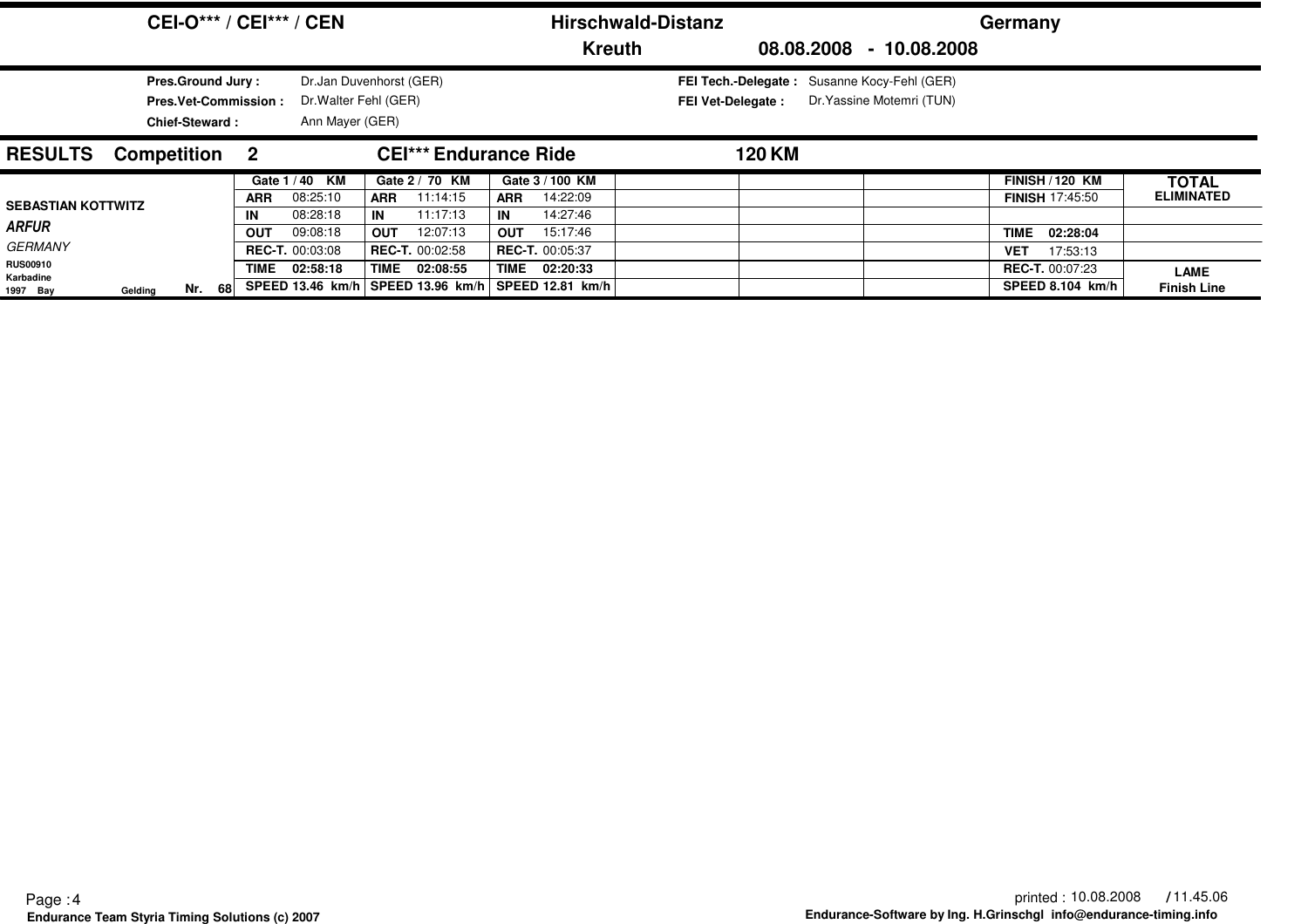**CEI-O*** / CEI*** / CEN** — **Hirschwald-Distanz** — **Germany**

**Kreuth** — **08.08.2008 - 10.08.2008**

| | | | |
|---|---|---|---|
| **Pres.Ground Jury :** | Dr.Jan Duvenhorst (GER) | **FEI Tech.-Delegate :** | Susanne Kocy-Fehl (GER) |
| **Pres.Vet-Commission :** | Dr.Walter Fehl (GER) | **FEI Vet-Delegate :** | Dr.Yassine Motemri (TUN) |
| **Chief-Steward :** | Ann Mayer (GER) | | |

## RESULTS Competition 2 — CEI*** Endurance Ride — 120 KM

| Rider / Horse | Gate 1 / 40 KM | Gate 2 / 70 KM | Gate 3 / 100 KM | | | | FINISH / 120 KM | TOTAL |
|---|---|---|---|---|---|---|---|---|
| **SEBASTIAN KOTTWITZ** | **ARR** 08:25:10 | **ARR** 11:14:15 | **ARR** 14:22:09 | | | | **FINISH** 17:45:50 | **ELIMINATED** |
| ***ARFUR*** | **IN** 08:28:18 | **IN** 11:17:13 | **IN** 14:27:46 | | | | | |
| *GERMANY* | **OUT** 09:08:18 | **OUT** 12:07:13 | **OUT** 15:17:46 | | | | **TIME** 02:28:04 | |
| **RUS00910** | **REC-T.** 00:03:08 | **REC-T.** 00:02:58 | **REC-T.** 00:05:37 | | | | **VET** 17:53:13 | |
| **Karbadine** | **TIME** 02:58:18 | **TIME** 02:08:55 | **TIME** 02:20:33 | | | | **REC-T.** 00:07:23 | **LAME** |
| **1997 Bay Gelding Nr. 68** | **SPEED 13.46 km/h** | **SPEED 13.96 km/h** | **SPEED 12.81 km/h** | | | | **SPEED 8.104 km/h** | **Finish Line** |

printed : 10.08.2008 / 11.45.06

**Endurance Team Styria Timing Solutions (c) 2007**

**Endurance-Software by Ing. H.Grinschgl info@endurance-timing.info**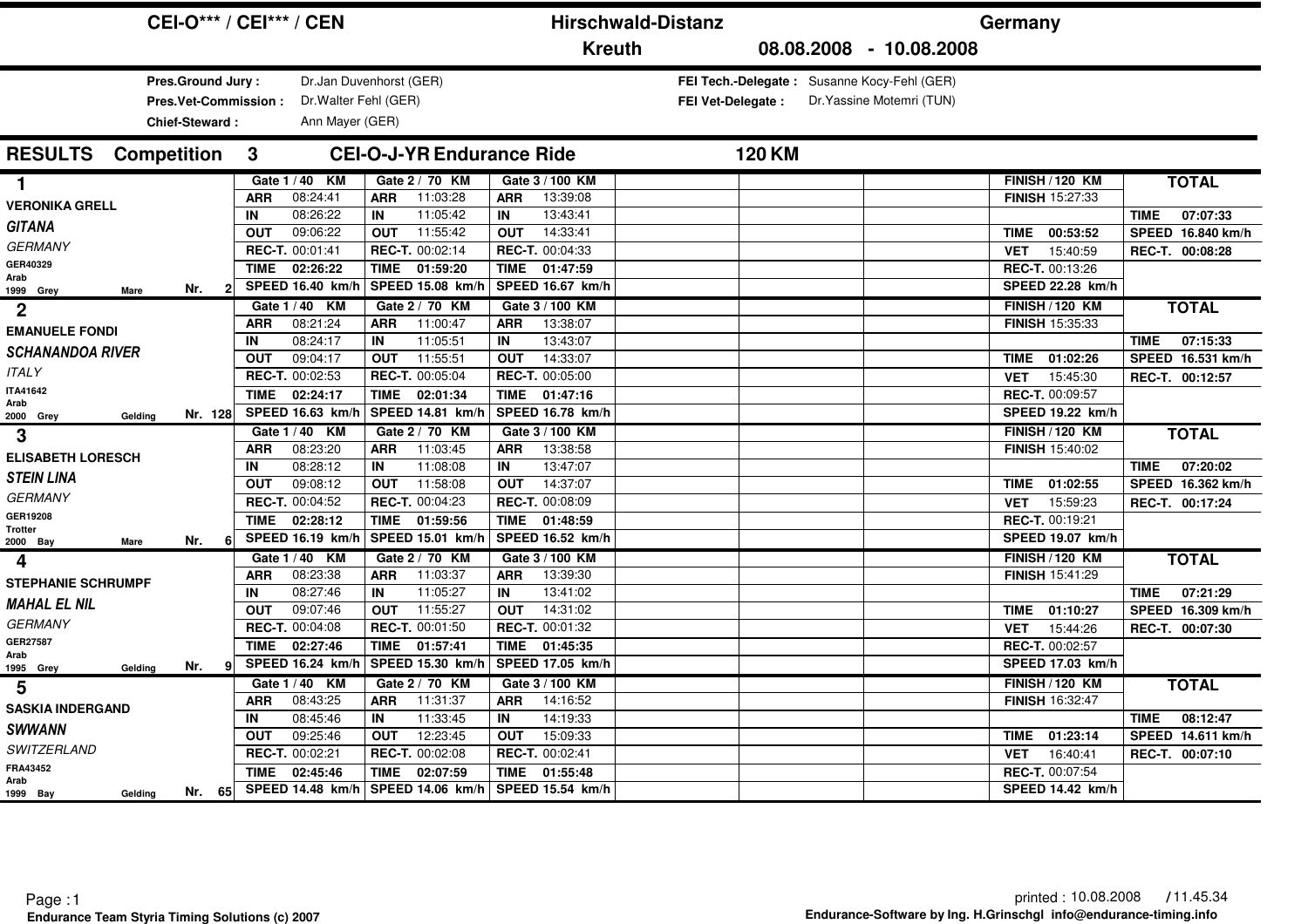# CEI-O*** / CEI*** / CEN — Hirschwald-Distanz — Germany

**Kreuth** 08.08.2008 - 10.08.2008

| | | | |
|---|---|---|---|
| **Pres.Ground Jury :** | Dr.Jan Duvenhorst (GER) | **FEI Tech.-Delegate :** | Susanne Kocy-Fehl (GER) |
| **Pres.Vet-Commission :** | Dr.Walter Fehl (GER) | **FEI Vet-Delegate :** | Dr.Yassine Motemri (TUN) |
| **Chief-Steward :** | Ann Mayer (GER) | | |

## RESULTS Competition 3 CEI-O-J-YR Endurance Ride 120 KM

| Rank / Rider / Horse | Gate 1 / 40 KM | Gate 2 / 70 KM | Gate 3 / 100 KM | FINISH / 120 KM | TOTAL |
|---|---|---|---|---|---|
| **1** VERONIKA GRELL — *GITANA* — GERMANY — GER40329 — Arab, 1999 Grey Mare — Nr. 2 | ARR 08:24:41<br>IN 08:26:22<br>OUT 09:06:22<br>REC-T. 00:01:41<br>TIME 02:26:22<br>SPEED 16.40 km/h | ARR 11:03:28<br>IN 11:05:42<br>OUT 11:55:42<br>REC-T. 00:02:14<br>TIME 01:59:20<br>SPEED 15.08 km/h | ARR 13:39:08<br>IN 13:43:41<br>OUT 14:33:41<br>REC-T. 00:04:33<br>TIME 01:47:59<br>SPEED 16.67 km/h | FINISH 15:27:33<br>TIME 00:53:52<br>VET 15:40:59<br>REC-T. 00:13:26<br>SPEED 22.28 km/h | TIME 07:07:33<br>SPEED 16.840 km/h<br>REC-T. 00:08:28 |
| **2** EMANUELE FONDI — *SCHANANDOA RIVER* — ITALY — ITA41642 — Arab, 2000 Grey Gelding — Nr. 128 | ARR 08:21:24<br>IN 08:24:17<br>OUT 09:04:17<br>REC-T. 00:02:53<br>TIME 02:24:17<br>SPEED 16.63 km/h | ARR 11:00:47<br>IN 11:05:51<br>OUT 11:55:51<br>REC-T. 00:05:04<br>TIME 02:01:34<br>SPEED 14.81 km/h | ARR 13:38:07<br>IN 13:43:07<br>OUT 14:33:07<br>REC-T. 00:05:00<br>TIME 01:47:16<br>SPEED 16.78 km/h | FINISH 15:35:33<br>TIME 01:02:26<br>VET 15:45:30<br>REC-T. 00:09:57<br>SPEED 19.22 km/h | TIME 07:15:33<br>SPEED 16.531 km/h<br>REC-T. 00:12:57 |
| **3** ELISABETH LORESCH — *STEIN LINA* — GERMANY — GER19208 — Trotter, 2000 Bay Mare — Nr. 6 | ARR 08:23:20<br>IN 08:28:12<br>OUT 09:08:12<br>REC-T. 00:04:52<br>TIME 02:28:12<br>SPEED 16.19 km/h | ARR 11:03:45<br>IN 11:08:08<br>OUT 11:58:08<br>REC-T. 00:04:23<br>TIME 01:59:56<br>SPEED 15.01 km/h | ARR 13:38:58<br>IN 13:47:07<br>OUT 14:37:07<br>REC-T. 00:08:09<br>TIME 01:48:59<br>SPEED 16.52 km/h | FINISH 15:40:02<br>TIME 01:02:55<br>VET 15:59:23<br>REC-T. 00:19:21<br>SPEED 19.07 km/h | TIME 07:20:02<br>SPEED 16.362 km/h<br>REC-T. 00:17:24 |
| **4** STEPHANIE SCHRUMPF — *MAHAL EL NIL* — GERMANY — GER27587 — Arab, 1995 Grey Gelding — Nr. 9 | ARR 08:23:38<br>IN 08:27:46<br>OUT 09:07:46<br>REC-T. 00:04:08<br>TIME 02:27:46<br>SPEED 16.24 km/h | ARR 11:03:37<br>IN 11:05:27<br>OUT 11:55:27<br>REC-T. 00:01:50<br>TIME 01:57:41<br>SPEED 15.30 km/h | ARR 13:39:30<br>IN 13:41:02<br>OUT 14:31:02<br>REC-T. 00:01:32<br>TIME 01:45:35<br>SPEED 17.05 km/h | FINISH 15:41:29<br>TIME 01:10:27<br>VET 15:44:26<br>REC-T. 00:02:57<br>SPEED 17.03 km/h | TIME 07:21:29<br>SPEED 16.309 km/h<br>REC-T. 00:07:30 |
| **5** SASKIA INDERGAND — *SWWANN* — SWITZERLAND — FRA43452 — Arab, 1999 Bay Gelding — Nr. 65 | ARR 08:43:25<br>IN 08:45:46<br>OUT 09:25:46<br>REC-T. 00:02:21<br>TIME 02:45:46<br>SPEED 14.48 km/h | ARR 11:31:37<br>IN 11:33:45<br>OUT 12:23:45<br>REC-T. 00:02:08<br>TIME 02:07:59<br>SPEED 14.06 km/h | ARR 14:16:52<br>IN 14:19:33<br>OUT 15:09:33<br>REC-T. 00:02:41<br>TIME 01:55:48<br>SPEED 15.54 km/h | FINISH 16:32:47<br>TIME 01:23:14<br>VET 16:40:41<br>REC-T. 00:07:54<br>SPEED 14.42 km/h | TIME 08:12:47<br>SPEED 14.611 km/h<br>REC-T. 00:07:10 |

Page : 1 — Endurance Team Styria Timing Solutions (c) 2007

printed : 10.08.2008 / 11.45.34 — Endurance-Software by Ing. H.Grinschgl info@endurance-timing.info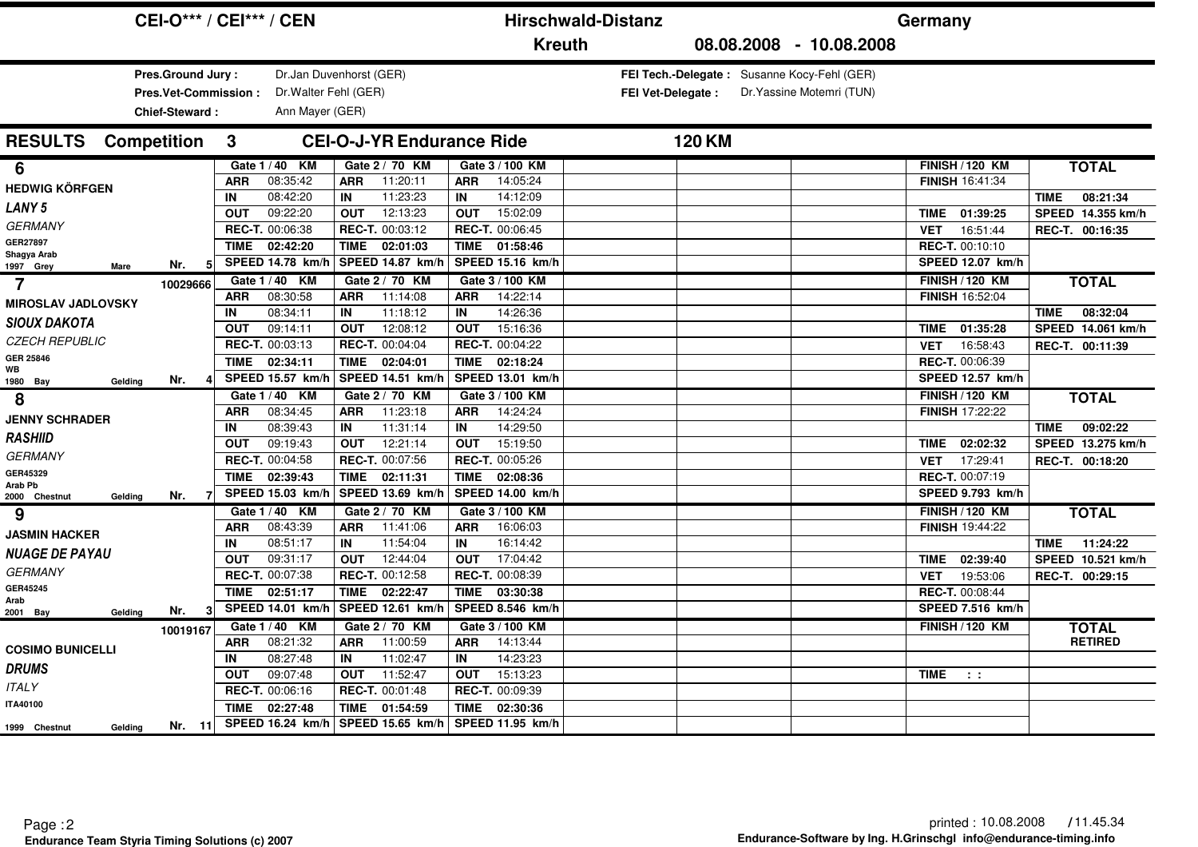# CEI-O*** / CEI*** / CEN — Hirschwald-Distanz — Germany

**Kreuth** 08.08.2008 - 10.08.2008

**Pres.Ground Jury :** Dr.Jan Duvenhorst (GER)
**Pres.Vet-Commission :** Dr.Walter Fehl (GER)
**Chief-Steward :** Ann Mayer (GER)

**FEI Tech.-Delegate :** Susanne Kocy-Fehl (GER)
**FEI Vet-Delegate :** Dr.Yassine Motemri (TUN)

## RESULTS Competition 3 CEI-O-J-YR Endurance Ride 120 KM

| Rider / Horse | Gate 1 / 40 KM | Gate 2 / 70 KM | Gate 3 / 100 KM | FINISH / 120 KM | TOTAL |
|---|---|---|---|---|---|
| **6** | | | | FINISH 16:41:34 | |
| HEDWIG KÖRFGEN | ARR 08:35:42 | ARR 11:20:11 | ARR 14:05:24 | | TIME 08:21:34 |
| *LANY 5* | IN 08:42:20 | IN 11:23:23 | IN 14:12:09 | TIME 01:39:25 | SPEED 14.355 km/h |
| GERMANY | OUT 09:22:20 | OUT 12:13:23 | OUT 15:02:09 | VET 16:51:44 | REC-T. 00:16:35 |
| GER27897 | REC-T. 00:06:38 | REC-T. 00:03:12 | REC-T. 00:06:45 | REC-T. 00:10:10 | |
| Shagya Arab | TIME 02:42:20 | TIME 02:01:03 | TIME 01:58:46 | SPEED 12.07 km/h | |
| 1997 Grey Mare Nr. 5 | SPEED 14.78 km/h | SPEED 14.87 km/h | SPEED 15.16 km/h | | |
| **7** 10029666 | | | | FINISH 16:52:04 | |
| MIROSLAV JADLOVSKY | ARR 08:30:58 | ARR 11:14:08 | ARR 14:22:14 | | TIME 08:32:04 |
| *SIOUX DAKOTA* | IN 08:34:11 | IN 11:18:12 | IN 14:26:36 | TIME 01:35:28 | SPEED 14.061 km/h |
| CZECH REPUBLIC | OUT 09:14:11 | OUT 12:08:12 | OUT 15:16:36 | VET 16:58:43 | REC-T. 00:11:39 |
| GER 25846 | REC-T. 00:03:13 | REC-T. 00:04:04 | REC-T. 00:04:22 | REC-T. 00:06:39 | |
| WB | TIME 02:34:11 | TIME 02:04:01 | TIME 02:18:24 | SPEED 12.57 km/h | |
| 1980 Bay Gelding Nr. 4 | SPEED 15.57 km/h | SPEED 14.51 km/h | SPEED 13.01 km/h | | |
| **8** | | | | FINISH 17:22:22 | |
| JENNY SCHRADER | ARR 08:34:45 | ARR 11:23:18 | ARR 14:24:24 | | TIME 09:02:22 |
| *RASHIID* | IN 08:39:43 | IN 11:31:14 | IN 14:29:50 | TIME 02:02:32 | SPEED 13.275 km/h |
| GERMANY | OUT 09:19:43 | OUT 12:21:14 | OUT 15:19:50 | VET 17:29:41 | REC-T. 00:18:20 |
| GER45329 | REC-T. 00:04:58 | REC-T. 00:07:56 | REC-T. 00:05:26 | REC-T. 00:07:19 | |
| Arab Pb | TIME 02:39:43 | TIME 02:11:31 | TIME 02:08:36 | SPEED 9.793 km/h | |
| 2000 Chestnut Gelding Nr. 7 | SPEED 15.03 km/h | SPEED 13.69 km/h | SPEED 14.00 km/h | | |
| **9** | | | | FINISH 19:44:22 | |
| JASMIN HACKER | ARR 08:43:39 | ARR 11:41:06 | ARR 16:06:03 | | TIME 11:24:22 |
| *NUAGE DE PAYAU* | IN 08:51:17 | IN 11:54:04 | IN 16:14:42 | TIME 02:39:40 | SPEED 10.521 km/h |
| GERMANY | OUT 09:31:17 | OUT 12:44:04 | OUT 17:04:42 | VET 19:53:06 | REC-T. 00:29:15 |
| GER45245 | REC-T. 00:07:38 | REC-T. 00:12:58 | REC-T. 00:08:39 | REC-T. 00:08:44 | |
| Arab | TIME 02:51:17 | TIME 02:22:47 | TIME 03:30:38 | SPEED 7.516 km/h | |
| 2001 Bay Gelding Nr. 3 | SPEED 14.01 km/h | SPEED 12.61 km/h | SPEED 8.546 km/h | | |
| 10019167 | | | | | RETIRED |
| COSIMO BUNICELLI | ARR 08:21:32 | ARR 11:00:59 | ARR 14:13:44 | | |
| *DRUMS* | IN 08:27:48 | IN 11:02:47 | IN 14:23:23 | | |
| ITALY | OUT 09:07:48 | OUT 11:52:47 | OUT 15:13:23 | TIME : : | |
| ITA40100 | REC-T. 00:06:16 | REC-T. 00:01:48 | REC-T. 00:09:39 | | |
| | TIME 02:27:48 | TIME 01:54:59 | TIME 02:30:36 | | |
| 1999 Chestnut Gelding Nr. 11 | SPEED 16.24 km/h | SPEED 15.65 km/h | SPEED 11.95 km/h | | |

printed : 10.08.2008 / 11.45.34

Endurance Team Styria Timing Solutions (c) 2007 — Endurance-Software by Ing. H.Grinschgl info@endurance-timing.info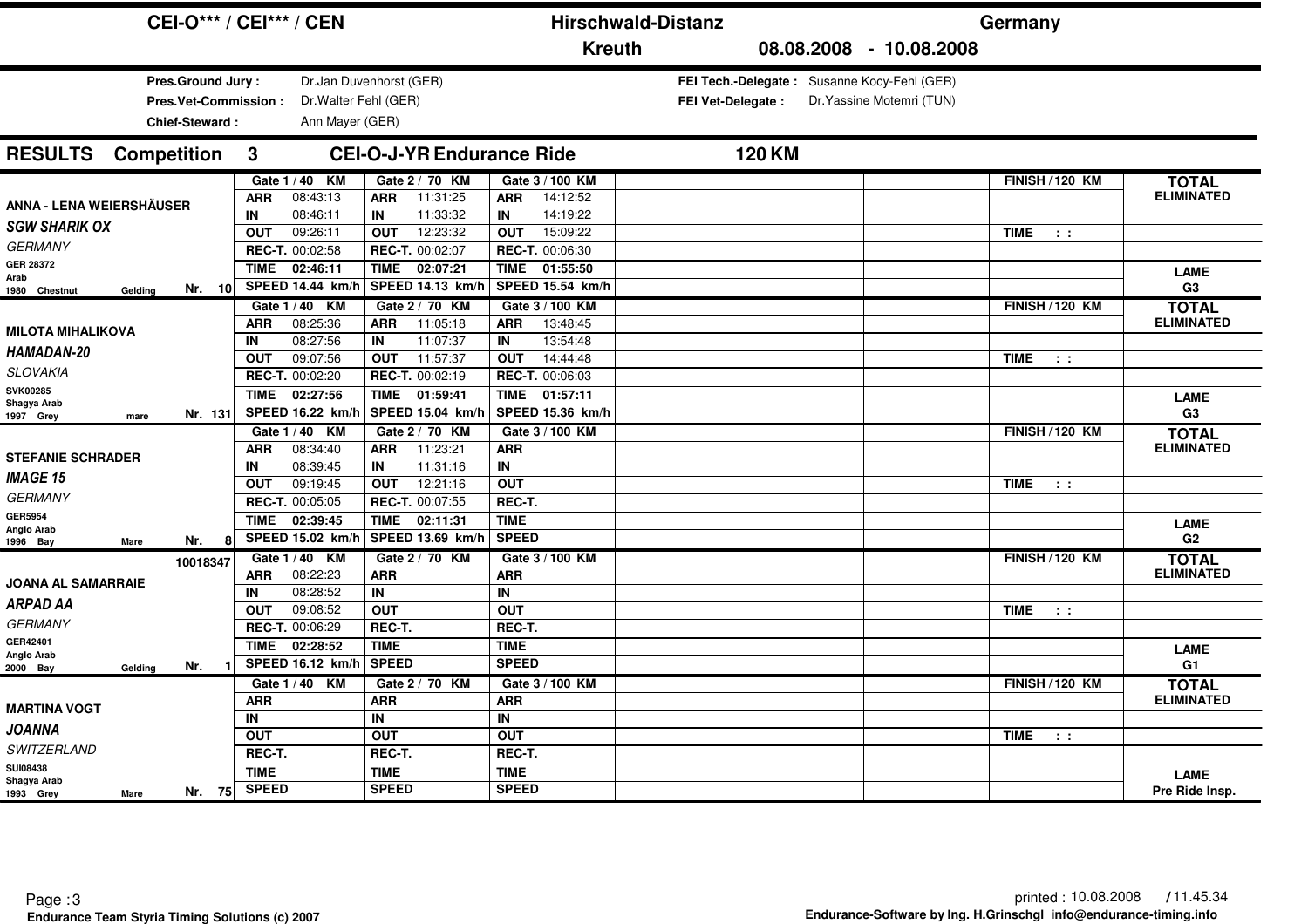# CEI-O*** / CEI*** / CEN — Hirschwald-Distanz — Germany

**Kreuth** 08.08.2008 - 10.08.2008

**Pres.Ground Jury :** Dr.Jan Duvenhorst (GER)
**Pres.Vet-Commission :** Dr.Walter Fehl (GER)
**Chief-Steward :** Ann Mayer (GER)

**FEI Tech.-Delegate :** Susanne Kocy-Fehl (GER)
**FEI Vet-Delegate :** Dr.Yassine Motemri (TUN)

## RESULTS Competition 3 CEI-O-J-YR Endurance Ride 120 KM

| Rider / Horse | Gate 1 / 40 KM | Gate 2 / 70 KM | Gate 3 / 100 KM | | | | FINISH / 120 KM | TOTAL |
|---|---|---|---|---|---|---|---|---|
| **ANNA - LENA WEIERSHÄUSER** | ARR 08:43:13 | ARR 11:31:25 | ARR 14:12:52 | | | | | ELIMINATED |
| ***SGW SHARIK OX*** | IN 08:46:11 | IN 11:33:32 | IN 14:19:22 | | | | | |
| *GERMANY* | OUT 09:26:11 | OUT 12:23:32 | OUT 15:09:22 | | | | TIME : : | |
| GER 28372 | REC-T. 00:02:58 | REC-T. 00:02:07 | REC-T. 00:06:30 | | | | | |
| Arab | TIME 02:46:11 | TIME 02:07:21 | TIME 01:55:50 | | | | | LAME |
| 1980 Chestnut Gelding Nr. 10 | SPEED 14.44 km/h | SPEED 14.13 km/h | SPEED 15.54 km/h | | | | | G3 |
| **MILOTA MIHALIKOVA** | ARR 08:25:36 | ARR 11:05:18 | ARR 13:48:45 | | | | | ELIMINATED |
| ***HAMADAN-20*** | IN 08:27:56 | IN 11:07:37 | IN 13:54:48 | | | | | |
| *SLOVAKIA* | OUT 09:07:56 | OUT 11:57:37 | OUT 14:44:48 | | | | TIME : : | |
| SVK00285 | REC-T. 00:02:20 | REC-T. 00:02:19 | REC-T. 00:06:03 | | | | | |
| Shagya Arab | TIME 02:27:56 | TIME 01:59:41 | TIME 01:57:11 | | | | | LAME |
| 1997 Grey mare Nr. 131 | SPEED 16.22 km/h | SPEED 15.04 km/h | SPEED 15.36 km/h | | | | | G3 |
| **STEFANIE SCHRADER** | ARR 08:34:40 | ARR 11:23:21 | ARR | | | | | ELIMINATED |
| ***IMAGE 15*** | IN 08:39:45 | IN 11:31:16 | IN | | | | | |
| *GERMANY* | OUT 09:19:45 | OUT 12:21:16 | OUT | | | | TIME : : | |
| GER5954 | REC-T. 00:05:05 | REC-T. 00:07:55 | REC-T. | | | | | |
| Anglo Arab | TIME 02:39:45 | TIME 02:11:31 | TIME | | | | | LAME |
| 1996 Bay Mare Nr. 8 | SPEED 15.02 km/h | SPEED 13.69 km/h | SPEED | | | | | G2 |
| 10018347 **JOANA AL SAMARRAIE** | ARR 08:22:23 | ARR | ARR | | | | | ELIMINATED |
| ***ARPAD AA*** | IN 08:28:52 | IN | IN | | | | | |
| *GERMANY* | OUT 09:08:52 | OUT | OUT | | | | TIME : : | |
| GER42401 | REC-T. 00:06:29 | REC-T. | REC-T. | | | | | |
| Anglo Arab | TIME 02:28:52 | TIME | TIME | | | | | LAME |
| 2000 Bay Gelding Nr. 1 | SPEED 16.12 km/h | SPEED | SPEED | | | | | G1 |
| **MARTINA VOGT** | ARR | ARR | ARR | | | | | ELIMINATED |
| ***JOANNA*** | IN | IN | IN | | | | | |
| *SWITZERLAND* | OUT | OUT | OUT | | | | TIME : : | |
| SUI08438 | REC-T. | REC-T. | REC-T. | | | | | |
| Shagya Arab | TIME | TIME | TIME | | | | | LAME |
| 1993 Grey Mare Nr. 75 | SPEED | SPEED | SPEED | | | | | Pre Ride Insp. |

printed : 10.08.2008 / 11.45.34

Endurance Team Styria Timing Solutions (c) 2007

Endurance-Software by Ing. H.Grinschgl info@endurance-timing.info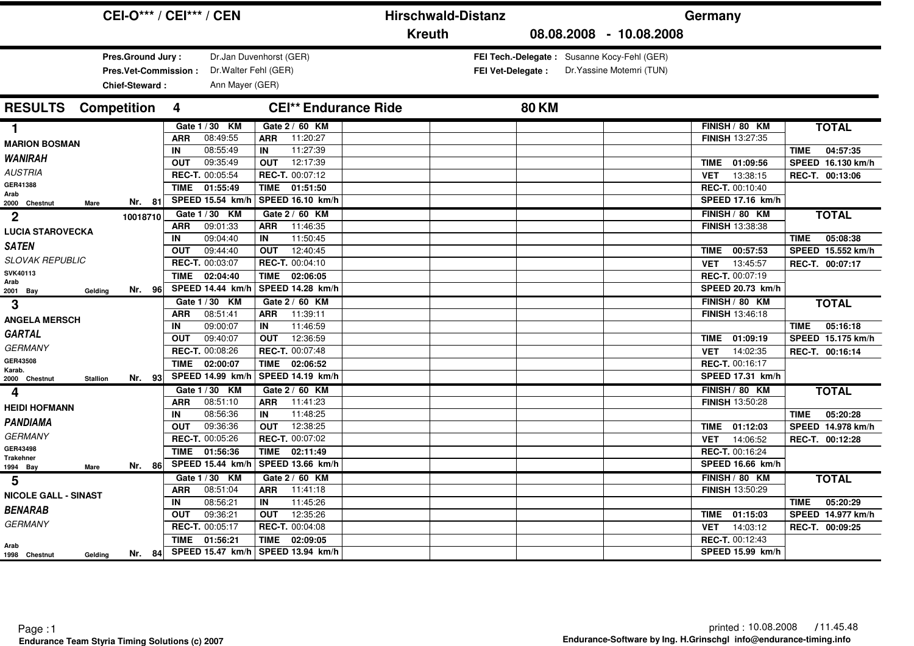# CEI-O*** / CEI*** / CEN — Hirschwald-Distanz — Germany

**Kreuth** 08.08.2008 - 10.08.2008

**Pres.Ground Jury :** Dr.Jan Duvenhorst (GER)
**Pres.Vet-Commission :** Dr.Walter Fehl (GER)
**Chief-Steward :** Ann Mayer (GER)

**FEI Tech.-Delegate :** Susanne Kocy-Fehl (GER)
**FEI Vet-Delegate :** Dr.Yassine Motemri (TUN)

## RESULTS Competition 4 — CEI** Endurance Ride — 80 KM

| Rank | Rider / Horse | Gate 1 / 30 KM | Gate 2 / 60 KM | FINISH / 80 KM | TOTAL |
|---|---|---|---|---|---|
| **1** | **MARION BOSMAN**<br>***WANIRAH***<br>*AUSTRIA*<br>GER41388<br>Arab<br>2000 Chestnut Mare<br>Nr. 81 | ARR 08:49:55<br>IN 08:55:49<br>OUT 09:35:49<br>REC-T. 00:05:54<br>TIME 01:55:49<br>SPEED 15.54 km/h | ARR 11:20:27<br>IN 11:27:39<br>OUT 12:17:39<br>REC-T. 00:07:12<br>TIME 01:51:50<br>SPEED 16.10 km/h | FINISH 13:27:35<br>TIME 01:09:56<br>VET 13:38:15<br>REC-T. 00:10:40<br>SPEED 17.16 km/h | TIME 04:57:35<br>SPEED 16.130 km/h<br>REC-T. 00:13:06 |
| **2** | 10018710<br>**LUCIA STAROVECKA**<br>***SATEN***<br>*SLOVAK REPUBLIC*<br>SVK40113<br>Arab<br>2001 Bay Gelding<br>Nr. 96 | ARR 09:01:33<br>IN 09:04:40<br>OUT 09:44:40<br>REC-T. 00:03:07<br>TIME 02:04:40<br>SPEED 14.44 km/h | ARR 11:46:35<br>IN 11:50:45<br>OUT 12:40:45<br>REC-T. 00:04:10<br>TIME 02:06:05<br>SPEED 14.28 km/h | FINISH 13:38:38<br>TIME 00:57:53<br>VET 13:45:57<br>REC-T. 00:07:19<br>SPEED 20.73 km/h | TIME 05:08:38<br>SPEED 15.552 km/h<br>REC-T. 00:07:17 |
| **3** | **ANGELA MERSCH**<br>***GARTAL***<br>*GERMANY*<br>GER43508<br>Karab.<br>2000 Chestnut Stallion<br>Nr. 93 | ARR 08:51:41<br>IN 09:00:07<br>OUT 09:40:07<br>REC-T. 00:08:26<br>TIME 02:00:07<br>SPEED 14.99 km/h | ARR 11:39:11<br>IN 11:46:59<br>OUT 12:36:59<br>REC-T. 00:07:48<br>TIME 02:06:52<br>SPEED 14.19 km/h | FINISH 13:46:18<br>TIME 01:09:19<br>VET 14:02:35<br>REC-T. 00:16:17<br>SPEED 17.31 km/h | TIME 05:16:18<br>SPEED 15.175 km/h<br>REC-T. 00:16:14 |
| **4** | **HEIDI HOFMANN**<br>***PANDIAMA***<br>*GERMANY*<br>GER43498<br>Trakehner<br>1994 Bay Mare<br>Nr. 86 | ARR 08:51:10<br>IN 08:56:36<br>OUT 09:36:36<br>REC-T. 00:05:26<br>TIME 01:56:36<br>SPEED 15.44 km/h | ARR 11:41:23<br>IN 11:48:25<br>OUT 12:38:25<br>REC-T. 00:07:02<br>TIME 02:11:49<br>SPEED 13.66 km/h | FINISH 13:50:28<br>TIME 01:12:03<br>VET 14:06:52<br>REC-T. 00:16:24<br>SPEED 16.66 km/h | TIME 05:20:28<br>SPEED 14.978 km/h<br>REC-T. 00:12:28 |
| **5** | **NICOLE GALL - SINAST**<br>***BENARAB***<br>*GERMANY*<br>Arab<br>1998 Chestnut Gelding<br>Nr. 84 | ARR 08:51:04<br>IN 08:56:21<br>OUT 09:36:21<br>REC-T. 00:05:17<br>TIME 01:56:21<br>SPEED 15.47 km/h | ARR 11:41:18<br>IN 11:45:26<br>OUT 12:35:26<br>REC-T. 00:04:08<br>TIME 02:09:05<br>SPEED 13.94 km/h | FINISH 13:50:29<br>TIME 01:15:03<br>VET 14:03:12<br>REC-T. 00:12:43<br>SPEED 15.99 km/h | TIME 05:20:29<br>SPEED 14.977 km/h<br>REC-T. 00:09:25 |

Endurance Team Styria Timing Solutions (c) 2007

printed : 10.08.2008 / 11.45.48
Endurance-Software by Ing. H.Grinschgl info@endurance-timing.info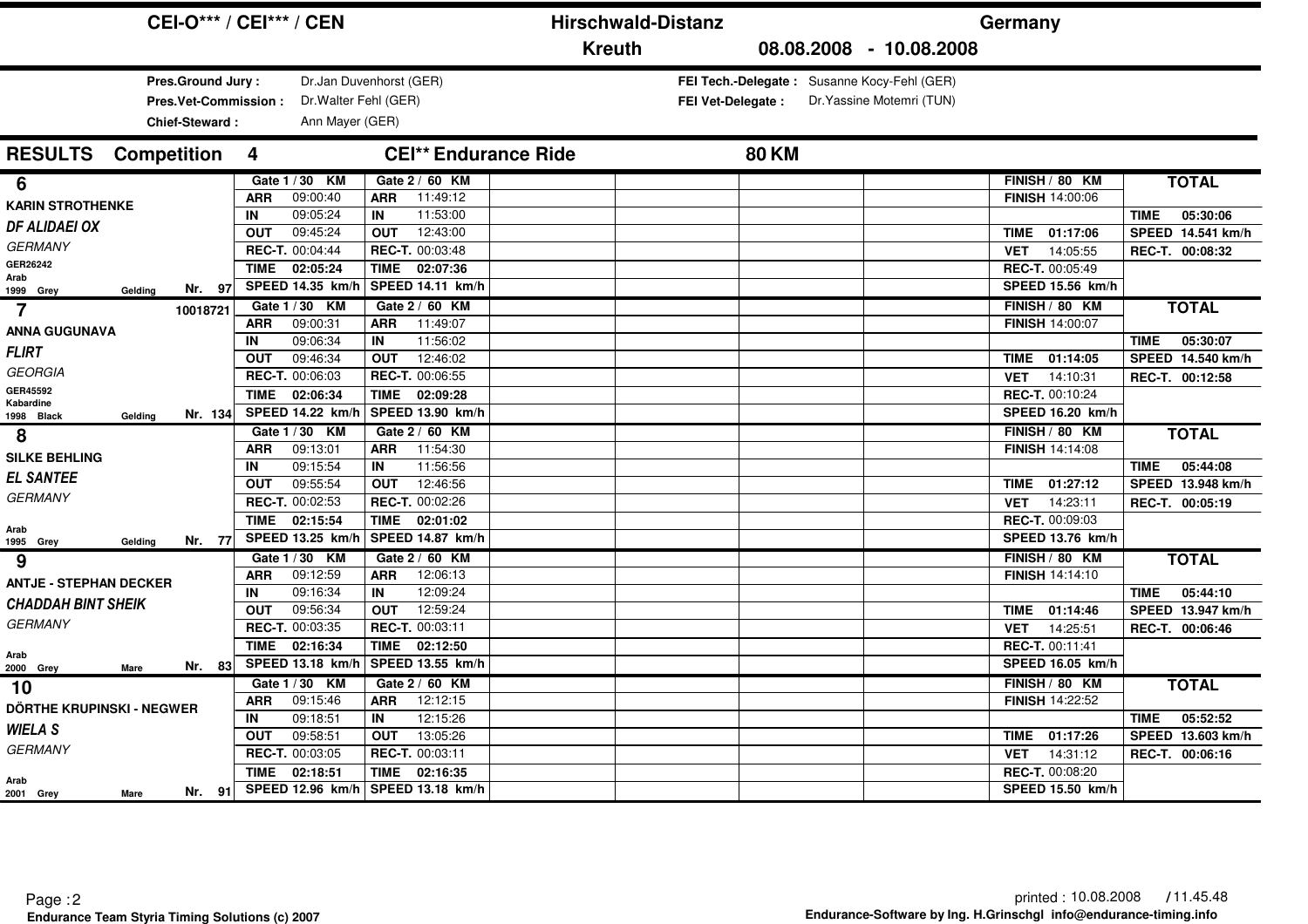# CEI-O*** / CEI*** / CEN

**Hirschwald-Distanz** — **Kreuth** — **Germany** — **08.08.2008 - 10.08.2008**

| | | | |
|---|---|---|---|
| **Pres.Ground Jury :** | Dr.Jan Duvenhorst (GER) | **FEI Tech.-Delegate :** | Susanne Kocy-Fehl (GER) |
| **Pres.Vet-Commission :** | Dr.Walter Fehl (GER) | **FEI Vet-Delegate :** | Dr.Yassine Motemri (TUN) |
| **Chief-Steward :** | Ann Mayer (GER) | | |

## RESULTS Competition 4 — CEI** Endurance Ride — 80 KM

| Rank / Rider / Horse | Gate 1 / 30 KM | Gate 2 / 60 KM | FINISH / 80 KM | TOTAL |
|---|---|---|---|---|
| **6** KARIN STROTHENKE, *DF ALIDAEI OX*, GERMANY, GER26242, Arab, 1999 Grey Gelding, Nr. 97 | ARR 09:00:40; IN 09:05:24; OUT 09:45:24; REC-T. 00:04:44; TIME 02:05:24; SPEED 14.35 km/h | ARR 11:49:12; IN 11:53:00; OUT 12:43:00; REC-T. 00:03:48; TIME 02:07:36; SPEED 14.11 km/h | FINISH 14:00:06; TIME 01:17:06; VET 14:05:55; REC-T. 00:05:49; SPEED 15.56 km/h | TIME 05:30:06; SPEED 14.541 km/h; REC-T. 00:08:32 |
| **7** ANNA GUGUNAVA, *FLIRT*, GEORGIA, GER45592, 10018721, Kabardine, 1998 Black Gelding, Nr. 134 | ARR 09:00:31; IN 09:06:34; OUT 09:46:34; REC-T. 00:06:03; TIME 02:06:34; SPEED 14.22 km/h | ARR 11:49:07; IN 11:56:02; OUT 12:46:02; REC-T. 00:06:55; TIME 02:09:28; SPEED 13.90 km/h | FINISH 14:00:07; TIME 01:14:05; VET 14:10:31; REC-T. 00:10:24; SPEED 16.20 km/h | TIME 05:30:07; SPEED 14.540 km/h; REC-T. 00:12:58 |
| **8** SILKE BEHLING, *EL SANTEE*, GERMANY, Arab, 1995 Grey Gelding, Nr. 77 | ARR 09:13:01; IN 09:15:54; OUT 09:55:54; REC-T. 00:02:53; TIME 02:15:54; SPEED 13.25 km/h | ARR 11:54:30; IN 11:56:56; OUT 12:46:56; REC-T. 00:02:26; TIME 02:01:02; SPEED 14.87 km/h | FINISH 14:14:08; TIME 01:27:12; VET 14:23:11; REC-T. 00:09:03; SPEED 13.76 km/h | TIME 05:44:08; SPEED 13.948 km/h; REC-T. 00:05:19 |
| **9** ANTJE - STEPHAN DECKER, *CHADDAH BINT SHEIK*, GERMANY, Arab, 2000 Grey Mare, Nr. 83 | ARR 09:12:59; IN 09:16:34; OUT 09:56:34; REC-T. 00:03:35; TIME 02:16:34; SPEED 13.18 km/h | ARR 12:06:13; IN 12:09:24; OUT 12:59:24; REC-T. 00:03:11; TIME 02:12:50; SPEED 13.55 km/h | FINISH 14:14:10; TIME 01:14:46; VET 14:25:51; REC-T. 00:11:41; SPEED 16.05 km/h | TIME 05:44:10; SPEED 13.947 km/h; REC-T. 00:06:46 |
| **10** DÖRTHE KRUPINSKI - NEGWER, *WIELA S*, GERMANY, Arab, 2001 Grey Mare, Nr. 91 | ARR 09:15:46; IN 09:18:51; OUT 09:58:51; REC-T. 00:03:05; TIME 02:18:51; SPEED 12.96 km/h | ARR 12:12:15; IN 12:15:26; OUT 13:05:26; REC-T. 00:03:11; TIME 02:16:35; SPEED 13.18 km/h | FINISH 14:22:52; TIME 01:17:26; VET 14:31:12; REC-T. 00:08:20; SPEED 15.50 km/h | TIME 05:52:52; SPEED 13.603 km/h; REC-T. 00:06:16 |

Endurance Team Styria Timing Solutions (c) 2007

printed : 10.08.2008 / 11.45.48

Endurance-Software by Ing. H.Grinschgl info@endurance-timing.info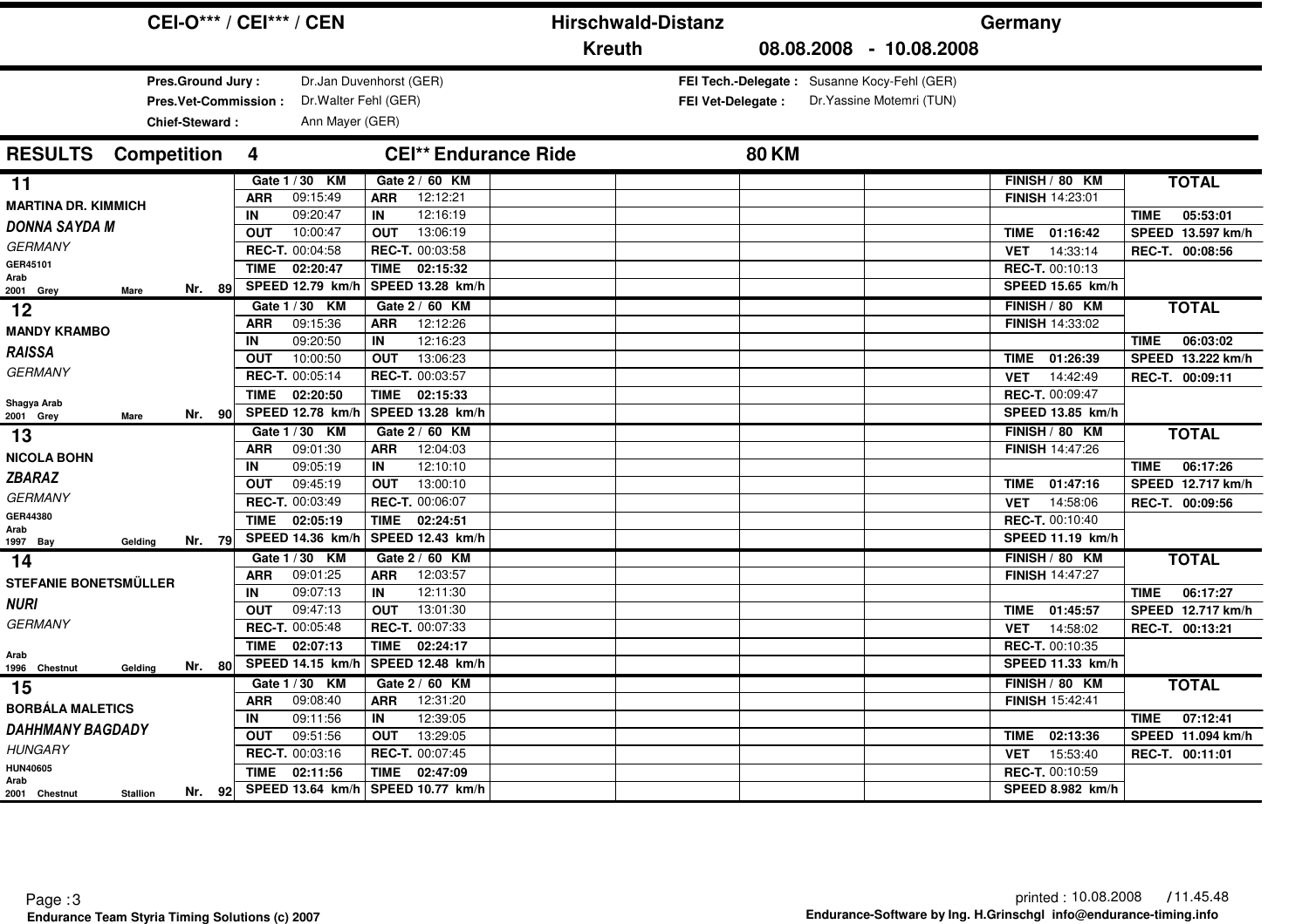# CEI-O*** / CEI*** / CEN — Hirschwald-Distanz — Germany

**Kreuth** 08.08.2008 - 10.08.2008

**Pres.Ground Jury :** Dr.Jan Duvenhorst (GER)
**Pres.Vet-Commission :** Dr.Walter Fehl (GER)
**Chief-Steward :** Ann Mayer (GER)

**FEI Tech.-Delegate :** Susanne Kocy-Fehl (GER)
**FEI Vet-Delegate :** Dr.Yassine Motemri (TUN)

## RESULTS Competition 4 — CEI** Endurance Ride — 80 KM

| Rank / Rider / Horse | Gate 1 / 30 KM | Gate 2 / 60 KM | FINISH / 80 KM | TOTAL |
|---|---|---|---|---|
| **11** | ARR 09:15:49 | ARR 12:12:21 | FINISH 14:23:01 | |
| MARTINA DR. KIMMICH | IN 09:20:47 | IN 12:16:19 | | TIME 05:53:01 |
| *DONNA SAYDA M* | OUT 10:00:47 | OUT 13:06:19 | TIME 01:16:42 | SPEED 13.597 km/h |
| GERMANY | REC-T. 00:04:58 | REC-T. 00:03:58 | VET 14:33:14 | REC-T. 00:08:56 |
| GER45101 Arab | TIME 02:20:47 | TIME 02:15:32 | REC-T. 00:10:13 | |
| 2001 Grey Mare Nr. 89 | SPEED 12.79 km/h | SPEED 13.28 km/h | SPEED 15.65 km/h | |
| **12** | ARR 09:15:36 | ARR 12:12:26 | FINISH 14:33:02 | |
| MANDY KRAMBO | IN 09:20:50 | IN 12:16:23 | | TIME 06:03:02 |
| *RAISSA* | OUT 10:00:50 | OUT 13:06:23 | TIME 01:26:39 | SPEED 13.222 km/h |
| GERMANY | REC-T. 00:05:14 | REC-T. 00:03:57 | VET 14:42:49 | REC-T. 00:09:11 |
| Shagya Arab | TIME 02:20:50 | TIME 02:15:33 | REC-T. 00:09:47 | |
| 2001 Grey Mare Nr. 90 | SPEED 12.78 km/h | SPEED 13.28 km/h | SPEED 13.85 km/h | |
| **13** | ARR 09:01:30 | ARR 12:04:03 | FINISH 14:47:26 | |
| NICOLA BOHN | IN 09:05:19 | IN 12:10:10 | | TIME 06:17:26 |
| *ZBARAZ* | OUT 09:45:19 | OUT 13:00:10 | TIME 01:47:16 | SPEED 12.717 km/h |
| GERMANY | REC-T. 00:03:49 | REC-T. 00:06:07 | VET 14:58:06 | REC-T. 00:09:56 |
| GER44380 Arab | TIME 02:05:19 | TIME 02:24:51 | REC-T. 00:10:40 | |
| 1997 Bay Gelding Nr. 79 | SPEED 14.36 km/h | SPEED 12.43 km/h | SPEED 11.19 km/h | |
| **14** | ARR 09:01:25 | ARR 12:03:57 | FINISH 14:47:27 | |
| STEFANIE BONETSMÜLLER | IN 09:07:13 | IN 12:11:30 | | TIME 06:17:27 |
| *NURI* | OUT 09:47:13 | OUT 13:01:30 | TIME 01:45:57 | SPEED 12.717 km/h |
| GERMANY | REC-T. 00:05:48 | REC-T. 00:07:33 | VET 14:58:02 | REC-T. 00:13:21 |
| Arab | TIME 02:07:13 | TIME 02:24:17 | REC-T. 00:10:35 | |
| 1996 Chestnut Gelding Nr. 80 | SPEED 14.15 km/h | SPEED 12.48 km/h | SPEED 11.33 km/h | |
| **15** | ARR 09:08:40 | ARR 12:31:20 | FINISH 15:42:41 | |
| BORBÁLA MALETICS | IN 09:11:56 | IN 12:39:05 | | TIME 07:12:41 |
| *DAHHMANY BAGDADY* | OUT 09:51:56 | OUT 13:29:05 | TIME 02:13:36 | SPEED 11.094 km/h |
| HUNGARY | REC-T. 00:03:16 | REC-T. 00:07:45 | VET 15:53:40 | REC-T. 00:11:01 |
| HUN40605 Arab | TIME 02:11:56 | TIME 02:47:09 | REC-T. 00:10:59 | |
| 2001 Chestnut Stallion Nr. 92 | SPEED 13.64 km/h | SPEED 10.77 km/h | SPEED 8.982 km/h | |

printed : 10.08.2008 / 11.45.48

Endurance Team Styria Timing Solutions (c) 2007 — Endurance-Software by Ing. H.Grinschgl info@endurance-timing.info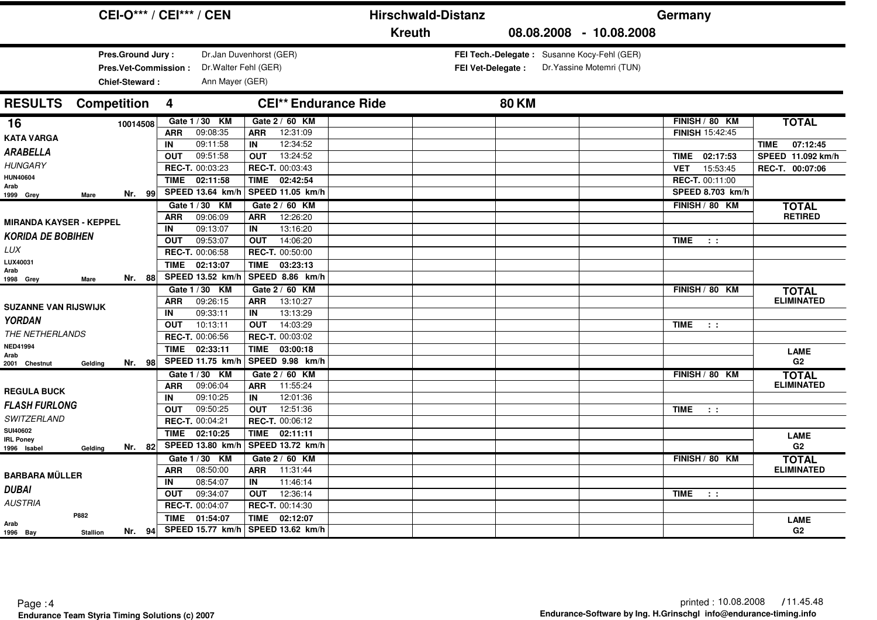# CEI-O*** / CEI*** / CEN — Hirschwald-Distanz — Kreuth — Germany — 08.08.2008 - 10.08.2008

**Pres.Ground Jury :** Dr.Jan Duvenhorst (GER)
**Pres.Vet-Commission :** Dr.Walter Fehl (GER)
**Chief-Steward :** Ann Mayer (GER)

**FEI Tech.-Delegate :** Susanne Kocy-Fehl (GER)
**FEI Vet-Delegate :** Dr.Yassine Motemri (TUN)

## RESULTS Competition 4 — CEI** Endurance Ride — 80 KM

| Rider / Horse | Gate 1 / 30 KM | Gate 2 / 60 KM | FINISH / 80 KM | TOTAL |
|---|---|---|---|---|
| **16** 10014508 | ARR 09:08:35 | ARR 12:31:09 | FINISH 15:42:45 | |
| KATA VARGA | IN 09:11:58 | IN 12:34:52 | | TIME 07:12:45 |
| *ARABELLA* | OUT 09:51:58 | OUT 13:24:52 | TIME 02:17:53 | SPEED 11.092 km/h |
| *HUNGARY* | REC-T. 00:03:23 | REC-T. 00:03:43 | VET 15:53:45 | REC-T. 00:07:06 |
| HUN40604 Arab | TIME 02:11:58 | TIME 02:42:54 | REC-T. 00:11:00 | |
| 1999 Grey Mare Nr. 99 | SPEED 13.64 km/h | SPEED 11.05 km/h | SPEED 8.703 km/h | |
| | ARR 09:06:09 | ARR 12:26:20 | | **RETIRED** |
| MIRANDA KAYSER - KEPPEL | IN 09:13:07 | IN 13:16:20 | | |
| *KORIDA DE BOBIHEN* | OUT 09:53:07 | OUT 14:06:20 | TIME : : | |
| *LUX* | REC-T. 00:06:58 | REC-T. 00:50:00 | | |
| LUX40031 Arab | TIME 02:13:07 | TIME 03:23:13 | | |
| 1998 Grey Mare Nr. 88 | SPEED 13.52 km/h | SPEED 8.86 km/h | | |
| | ARR 09:26:15 | ARR 13:10:27 | | **ELIMINATED** |
| SUZANNE VAN RIJSWIJK | IN 09:33:11 | IN 13:13:29 | | |
| *YORDAN* | OUT 10:13:11 | OUT 14:03:29 | TIME : : | |
| *THE NETHERLANDS* | REC-T. 00:06:56 | REC-T. 00:03:02 | | |
| NED41994 Arab | TIME 02:33:11 | TIME 03:00:18 | | LAME |
| 2001 Chestnut Gelding Nr. 98 | SPEED 11.75 km/h | SPEED 9.98 km/h | | G2 |
| | ARR 09:06:04 | ARR 11:55:24 | | **ELIMINATED** |
| REGULA BUCK | IN 09:10:25 | IN 12:01:36 | | |
| *FLASH FURLONG* | OUT 09:50:25 | OUT 12:51:36 | TIME : : | |
| *SWITZERLAND* | REC-T. 00:04:21 | REC-T. 00:06:12 | | |
| SUI40602 IRL Poney | TIME 02:10:25 | TIME 02:11:11 | | LAME |
| 1996 Isabel Gelding Nr. 82 | SPEED 13.80 km/h | SPEED 13.72 km/h | | G2 |
| | ARR 08:50:00 | ARR 11:31:44 | | **ELIMINATED** |
| BARBARA MÜLLER | IN 08:54:07 | IN 11:46:14 | | |
| *DUBAI* | OUT 09:34:07 | OUT 12:36:14 | TIME : : | |
| *AUSTRIA* | REC-T. 00:04:07 | REC-T. 00:14:30 | | |
| P882 Arab | TIME 01:54:07 | TIME 02:12:07 | | LAME |
| 1996 Bay Stallion Nr. 94 | SPEED 15.77 km/h | SPEED 13.62 km/h | | G2 |

printed : 10.08.2008 / 11.45.48

Endurance Team Styria Timing Solutions (c) 2007 — Endurance-Software by Ing. H.Grinschgl info@endurance-timing.info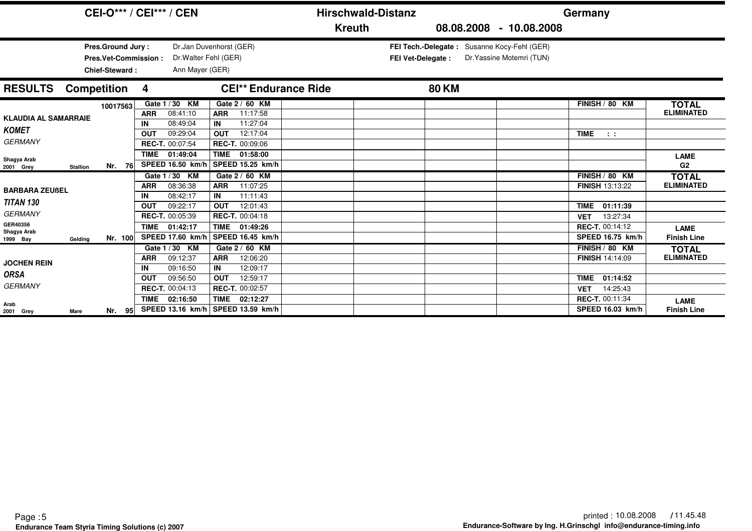# CEI-O*** / CEI*** / CEN — Hirschwald-Distanz — Germany

**Kreuth** 08.08.2008 - 10.08.2008

**Pres.Ground Jury :** Dr.Jan Duvenhorst (GER)
**Pres.Vet-Commission :** Dr.Walter Fehl (GER)
**Chief-Steward :** Ann Mayer (GER)

**FEI Tech.-Delegate :** Susanne Kocy-Fehl (GER)
**FEI Vet-Delegate :** Dr.Yassine Motemri (TUN)

## RESULTS Competition 4 — CEI** Endurance Ride — 80 KM

| Rider / Horse | Gate 1 / 30 KM | Gate 2 / 60 KM | FINISH / 80 KM | TOTAL |
|---|---|---|---|---|
| **KLAUDIA AL SAMARRAIE** 10017563 | ARR 08:41:10 | ARR 11:17:58 | | ELIMINATED |
| ***KOMET*** | IN 08:49:04 | IN 11:27:04 | | |
| GERMANY | OUT 09:29:04 | OUT 12:17:04 | TIME : : | |
| Shagya Arab | REC-T. 00:07:54 | REC-T. 00:09:06 | | |
| 2001 Grey Stallion Nr. 76 | TIME 01:49:04 | TIME 01:58:00 | | LAME |
| | SPEED 16.50 km/h | SPEED 15.25 km/h | | G2 |
| **BARBARA ZEUßEL** | ARR 08:36:38 | ARR 11:07:25 | FINISH 13:13:22 | ELIMINATED |
| ***TITAN 130*** | IN 08:42:17 | IN 11:11:43 | | |
| GERMANY | OUT 09:22:17 | OUT 12:01:43 | TIME 01:11:39 | |
| GER40356 Shagya Arab | REC-T. 00:05:39 | REC-T. 00:04:18 | VET 13:27:34 | |
| 1999 Bay Gelding Nr. 100 | TIME 01:42:17 | TIME 01:49:26 | REC-T. 00:14:12 | LAME |
| | SPEED 17.60 km/h | SPEED 16.45 km/h | SPEED 16.75 km/h | Finish Line |
| **JOCHEN REIN** | ARR 09:12:37 | ARR 12:06:20 | FINISH 14:14:09 | ELIMINATED |
| ***ORSA*** | IN 09:16:50 | IN 12:09:17 | | |
| GERMANY | OUT 09:56:50 | OUT 12:59:17 | TIME 01:14:52 | |
| Arab | REC-T. 00:04:13 | REC-T. 00:02:57 | VET 14:25:43 | |
| 2001 Grey Mare Nr. 95 | TIME 02:16:50 | TIME 02:12:27 | REC-T. 00:11:34 | LAME |
| | SPEED 13.16 km/h | SPEED 13.59 km/h | SPEED 16.03 km/h | Finish Line |

printed : 10.08.2008 / 11.45.48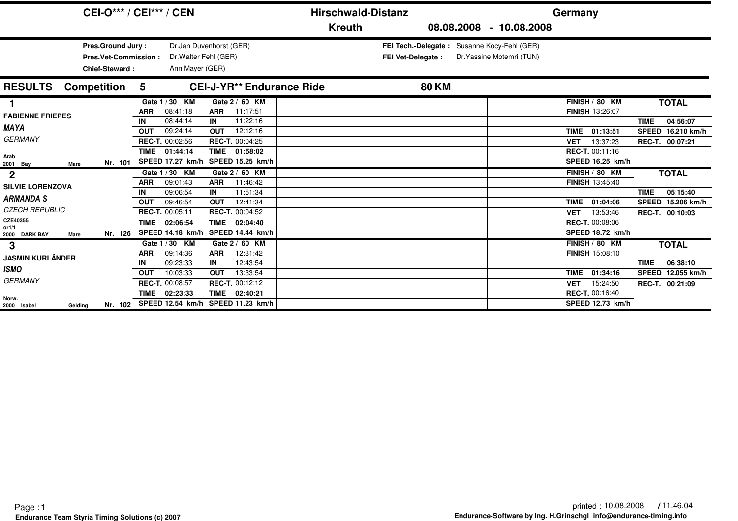# CEI-O*** / CEI*** / CEN — Hirschwald-Distanz — Germany

**Kreuth** 08.08.2008 - 10.08.2008

**Pres.Ground Jury :** Dr.Jan Duvenhorst (GER)
**Pres.Vet-Commission :** Dr.Walter Fehl (GER)
**Chief-Steward :** Ann Mayer (GER)

**FEI Tech.-Delegate :** Susanne Kocy-Fehl (GER)
**FEI Vet-Delegate :** Dr.Yassine Motemri (TUN)

## RESULTS Competition 5 CEI-J-YR** Endurance Ride 80 KM

| Rank | Rider / Horse | Gate 1 / 30 KM | Gate 2 / 60 KM | FINISH / 80 KM | TOTAL |
|---|---|---|---|---|---|
| **1** | **FABIENNE FRIEPES** | ARR 08:41:18 | ARR 11:17:51 | FINISH 13:26:07 | |
| | ***MAYA*** | IN 08:44:14 | IN 11:22:16 | | TIME 04:56:07 |
| | *GERMANY* | OUT 09:24:14 | OUT 12:12:16 | TIME 01:13:51 | SPEED 16.210 km/h |
| | | REC-T. 00:02:56 | REC-T. 00:04:25 | VET 13:37:23 | REC-T. 00:07:21 |
| | Arab | TIME 01:44:14 | TIME 01:58:02 | REC-T. 00:11:16 | |
| | 2001 Bay Mare Nr. 101 | SPEED 17.27 km/h | SPEED 15.25 km/h | SPEED 16.25 km/h | |
| **2** | **SILVIE LORENZOVA** | ARR 09:01:43 | ARR 11:46:42 | FINISH 13:45:40 | |
| | ***ARMANDA S*** | IN 09:06:54 | IN 11:51:34 | | TIME 05:15:40 |
| | *CZECH REPUBLIC* | OUT 09:46:54 | OUT 12:41:34 | TIME 01:04:06 | SPEED 15.206 km/h |
| | | REC-T. 00:05:11 | REC-T. 00:04:52 | VET 13:53:46 | REC-T. 00:10:03 |
| | CZE40355 or1/1 | TIME 02:06:54 | TIME 02:04:40 | REC-T. 00:08:06 | |
| | 2000 DARK BAY Mare Nr. 126 | SPEED 14.18 km/h | SPEED 14.44 km/h | SPEED 18.72 km/h | |
| **3** | **JASMIN KURLÄNDER** | ARR 09:14:36 | ARR 12:31:42 | FINISH 15:08:10 | |
| | ***ISMO*** | IN 09:23:33 | IN 12:43:54 | | TIME 06:38:10 |
| | *GERMANY* | OUT 10:03:33 | OUT 13:33:54 | TIME 01:34:16 | SPEED 12.055 km/h |
| | | REC-T. 00:08:57 | REC-T. 00:12:12 | VET 15:24:50 | REC-T. 00:21:09 |
| | Norw. | TIME 02:23:33 | TIME 02:40:21 | REC-T. 00:16:40 | |
| | 2000 Isabel Gelding Nr. 102 | SPEED 12.54 km/h | SPEED 11.23 km/h | SPEED 12.73 km/h | |

printed : 10.08.2008 / 11.46.04

Endurance Team Styria Timing Solutions (c) 2007

Endurance-Software by Ing. H.Grinschgl info@endurance-timing.info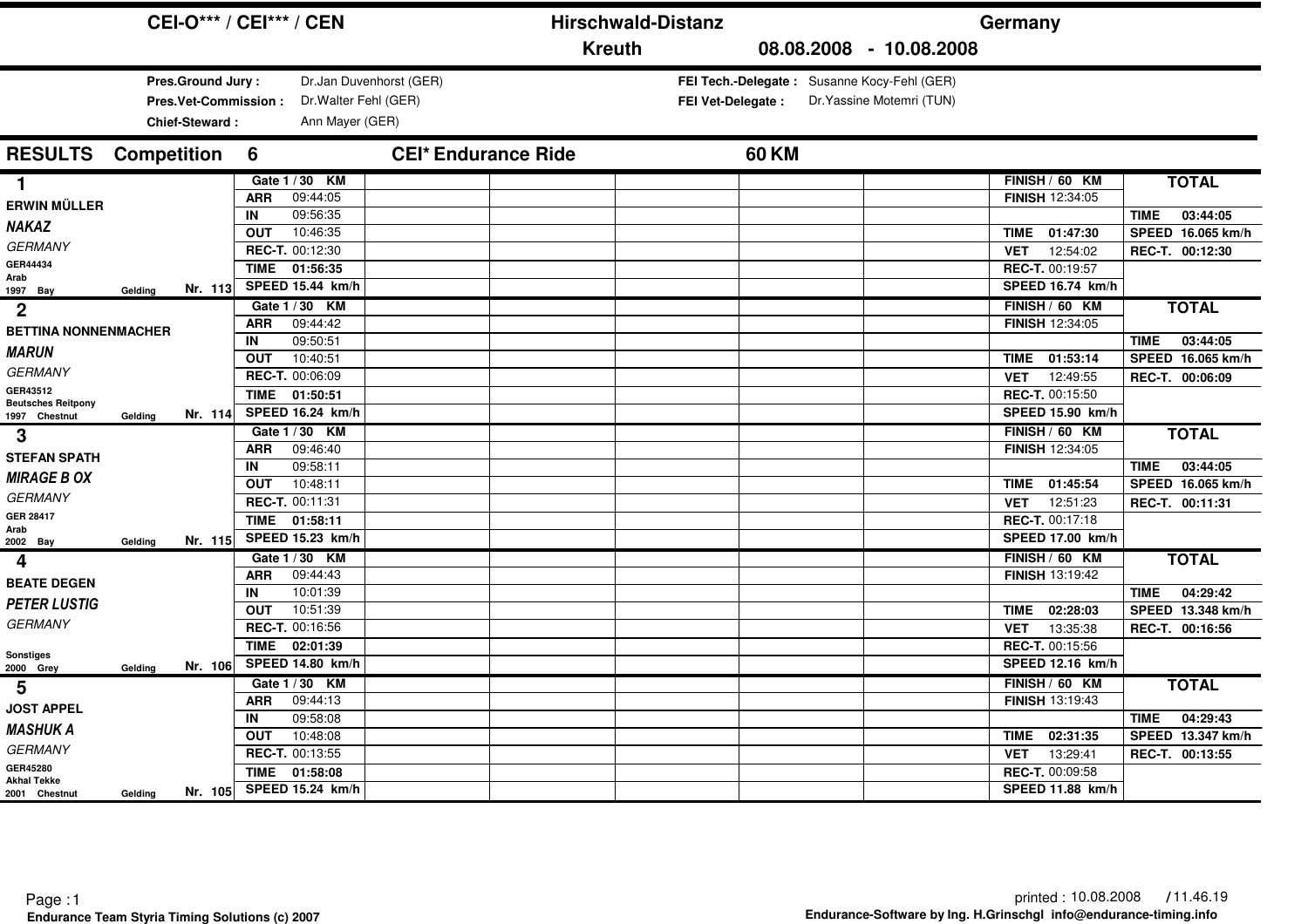# CEI-O*** / CEI*** / CEN — Hirschwald-Distanz — Germany

**Kreuth** 08.08.2008 - 10.08.2008

**Pres.Ground Jury :** Dr.Jan Duvenhorst (GER)
**Pres.Vet-Commission :** Dr.Walter Fehl (GER)
**Chief-Steward :** Ann Mayer (GER)

**FEI Tech.-Delegate :** Susanne Kocy-Fehl (GER)
**FEI Vet-Delegate :** Dr.Yassine Motemri (TUN)

## RESULTS Competition 6 CEI* Endurance Ride 60 KM

| Rank | Rider / Horse | Gate 1 / 30 KM | FINISH / 60 KM | TOTAL |
|---|---|---|---|---|
| 1 | **ERWIN MÜLLER**<br>*NAKAZ*<br>*GERMANY*<br>GER44434<br>Arab<br>1997 Bay Gelding Nr. 113 | ARR 09:44:05<br>IN 09:56:35<br>OUT 10:46:35<br>REC-T. 00:12:30<br>TIME 01:56:35<br>SPEED 15.44 km/h | FINISH 12:34:05<br>TIME 01:47:30<br>VET 12:54:02<br>REC-T. 00:19:57<br>SPEED 16.74 km/h | TIME 03:44:05<br>SPEED 16.065 km/h<br>REC-T. 00:12:30 |
| 2 | **BETTINA NONNENMACHER**<br>*MARUN*<br>*GERMANY*<br>GER43512<br>Beutsches Reitpony<br>1997 Chestnut Gelding Nr. 114 | ARR 09:44:42<br>IN 09:50:51<br>OUT 10:40:51<br>REC-T. 00:06:09<br>TIME 01:50:51<br>SPEED 16.24 km/h | FINISH 12:34:05<br>TIME 01:53:14<br>VET 12:49:55<br>REC-T. 00:15:50<br>SPEED 15.90 km/h | TIME 03:44:05<br>SPEED 16.065 km/h<br>REC-T. 00:06:09 |
| 3 | **STEFAN SPATH**<br>*MIRAGE B OX*<br>*GERMANY*<br>GER 28417<br>Arab<br>2002 Bay Gelding Nr. 115 | ARR 09:46:40<br>IN 09:58:11<br>OUT 10:48:11<br>REC-T. 00:11:31<br>TIME 01:58:11<br>SPEED 15.23 km/h | FINISH 12:34:05<br>TIME 01:45:54<br>VET 12:51:23<br>REC-T. 00:17:18<br>SPEED 17.00 km/h | TIME 03:44:05<br>SPEED 16.065 km/h<br>REC-T. 00:11:31 |
| 4 | **BEATE DEGEN**<br>*PETER LUSTIG*<br>*GERMANY*<br>Sonstiges<br>2000 Grey Gelding Nr. 106 | ARR 09:44:43<br>IN 10:01:39<br>OUT 10:51:39<br>REC-T. 00:16:56<br>TIME 02:01:39<br>SPEED 14.80 km/h | FINISH 13:19:42<br>TIME 02:28:03<br>VET 13:35:38<br>REC-T. 00:15:56<br>SPEED 12.16 km/h | TIME 04:29:42<br>SPEED 13.348 km/h<br>REC-T. 00:16:56 |
| 5 | **JOST APPEL**<br>*MASHUK A*<br>*GERMANY*<br>GER45280<br>Akhal Tekke<br>2001 Chestnut Gelding Nr. 105 | ARR 09:44:13<br>IN 09:58:08<br>OUT 10:48:08<br>REC-T. 00:13:55<br>TIME 01:58:08<br>SPEED 15.24 km/h | FINISH 13:19:43<br>TIME 02:31:35<br>VET 13:29:41<br>REC-T. 00:09:58<br>SPEED 11.88 km/h | TIME 04:29:43<br>SPEED 13.347 km/h<br>REC-T. 00:13:55 |

printed : 10.08.2008 / 11.46.19

Endurance Team Styria Timing Solutions (c) 2007

Endurance-Software by Ing. H.Grinschgl info@endurance-timing.info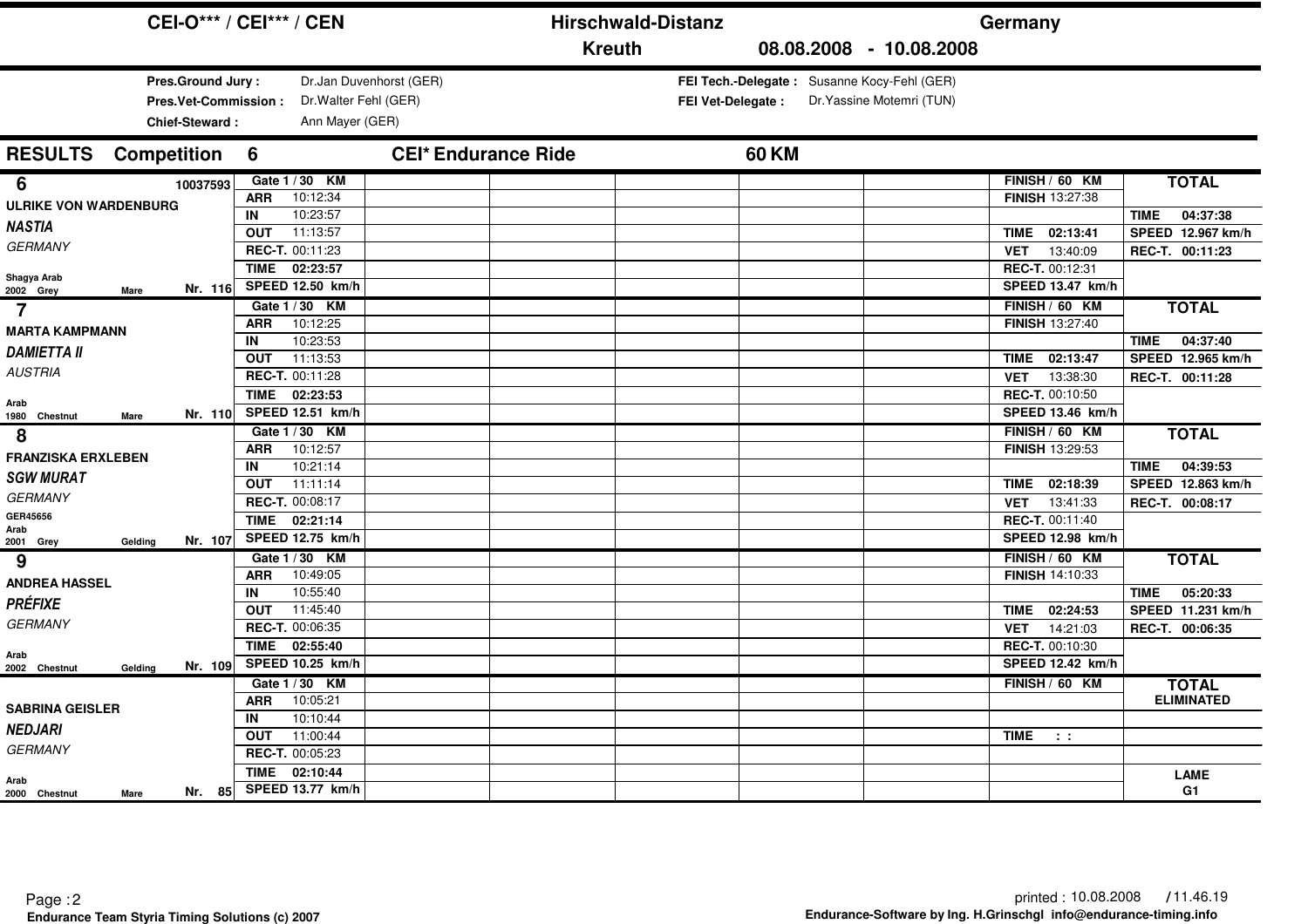# CEI-O*** / CEI*** / CEN — Hirschwald-Distanz — Germany

**Kreuth 08.08.2008 - 10.08.2008**

**Pres.Ground Jury :** Dr.Jan Duvenhorst (GER)
**Pres.Vet-Commission :** Dr.Walter Fehl (GER)
**Chief-Steward :** Ann Mayer (GER)

**FEI Tech.-Delegate :** Susanne Kocy-Fehl (GER)
**FEI Vet-Delegate :** Dr.Yassine Motemri (TUN)

## RESULTS Competition 6 CEI* Endurance Ride 60 KM

| Rider / Horse | Gate 1 / 30 KM | FINISH / 60 KM | TOTAL |
|---|---|---|---|
| **6** 10037593<br>**ULRIKE VON WARDENBURG**<br>***NASTIA***<br>*GERMANY*<br>Shagya Arab<br>2002 Grey Mare Nr. 116 | ARR 10:12:34<br>IN 10:23:57<br>OUT 11:13:57<br>REC-T. 00:11:23<br>TIME 02:23:57<br>SPEED 12.50 km/h | FINISH 13:27:38<br>TIME 02:13:41<br>VET 13:40:09<br>REC-T. 00:12:31<br>SPEED 13.47 km/h | TIME 04:37:38<br>SPEED 12.967 km/h<br>REC-T. 00:11:23 |
| **7**<br>**MARTA KAMPMANN**<br>***DAMIETTA II***<br>*AUSTRIA*<br>Arab<br>1980 Chestnut Mare Nr. 110 | ARR 10:12:25<br>IN 10:23:53<br>OUT 11:13:53<br>REC-T. 00:11:28<br>TIME 02:23:53<br>SPEED 12.51 km/h | FINISH 13:27:40<br>TIME 02:13:47<br>VET 13:38:30<br>REC-T. 00:10:50<br>SPEED 13.46 km/h | TIME 04:37:40<br>SPEED 12.965 km/h<br>REC-T. 00:11:28 |
| **8**<br>**FRANZISKA ERXLEBEN**<br>***SGW MURAT***<br>*GERMANY*<br>GER45656<br>Arab<br>2001 Grey Gelding Nr. 107 | ARR 10:12:57<br>IN 10:21:14<br>OUT 11:11:14<br>REC-T. 00:08:17<br>TIME 02:21:14<br>SPEED 12.75 km/h | FINISH 13:29:53<br>TIME 02:18:39<br>VET 13:41:33<br>REC-T. 00:11:40<br>SPEED 12.98 km/h | TIME 04:39:53<br>SPEED 12.863 km/h<br>REC-T. 00:08:17 |
| **9**<br>**ANDREA HASSEL**<br>***PRÉFIXE***<br>*GERMANY*<br>Arab<br>2002 Chestnut Gelding Nr. 109 | ARR 10:49:05<br>IN 10:55:40<br>OUT 11:45:40<br>REC-T. 00:06:35<br>TIME 02:55:40<br>SPEED 10.25 km/h | FINISH 14:10:33<br>TIME 02:24:53<br>VET 14:21:03<br>REC-T. 00:10:30<br>SPEED 12.42 km/h | TIME 05:20:33<br>SPEED 11.231 km/h<br>REC-T. 00:06:35 |
| **SABRINA GEISLER**<br>***NEDJARI***<br>*GERMANY*<br>Arab<br>2000 Chestnut Mare Nr. 85 | ARR 10:05:21<br>IN 10:10:44<br>OUT 11:00:44<br>REC-T. 00:05:23<br>TIME 02:10:44<br>SPEED 13.77 km/h | TIME : : | ELIMINATED<br>LAME<br>G1 |

Endurance Team Styria Timing Solutions (c) 2007

printed : 10.08.2008 / 11.46.19
Endurance-Software by Ing. H.Grinschgl info@endurance-timing.info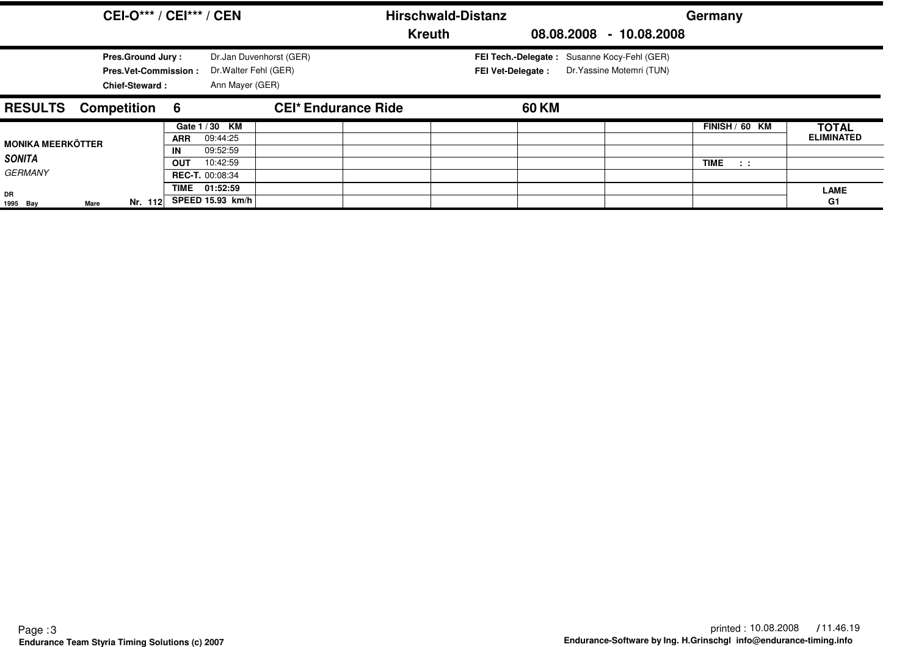**CEI-O\*\*\* / CEI\*\*\* / CEN** **Hirschwald-Distanz** **Germany**

**Kreuth** **08.08.2008 - 10.08.2008**

**Pres.Ground Jury :** Dr.Jan Duvenhorst (GER)
**Pres.Vet-Commission :** Dr.Walter Fehl (GER)
**Chief-Steward :** Ann Mayer (GER)

**FEI Tech.-Delegate :** Susanne Kocy-Fehl (GER)
**FEI Vet-Delegate :** Dr.Yassine Motemri (TUN)

## RESULTS Competition 6 CEI* Endurance Ride 60 KM

| | Gate 1 / 30 KM | | | | | | FINISH / 60 KM | TOTAL |
|---|---|---|---|---|---|---|---|---|
| **MONIKA MEERKÖTTER** | ARR 09:44:25 | | | | | | | ELIMINATED |
| ***SONITA*** | IN 09:52:59 | | | | | | | |
| *GERMANY* | OUT 10:42:59 | | | | | | TIME : : | |
| | REC-T. 00:08:34 | | | | | | | |
| DR | TIME 01:52:59 | | | | | | | LAME |
| 1995 Bay Mare Nr. 112 | SPEED 15.93 km/h | | | | | | | G1 |

Page : 3
Endurance Team Styria Timing Solutions (c) 2007

printed : 10.08.2008 / 11.46.19
Endurance-Software by Ing. H.Grinschgl info@endurance-timing.info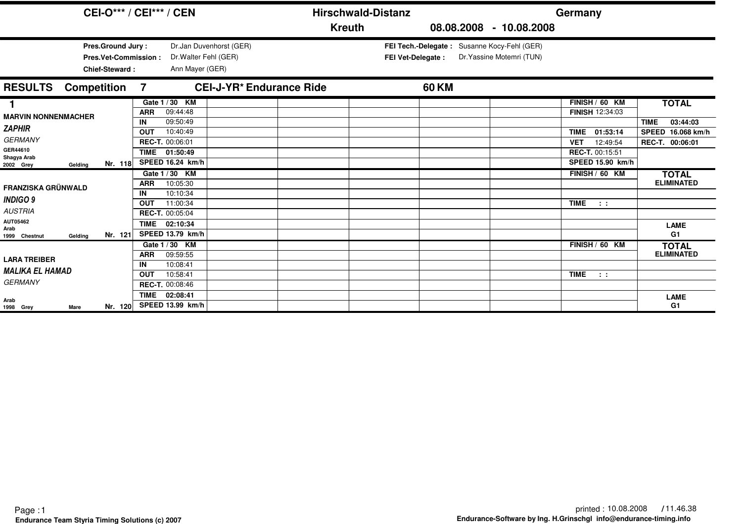# CEI-O*** / CEI*** / CEN — Hirschwald-Distanz — Germany

**Kreuth** 08.08.2008 - 10.08.2008

**Pres.Ground Jury :** Dr.Jan Duvenhorst (GER)
**Pres.Vet-Commission :** Dr.Walter Fehl (GER)
**Chief-Steward :** Ann Mayer (GER)

**FEI Tech.-Delegate :** Susanne Kocy-Fehl (GER)
**FEI Vet-Delegate :** Dr.Yassine Motemri (TUN)

## RESULTS Competition 7 CEI-J-YR* Endurance Ride 60 KM

| Rank / Rider / Horse | Gate 1 / 30 KM | FINISH / 60 KM | TOTAL |
|---|---|---|---|
| **1** | ARR 09:44:48 | FINISH 12:34:03 | |
| **MARVIN NONNENMACHER** | IN 09:50:49 | | TIME 03:44:03 |
| ***ZAPHIR*** | OUT 10:40:49 | TIME 01:53:14 | SPEED 16.068 km/h |
| *GERMANY* | REC-T. 00:06:01 | VET 12:49:54 | REC-T. 00:06:01 |
| GER44610 Shagya Arab | TIME 01:50:49 | REC-T. 00:15:51 | |
| 2002 Grey Gelding Nr. 118 | SPEED 16.24 km/h | SPEED 15.90 km/h | |
| | ARR 10:05:30 | | ELIMINATED |
| **FRANZISKA GRÜNWALD** | IN 10:10:34 | | |
| ***INDIGO 9*** | OUT 11:00:34 | TIME : : | |
| *AUSTRIA* | REC-T. 00:05:04 | | |
| AUT05462 Arab | TIME 02:10:34 | | LAME |
| 1999 Chestnut Gelding Nr. 121 | SPEED 13.79 km/h | | G1 |
| | ARR 09:59:55 | | ELIMINATED |
| **LARA TREIBER** | IN 10:08:41 | | |
| ***MALIKA EL HAMAD*** | OUT 10:58:41 | TIME : : | |
| *GERMANY* | REC-T. 00:08:46 | | |
| Arab | TIME 02:08:41 | | LAME |
| 1998 Grey Mare Nr. 120 | SPEED 13.99 km/h | | G1 |

Page : 1
Endurance Team Styria Timing Solutions (c) 2007

printed : 10.08.2008 / 11.46.38
Endurance-Software by Ing. H.Grinschgl info@endurance-timing.info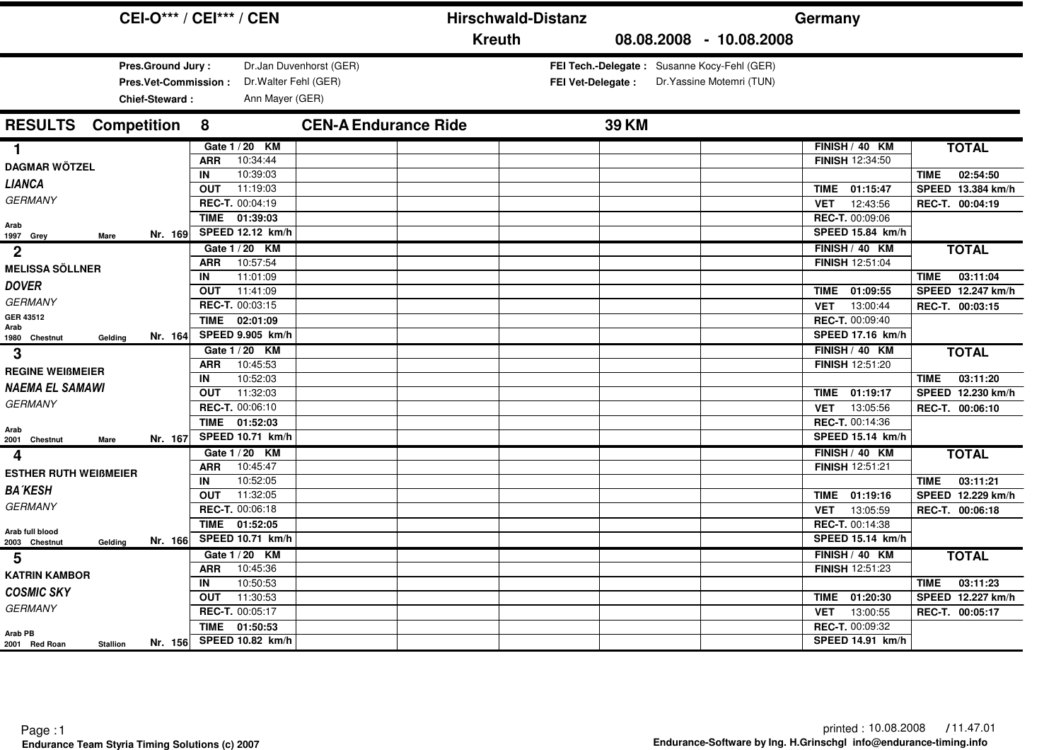# CEI-O*** / CEI*** / CEN — Hirschwald-Distanz — Germany

**Kreuth** 08.08.2008 - 10.08.2008

**Pres.Ground Jury :** Dr.Jan Duvenhorst (GER)
**Pres.Vet-Commission :** Dr.Walter Fehl (GER)
**Chief-Steward :** Ann Mayer (GER)

**FEI Tech.-Delegate :** Susanne Kocy-Fehl (GER)
**FEI Vet-Delegate :** Dr.Yassine Motemri (TUN)

## RESULTS Competition 8 CEN-A Endurance Ride 39 KM

| Rank | Rider / Horse | Gate 1 / 20 KM | FINISH / 40 KM | TOTAL |
|---|---|---|---|---|
| 1 | **DAGMAR WÖTZEL**<br>*LIANCA*<br>GERMANY<br>Arab<br>1997 Grey Mare<br>Nr. 169 | ARR 10:34:44<br>IN 10:39:03<br>OUT 11:19:03<br>REC-T. 00:04:19<br>TIME 01:39:03<br>SPEED 12.12 km/h | FINISH 12:34:50<br>TIME 01:15:47<br>VET 12:43:56<br>REC-T. 00:09:06<br>SPEED 15.84 km/h | TIME 02:54:50<br>SPEED 13.384 km/h<br>REC-T. 00:04:19 |
| 2 | **MELISSA SÖLLNER**<br>*DOVER*<br>GERMANY<br>GER 43512<br>Arab<br>1980 Chestnut Gelding<br>Nr. 164 | ARR 10:57:54<br>IN 11:01:09<br>OUT 11:41:09<br>REC-T. 00:03:15<br>TIME 02:01:09<br>SPEED 9.905 km/h | FINISH 12:51:04<br>TIME 01:09:55<br>VET 13:00:44<br>REC-T. 00:09:40<br>SPEED 17.16 km/h | TIME 03:11:04<br>SPEED 12.247 km/h<br>REC-T. 00:03:15 |
| 3 | **REGINE WEIßMEIER**<br>*NAEMA EL SAMAWI*<br>GERMANY<br>Arab<br>2001 Chestnut Mare<br>Nr. 167 | ARR 10:45:53<br>IN 10:52:03<br>OUT 11:32:03<br>REC-T. 00:06:10<br>TIME 01:52:03<br>SPEED 10.71 km/h | FINISH 12:51:20<br>TIME 01:19:17<br>VET 13:05:56<br>REC-T. 00:14:36<br>SPEED 15.14 km/h | TIME 03:11:20<br>SPEED 12.230 km/h<br>REC-T. 00:06:10 |
| 4 | **ESTHER RUTH WEIßMEIER**<br>*BA´KESH*<br>GERMANY<br>Arab full blood<br>2003 Chestnut Gelding<br>Nr. 166 | ARR 10:45:47<br>IN 10:52:05<br>OUT 11:32:05<br>REC-T. 00:06:18<br>TIME 01:52:05<br>SPEED 10.71 km/h | FINISH 12:51:21<br>TIME 01:19:16<br>VET 13:05:59<br>REC-T. 00:14:38<br>SPEED 15.14 km/h | TIME 03:11:21<br>SPEED 12.229 km/h<br>REC-T. 00:06:18 |
| 5 | **KATRIN KAMBOR**<br>*COSMIC SKY*<br>GERMANY<br>Arab PB<br>2001 Red Roan Stallion<br>Nr. 156 | ARR 10:45:36<br>IN 10:50:53<br>OUT 11:30:53<br>REC-T. 00:05:17<br>TIME 01:50:53<br>SPEED 10.82 km/h | FINISH 12:51:23<br>TIME 01:20:30<br>VET 13:00:55<br>REC-T. 00:09:32<br>SPEED 14.91 km/h | TIME 03:11:23<br>SPEED 12.227 km/h<br>REC-T. 00:05:17 |

Endurance Team Styria Timing Solutions (c) 2007

printed : 10.08.2008 / 11.47.01
Endurance-Software by Ing. H.Grinschgl info@endurance-timing.info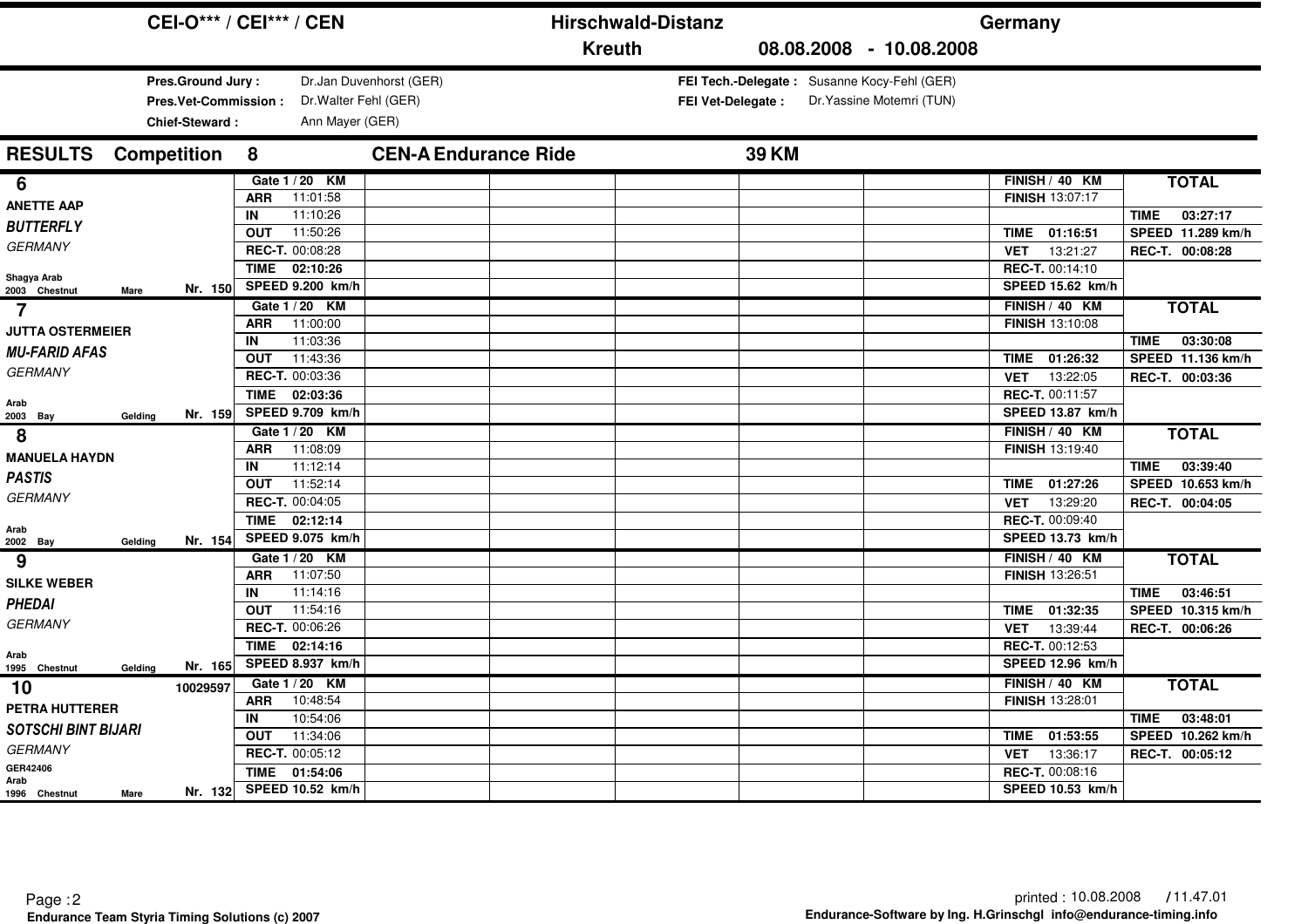# CEI-O*** / CEI*** / CEN — Hirschwald-Distanz — Germany

**Kreuth** 08.08.2008 - 10.08.2008

**Pres.Ground Jury :** Dr.Jan Duvenhorst (GER)
**Pres.Vet-Commission :** Dr.Walter Fehl (GER)
**Chief-Steward :** Ann Mayer (GER)

**FEI Tech.-Delegate :** Susanne Kocy-Fehl (GER)
**FEI Vet-Delegate :** Dr.Yassine Motemri (TUN)

## RESULTS Competition 8 CEN-A Endurance Ride 39 KM

| Rank / Rider / Horse | Gate 1 / 20 KM | FINISH / 40 KM | TOTAL |
|---|---|---|---|
| **6** ANETTE AAP *BUTTERFLY* GERMANY — Shagya Arab, 2003 Chestnut Mare, Nr. 150 | ARR 11:01:58; IN 11:10:26; OUT 11:50:26; REC-T. 00:08:28; TIME 02:10:26; SPEED 9.200 km/h | FINISH 13:07:17; TIME 01:16:51; VET 13:21:27; REC-T. 00:14:10; SPEED 15.62 km/h | TIME 03:27:17; SPEED 11.289 km/h; REC-T. 00:08:28 |
| **7** JUTTA OSTERMEIER *MU-FARID AFAS* GERMANY — Arab, 2003 Bay Gelding, Nr. 159 | ARR 11:00:00; IN 11:03:36; OUT 11:43:36; REC-T. 00:03:36; TIME 02:03:36; SPEED 9.709 km/h | FINISH 13:10:08; TIME 01:26:32; VET 13:22:05; REC-T. 00:11:57; SPEED 13.87 km/h | TIME 03:30:08; SPEED 11.136 km/h; REC-T. 00:03:36 |
| **8** MANUELA HAYDN *PASTIS* GERMANY — Arab, 2002 Bay Gelding, Nr. 154 | ARR 11:08:09; IN 11:12:14; OUT 11:52:14; REC-T. 00:04:05; TIME 02:12:14; SPEED 9.075 km/h | FINISH 13:19:40; TIME 01:27:26; VET 13:29:20; REC-T. 00:09:40; SPEED 13.73 km/h | TIME 03:39:40; SPEED 10.653 km/h; REC-T. 00:04:05 |
| **9** SILKE WEBER *PHEDAI* GERMANY — Arab, 1995 Chestnut Gelding, Nr. 165 | ARR 11:07:50; IN 11:14:16; OUT 11:54:16; REC-T. 00:06:26; TIME 02:14:16; SPEED 8.937 km/h | FINISH 13:26:51; TIME 01:32:35; VET 13:39:44; REC-T. 00:12:53; SPEED 12.96 km/h | TIME 03:46:51; SPEED 10.315 km/h; REC-T. 00:06:26 |
| **10** (10029597) PETRA HUTTERER *SOTSCHI BINT BIJARI* GERMANY — GER42406, Arab, 1996 Chestnut Mare, Nr. 132 | ARR 10:48:54; IN 10:54:06; OUT 11:34:06; REC-T. 00:05:12; TIME 01:54:06; SPEED 10.52 km/h | FINISH 13:28:01; TIME 01:53:55; VET 13:36:17; REC-T. 00:08:16; SPEED 10.53 km/h | TIME 03:48:01; SPEED 10.262 km/h; REC-T. 00:05:12 |

Page : 2
Endurance Team Styria Timing Solutions (c) 2007

printed : 10.08.2008 / 11.47.01
Endurance-Software by Ing. H.Grinschgl info@endurance-timing.info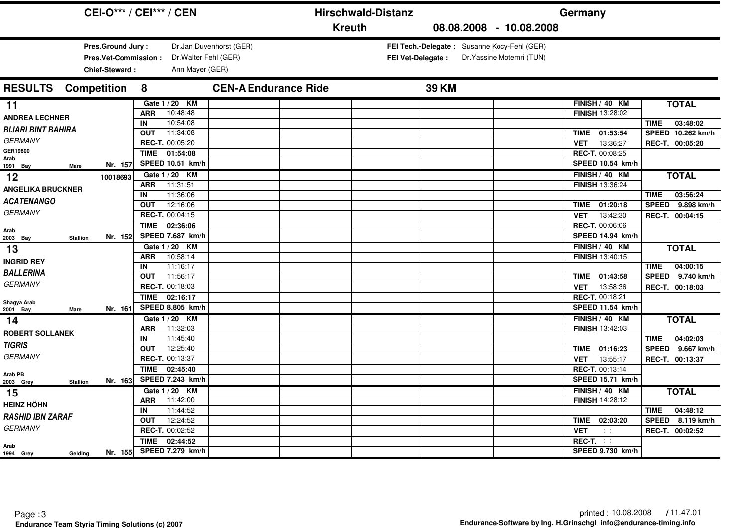# CEI-O*** / CEI*** / CEN — Hirschwald-Distanz — Germany

**Kreuth** 08.08.2008 - 10.08.2008

**Pres.Ground Jury :** Dr.Jan Duvenhorst (GER)
**Pres.Vet-Commission :** Dr.Walter Fehl (GER)
**Chief-Steward :** Ann Mayer (GER)

**FEI Tech.-Delegate :** Susanne Kocy-Fehl (GER)
**FEI Vet-Delegate :** Dr.Yassine Motemri (TUN)

## RESULTS Competition 8 CEN-A Endurance Ride 39 KM

| Rank / Rider / Horse | Gate 1 / 20 KM | FINISH / 40 KM | TOTAL |
|---|---|---|---|
| **11** ANDREA LECHNER — *BIJARI BINT BAHIRA* — GERMANY — GER19800 — Arab — 1991 Bay Mare — Nr. 157 | ARR 10:48:48<br>IN 10:54:08<br>OUT 11:34:08<br>REC-T. 00:05:20<br>TIME 01:54:08<br>SPEED 10.51 km/h | FINISH 13:28:02<br>TIME 01:53:54<br>VET 13:36:27<br>REC-T. 00:08:25<br>SPEED 10.54 km/h | TIME 03:48:02<br>SPEED 10.262 km/h<br>REC-T. 00:05:20 |
| **12** ANGELIKA BRUCKNER — *ACATENANGO* — GERMANY — 10018693 — Arab — 2003 Bay Stallion — Nr. 152 | ARR 11:31:51<br>IN 11:36:06<br>OUT 12:16:06<br>REC-T. 00:04:15<br>TIME 02:36:06<br>SPEED 7.687 km/h | FINISH 13:36:24<br>TIME 01:20:18<br>VET 13:42:30<br>REC-T. 00:06:06<br>SPEED 14.94 km/h | TIME 03:56:24<br>SPEED 9.898 km/h<br>REC-T. 00:04:15 |
| **13** INGRID REY — *BALLERINA* — GERMANY — Shagya Arab — 2001 Bay Mare — Nr. 161 | ARR 10:58:14<br>IN 11:16:17<br>OUT 11:56:17<br>REC-T. 00:18:03<br>TIME 02:16:17<br>SPEED 8.805 km/h | FINISH 13:40:15<br>TIME 01:43:58<br>VET 13:58:36<br>REC-T. 00:18:21<br>SPEED 11.54 km/h | TIME 04:00:15<br>SPEED 9.740 km/h<br>REC-T. 00:18:03 |
| **14** ROBERT SOLLANEK — *TIGRIS* — GERMANY — Arab PB — 2003 Grey Stallion — Nr. 163 | ARR 11:32:03<br>IN 11:45:40<br>OUT 12:25:40<br>REC-T. 00:13:37<br>TIME 02:45:40<br>SPEED 7.243 km/h | FINISH 13:42:03<br>TIME 01:16:23<br>VET 13:55:17<br>REC-T. 00:13:14<br>SPEED 15.71 km/h | TIME 04:02:03<br>SPEED 9.667 km/h<br>REC-T. 00:13:37 |
| **15** HEINZ HÖHN — *RASHID IBN ZARAF* — GERMANY — Arab — 1994 Grey Gelding — Nr. 155 | ARR 11:42:00<br>IN 11:44:52<br>OUT 12:24:52<br>REC-T. 00:02:52<br>TIME 02:44:52<br>SPEED 7.279 km/h | FINISH 14:28:12<br>TIME 02:03:20<br>VET : :<br>REC-T. : :<br>SPEED 9.730 km/h | TIME 04:48:12<br>SPEED 8.119 km/h<br>REC-T. 00:02:52 |

Endurance Team Styria Timing Solutions (c) 2007

printed : 10.08.2008 / 11.47.01

Endurance-Software by Ing. H.Grinschgl info@endurance-timing.info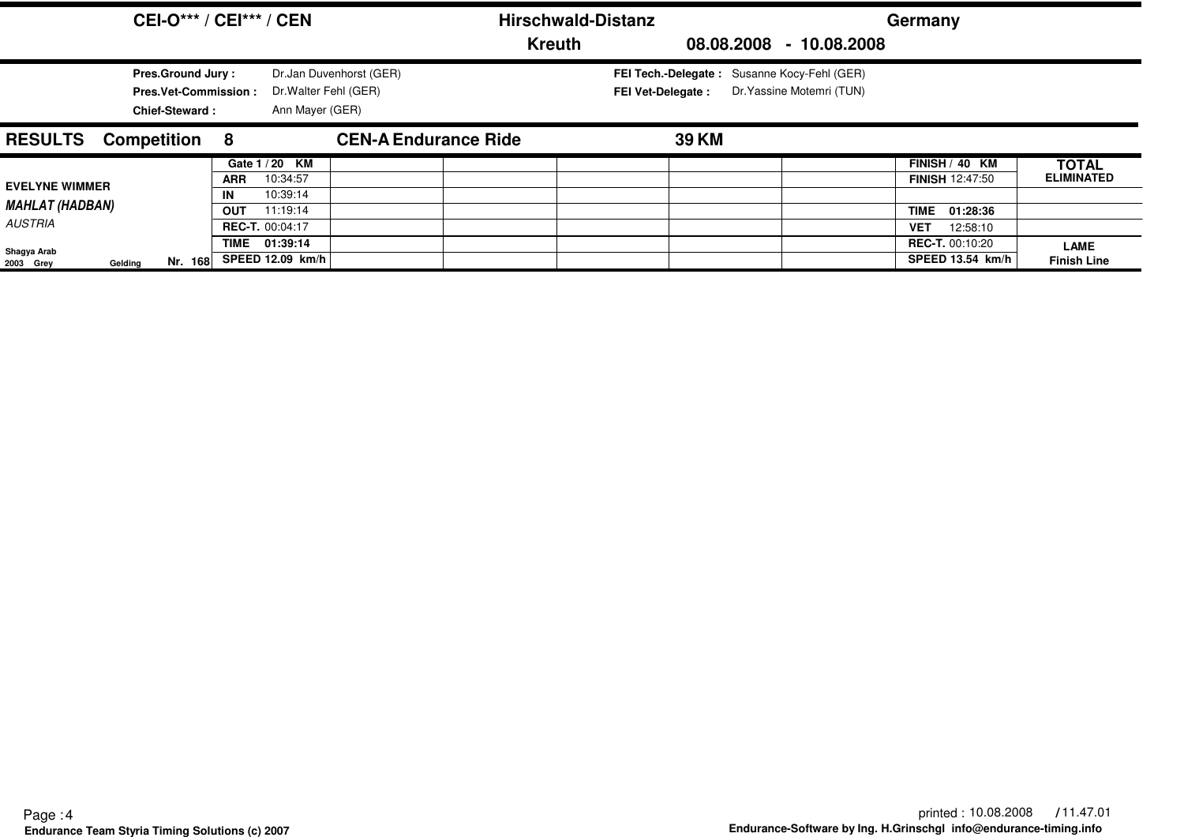**CEI-O*** / CEI*** / CEN** | **Hirschwald-Distanz** | **Kreuth** | **Germany** | **08.08.2008 - 10.08.2008**

**Pres.Ground Jury :** Dr.Jan Duvenhorst (GER)
**Pres.Vet-Commission :** Dr.Walter Fehl (GER)
**Chief-Steward :** Ann Mayer (GER)

**FEI Tech.-Delegate :** Susanne Kocy-Fehl (GER)
**FEI Vet-Delegate :** Dr.Yassine Motemri (TUN)

## RESULTS Competition 8 CEN-A Endurance Ride 39 KM

| | Gate 1 / 20 KM | | | | | | FINISH / 40 KM | TOTAL |
|---|---|---|---|---|---|---|---|---|
| **EVELYNE WIMMER** | ARR 10:34:57 | | | | | | FINISH 12:47:50 | ELIMINATED |
| ***MAHLAT (HADBAN)*** | IN 10:39:14 | | | | | | | |
| *AUSTRIA* | OUT 11:19:14 | | | | | | TIME 01:28:36 | |
| | REC-T. 00:04:17 | | | | | | VET 12:58:10 | |
| Shagya Arab | TIME 01:39:14 | | | | | | REC-T. 00:10:20 | LAME |
| 2003 Grey Gelding Nr. 168 | SPEED 12.09 km/h | | | | | | SPEED 13.54 km/h | Finish Line |

printed : 10.08.2008 / 11.47.01

Endurance Team Styria Timing Solutions (c) 2007

Endurance-Software by Ing. H.Grinschgl info@endurance-timing.info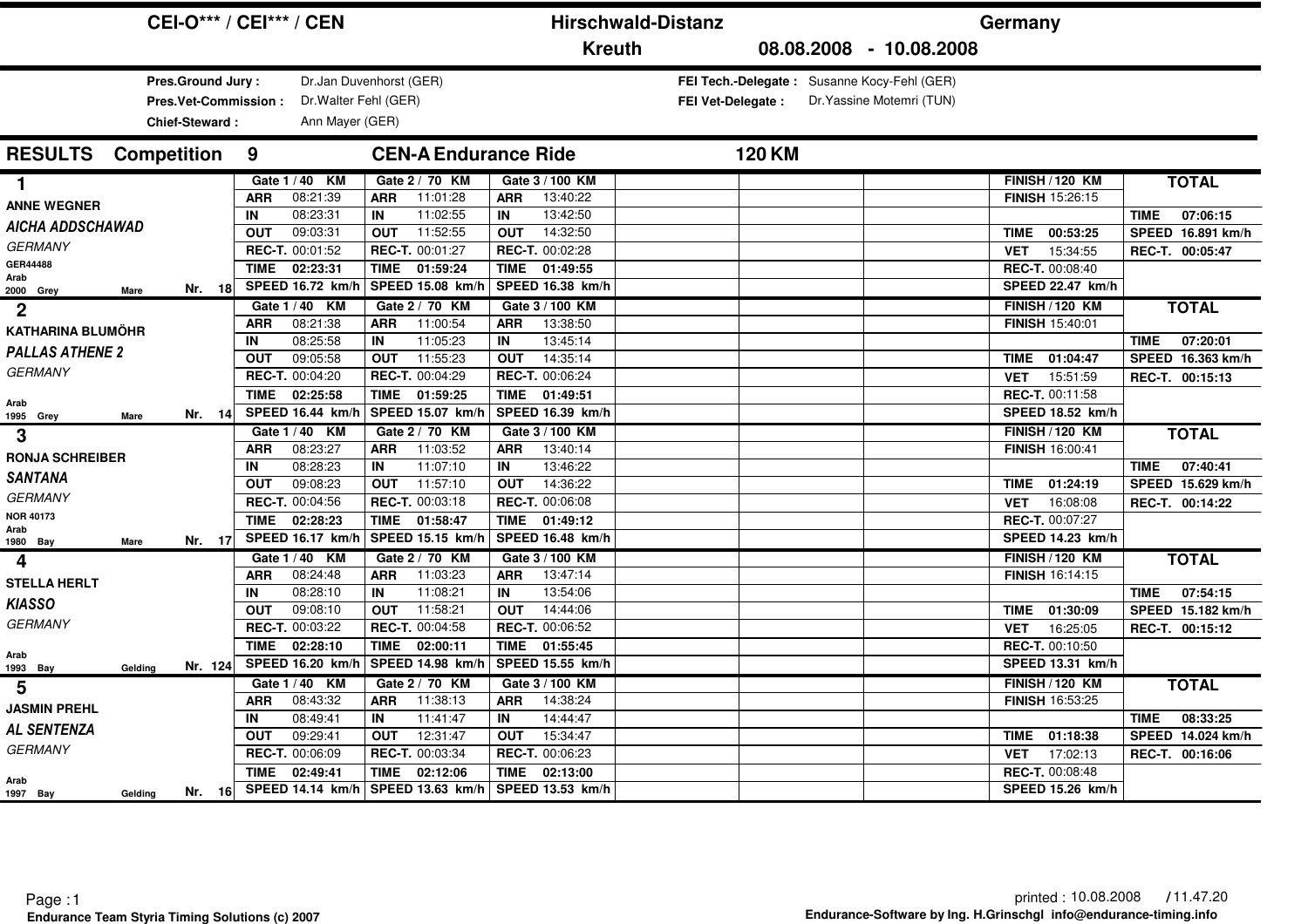# CEI-O*** / CEI*** / CEN — Hirschwald-Distanz — Germany

**Kreuth** 08.08.2008 - 10.08.2008

**Pres.Ground Jury :** Dr.Jan Duvenhorst (GER)
**Pres.Vet-Commission :** Dr.Walter Fehl (GER)
**Chief-Steward :** Ann Mayer (GER)

**FEI Tech.-Delegate :** Susanne Kocy-Fehl (GER)
**FEI Vet-Delegate :** Dr.Yassine Motemri (TUN)

## RESULTS Competition 9 — CEN-A Endurance Ride — 120 KM

| Rank | Rider / Horse | Gate 1 / 40 KM | Gate 2 / 70 KM | Gate 3 / 100 KM | FINISH / 120 KM | TOTAL |
|---|---|---|---|---|---|---|
| 1 | ANNE WEGNER | ARR 08:21:39 | ARR 11:01:28 | ARR 13:40:22 | FINISH 15:26:15 | |
| | *AICHA ADDSCHAWAD* | IN 08:23:31 | IN 11:02:55 | IN 13:42:50 | | TIME 07:06:15 |
| | GERMANY | OUT 09:03:31 | OUT 11:52:55 | OUT 14:32:50 | TIME 00:53:25 | SPEED 16.891 km/h |
| | GER44488 | REC-T. 00:01:52 | REC-T. 00:01:27 | REC-T. 00:02:28 | VET 15:34:55 | REC-T. 00:05:47 |
| | Arab | TIME 02:23:31 | TIME 01:59:24 | TIME 01:49:55 | REC-T. 00:08:40 | |
| | 2000 Grey Mare Nr. 18 | SPEED 16.72 km/h | SPEED 15.08 km/h | SPEED 16.38 km/h | SPEED 22.47 km/h | |
| 2 | KATHARINA BLUMÖHR | ARR 08:21:38 | ARR 11:00:54 | ARR 13:38:50 | FINISH 15:40:01 | |
| | *PALLAS ATHENE 2* | IN 08:25:58 | IN 11:05:23 | IN 13:45:14 | | TIME 07:20:01 |
| | GERMANY | OUT 09:05:58 | OUT 11:55:23 | OUT 14:35:14 | TIME 01:04:47 | SPEED 16.363 km/h |
| | | REC-T. 00:04:20 | REC-T. 00:04:29 | REC-T. 00:06:24 | VET 15:51:59 | REC-T. 00:15:13 |
| | Arab | TIME 02:25:58 | TIME 01:59:25 | TIME 01:49:51 | REC-T. 00:11:58 | |
| | 1995 Grey Mare Nr. 14 | SPEED 16.44 km/h | SPEED 15.07 km/h | SPEED 16.39 km/h | SPEED 18.52 km/h | |
| 3 | RONJA SCHREIBER | ARR 08:23:27 | ARR 11:03:52 | ARR 13:40:14 | FINISH 16:00:41 | |
| | *SANTANA* | IN 08:28:23 | IN 11:07:10 | IN 13:46:22 | | TIME 07:40:41 |
| | GERMANY | OUT 09:08:23 | OUT 11:57:10 | OUT 14:36:22 | TIME 01:24:19 | SPEED 15.629 km/h |
| | NOR 40173 | REC-T. 00:04:56 | REC-T. 00:03:18 | REC-T. 00:06:08 | VET 16:08:08 | REC-T. 00:14:22 |
| | Arab | TIME 02:28:23 | TIME 01:58:47 | TIME 01:49:12 | REC-T. 00:07:27 | |
| | 1980 Bay Mare Nr. 17 | SPEED 16.17 km/h | SPEED 15.15 km/h | SPEED 16.48 km/h | SPEED 14.23 km/h | |
| 4 | STELLA HERLT | ARR 08:24:48 | ARR 11:03:23 | ARR 13:47:14 | FINISH 16:14:15 | |
| | *KIASSO* | IN 08:28:10 | IN 11:08:21 | IN 13:54:06 | | TIME 07:54:15 |
| | GERMANY | OUT 09:08:10 | OUT 11:58:21 | OUT 14:44:06 | TIME 01:30:09 | SPEED 15.182 km/h |
| | | REC-T. 00:03:22 | REC-T. 00:04:58 | REC-T. 00:06:52 | VET 16:25:05 | REC-T. 00:15:12 |
| | Arab | TIME 02:28:10 | TIME 02:00:11 | TIME 01:55:45 | REC-T. 00:10:50 | |
| | 1993 Bay Gelding Nr. 124 | SPEED 16.20 km/h | SPEED 14.98 km/h | SPEED 15.55 km/h | SPEED 13.31 km/h | |
| 5 | JASMIN PREHL | ARR 08:43:32 | ARR 11:38:13 | ARR 14:38:24 | FINISH 16:53:25 | |
| | *AL SENTENZA* | IN 08:49:41 | IN 11:41:47 | IN 14:44:47 | | TIME 08:33:25 |
| | GERMANY | OUT 09:29:41 | OUT 12:31:47 | OUT 15:34:47 | TIME 01:18:38 | SPEED 14.024 km/h |
| | | REC-T. 00:06:09 | REC-T. 00:03:34 | REC-T. 00:06:23 | VET 17:02:13 | REC-T. 00:16:06 |
| | Arab | TIME 02:49:41 | TIME 02:12:06 | TIME 02:13:00 | REC-T. 00:08:48 | |
| | 1997 Bay Gelding Nr. 16 | SPEED 14.14 km/h | SPEED 13.63 km/h | SPEED 13.53 km/h | SPEED 15.26 km/h | |

Page : 1
Endurance Team Styria Timing Solutions (c) 2007

printed : 10.08.2008 / 11.47.20
Endurance-Software by Ing. H.Grinschgl info@endurance-timing.info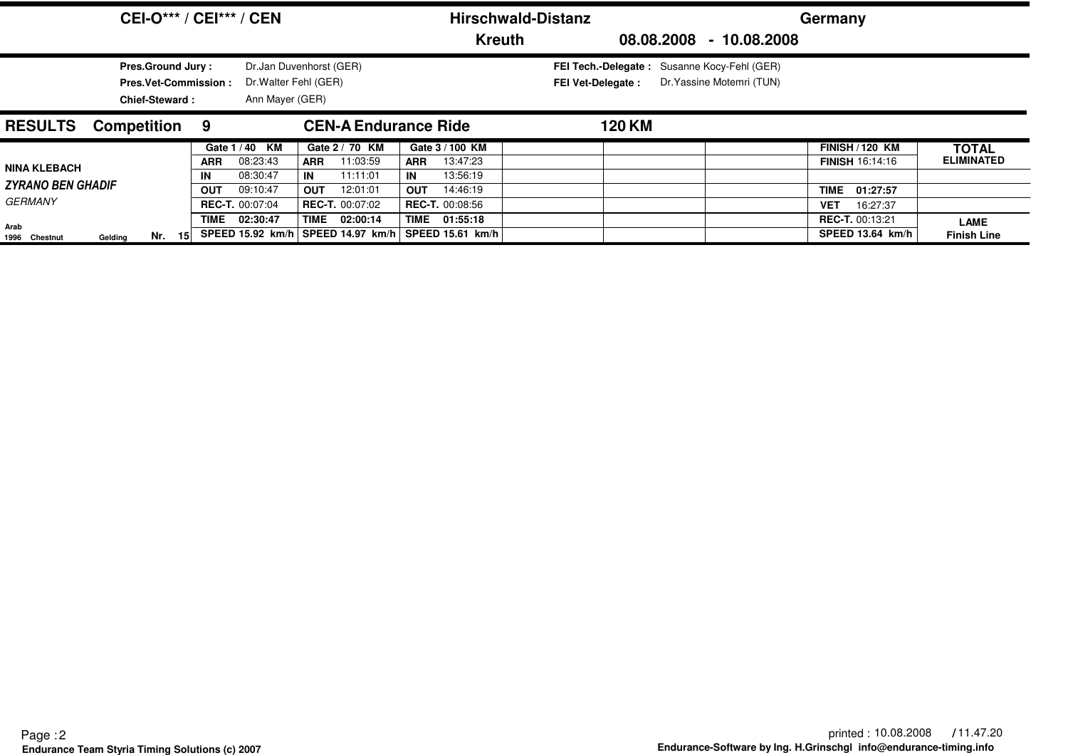**CEI-O\*\*\* / CEI\*\*\* / CEN** **Hirschwald-Distanz** **Germany**

**Kreuth** **08.08.2008 - 10.08.2008**

**Pres.Ground Jury :** Dr.Jan Duvenhorst (GER)
**Pres.Vet-Commission :** Dr.Walter Fehl (GER)
**Chief-Steward :** Ann Mayer (GER)

**FEI Tech.-Delegate :** Susanne Kocy-Fehl (GER)
**FEI Vet-Delegate :** Dr.Yassine Motemri (TUN)

## RESULTS Competition 9 CEN-A Endurance Ride 120 KM

| | Gate 1 / 40 KM | Gate 2 / 70 KM | Gate 3 / 100 KM | | | | FINISH / 120 KM | TOTAL |
|---|---|---|---|---|---|---|---|---|
| **NINA KLEBACH** | **ARR** 08:23:43 | **ARR** 11:03:59 | **ARR** 13:47:23 | | | | **FINISH** 16:14:16 | **ELIMINATED** |
| ***ZYRANO BEN GHADIF*** | **IN** 08:30:47 | **IN** 11:11:01 | **IN** 13:56:19 | | | | | |
| *GERMANY* | **OUT** 09:10:47 | **OUT** 12:01:01 | **OUT** 14:46:19 | | | | **TIME 01:27:57** | |
| | **REC-T.** 00:07:04 | **REC-T.** 00:07:02 | **REC-T.** 00:08:56 | | | | **VET** 16:27:37 | |
| Arab | **TIME 02:30:47** | **TIME 02:00:14** | **TIME 01:55:18** | | | | **REC-T.** 00:13:21 | **LAME** |
| 1996 Chestnut Gelding Nr. 15 | **SPEED 15.92 km/h** | **SPEED 14.97 km/h** | **SPEED 15.61 km/h** | | | | **SPEED 13.64 km/h** | **Finish Line** |

printed : 10.08.2008 / 11.47.20

Endurance Team Styria Timing Solutions (c) 2007

Endurance-Software by Ing. H.Grinschgl info@endurance-timing.info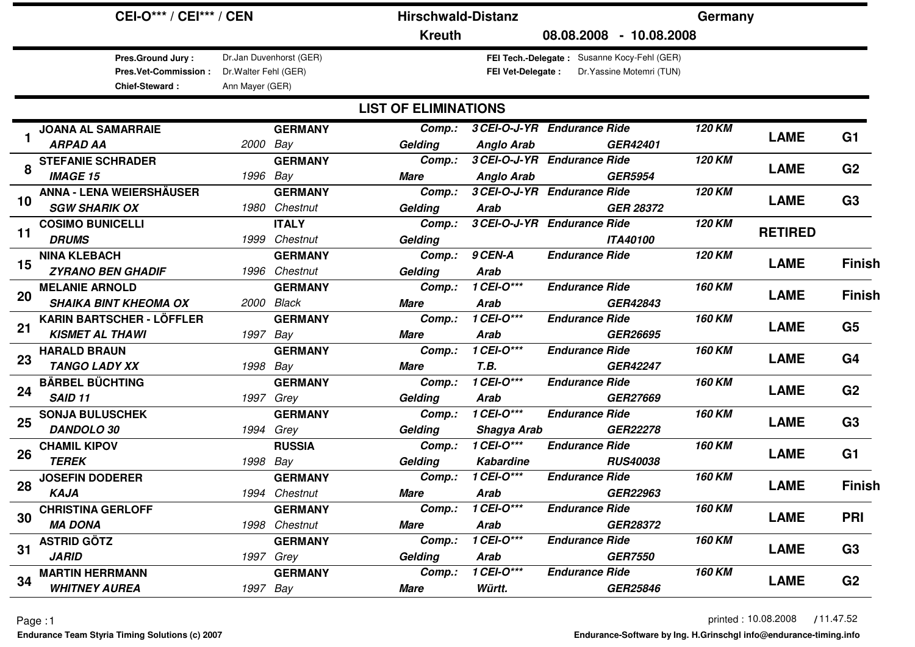**CEI-O\*\*\* / CEI\*\*\* / CEN** — **Hirschwald-Distanz** — **Germany**

**Kreuth** — **08.08.2008 - 10.08.2008**

**Pres.Ground Jury :** Dr.Jan Duvenhorst (GER)
**Pres.Vet-Commission :** Dr.Walter Fehl (GER)
**Chief-Steward :** Ann Mayer (GER)

**FEI Tech.-Delegate :** Susanne Kocy-Fehl (GER)
**FEI Vet-Delegate :** Dr.Yassine Motemri (TUN)

## LIST OF ELIMINATIONS

| No. | Rider / Horse | Year | Nation / Colour | Sex | Comp. / Breed | Ride | Distance | Reason | Gate |
|---|---|---|---|---|---|---|---|---|---|
| 1 | **JOANA AL SAMARRAIE** | | GERMANY | Comp.: | 3 CEI-O-J-YR | Endurance Ride | 120 KM | LAME | G1 |
| | *ARPAD AA* | 2000 | Bay | Gelding | Anglo Arab | GER42401 | | | |
| 8 | **STEFANIE SCHRADER** | | GERMANY | Comp.: | 3 CEI-O-J-YR | Endurance Ride | 120 KM | LAME | G2 |
| | *IMAGE 15* | 1996 | Bay | Mare | Anglo Arab | GER5954 | | | |
| 10 | **ANNA - LENA WEIERSHÄUSER** | | GERMANY | Comp.: | 3 CEI-O-J-YR | Endurance Ride | 120 KM | LAME | G3 |
| | *SGW SHARIK OX* | 1980 | Chestnut | Gelding | Arab | GER 28372 | | | |
| 11 | **COSIMO BUNICELLI** | | ITALY | Comp.: | 3 CEI-O-J-YR | Endurance Ride | 120 KM | RETIRED | |
| | *DRUMS* | 1999 | Chestnut | Gelding | | ITA40100 | | | |
| 15 | **NINA KLEBACH** | | GERMANY | Comp.: | 9 CEN-A | Endurance Ride | 120 KM | LAME | Finish |
| | *ZYRANO BEN GHADIF* | 1996 | Chestnut | Gelding | Arab | | | | |
| 20 | **MELANIE ARNOLD** | | GERMANY | Comp.: | 1 CEI-O\*\*\* | Endurance Ride | 160 KM | LAME | Finish |
| | *SHAIKA BINT KHEOMA OX* | 2000 | Black | Mare | Arab | GER42843 | | | |
| 21 | **KARIN BARTSCHER - LÖFFLER** | | GERMANY | Comp.: | 1 CEI-O\*\*\* | Endurance Ride | 160 KM | LAME | G5 |
| | *KISMET AL THAWI* | 1997 | Bay | Mare | Arab | GER26695 | | | |
| 23 | **HARALD BRAUN** | | GERMANY | Comp.: | 1 CEI-O\*\*\* | Endurance Ride | 160 KM | LAME | G4 |
| | *TANGO LADY XX* | 1998 | Bay | Mare | T.B. | GER42247 | | | |
| 24 | **BÄRBEL BÜCHTING** | | GERMANY | Comp.: | 1 CEI-O\*\*\* | Endurance Ride | 160 KM | LAME | G2 |
| | *SAID 11* | 1997 | Grey | Gelding | Arab | GER27669 | | | |
| 25 | **SONJA BULUSCHEK** | | GERMANY | Comp.: | 1 CEI-O\*\*\* | Endurance Ride | 160 KM | LAME | G3 |
| | *DANDOLO 30* | 1994 | Grey | Gelding | Shagya Arab | GER22278 | | | |
| 26 | **CHAMIL KIPOV** | | RUSSIA | Comp.: | 1 CEI-O\*\*\* | Endurance Ride | 160 KM | LAME | G1 |
| | *TEREK* | 1998 | Bay | Gelding | Kabardine | RUS40038 | | | |
| 28 | **JOSEFIN DODERER** | | GERMANY | Comp.: | 1 CEI-O\*\*\* | Endurance Ride | 160 KM | LAME | Finish |
| | *KAJA* | 1994 | Chestnut | Mare | Arab | GER22963 | | | |
| 30 | **CHRISTINA GERLOFF** | | GERMANY | Comp.: | 1 CEI-O\*\*\* | Endurance Ride | 160 KM | LAME | PRI |
| | *MA DONA* | 1998 | Chestnut | Mare | Arab | GER28372 | | | |
| 31 | **ASTRID GÖTZ** | | GERMANY | Comp.: | 1 CEI-O\*\*\* | Endurance Ride | 160 KM | LAME | G3 |
| | *JARID* | 1997 | Grey | Gelding | Arab | GER7550 | | | |
| 34 | **MARTIN HERRMANN** | | GERMANY | Comp.: | 1 CEI-O\*\*\* | Endurance Ride | 160 KM | LAME | G2 |
| | *WHITNEY AUREA* | 1997 | Bay | Mare | Württ. | GER25846 | | | |

printed : 10.08.2008 / 11.47.52

Endurance Team Styria Timing Solutions (c) 2007 — Endurance-Software by Ing. H.Grinschgl info@endurance-timing.info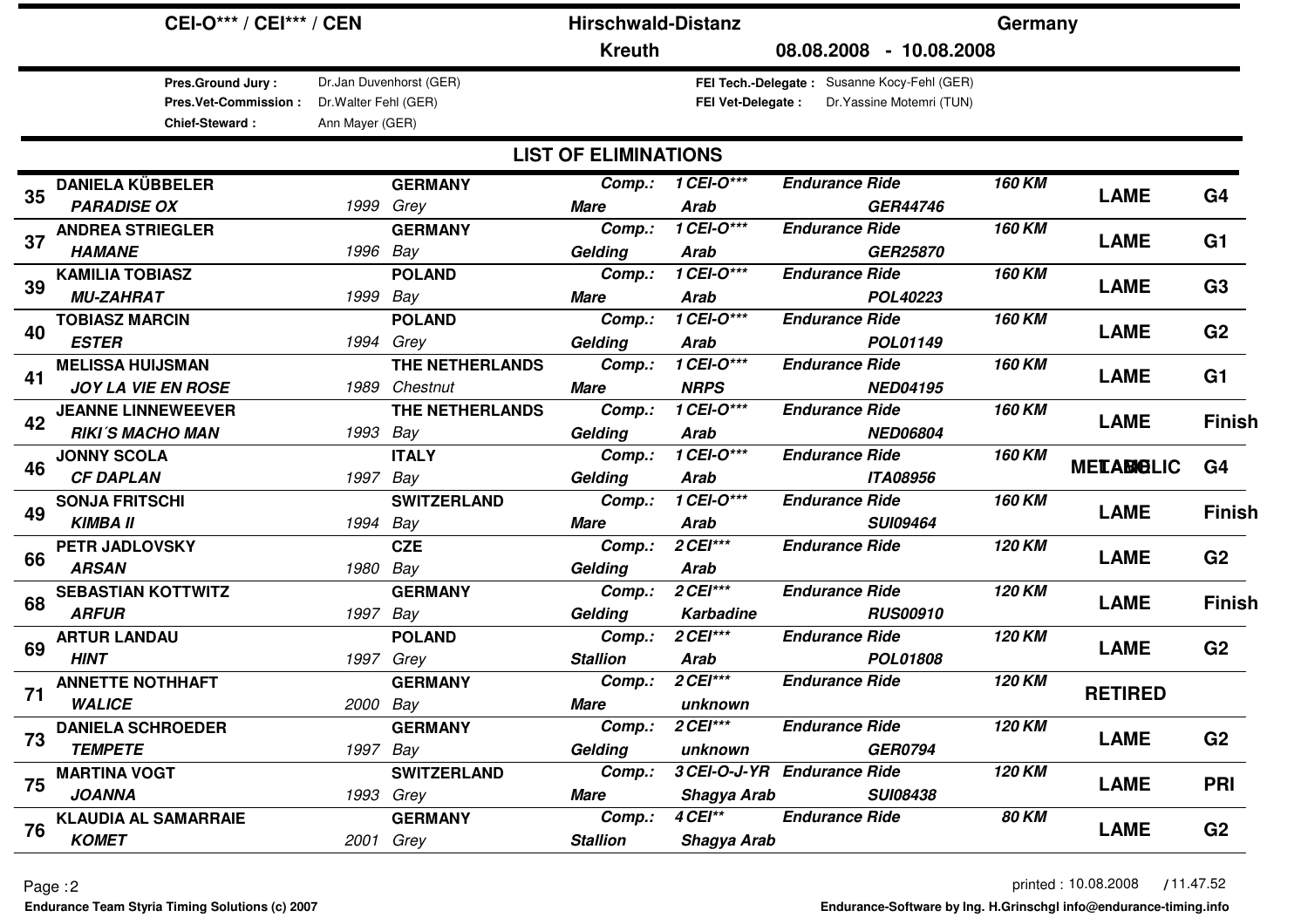| CEI-O*** / CEI*** / CEN | Hirschwald-Distanz | Germany |
|---|---|---|
| | Kreuth | 08.08.2008 - 10.08.2008 |

**Pres.Ground Jury :** Dr.Jan Duvenhorst (GER)
**Pres.Vet-Commission :** Dr.Walter Fehl (GER)
**Chief-Steward :** Ann Mayer (GER)

**FEI Tech.-Delegate :** Susanne Kocy-Fehl (GER)
**FEI Vet-Delegate :** Dr.Yassine Motemri (TUN)

## LIST OF ELIMINATIONS

| No. | Rider / Horse | Year | Nation / Colour | Sex | Comp. | Breed | Ride / FEI-ID | Distance | Reason | Gate |
|---|---|---|---|---|---|---|---|---|---|---|
| 35 | **DANIELA KÜBBELER** / ***PARADISE OX*** | 1999 | **GERMANY** / *Grey* | **Mare** | Comp.: 1 CEI-O*** | **Arab** | Endurance Ride / GER44746 | 160 KM | **LAME** | **G4** |
| 37 | **ANDREA STRIEGLER** / ***HAMANE*** | 1996 | **GERMANY** / *Bay* | **Gelding** | Comp.: 1 CEI-O*** | **Arab** | Endurance Ride / GER25870 | 160 KM | **LAME** | **G1** |
| 39 | **KAMILIA TOBIASZ** / ***MU-ZAHRAT*** | 1999 | **POLAND** / *Bay* | **Mare** | Comp.: 1 CEI-O*** | **Arab** | Endurance Ride / POL40223 | 160 KM | **LAME** | **G3** |
| 40 | **TOBIASZ MARCIN** / ***ESTER*** | 1994 | **POLAND** / *Grey* | **Gelding** | Comp.: 1 CEI-O*** | **Arab** | Endurance Ride / POL01149 | 160 KM | **LAME** | **G2** |
| 41 | **MELISSA HUIJSMAN** / ***JOY LA VIE EN ROSE*** | 1989 | **THE NETHERLANDS** / *Chestnut* | **Mare** | Comp.: 1 CEI-O*** | **NRPS** | Endurance Ride / NED04195 | 160 KM | **LAME** | **G1** |
| 42 | **JEANNE LINNEWEEVER** / ***RIKI´S MACHO MAN*** | 1993 | **THE NETHERLANDS** / *Bay* | **Gelding** | Comp.: 1 CEI-O*** | **Arab** | Endurance Ride / NED06804 | 160 KM | **LAME** | **Finish** |
| 46 | **JONNY SCOLA** / ***CF DAPLAN*** | 1997 | **ITALY** / *Bay* | **Gelding** | Comp.: 1 CEI-O*** | **Arab** | Endurance Ride / ITA08956 | 160 KM | **METABOLIC / LAME** | **G4** |
| 49 | **SONJA FRITSCHI** / ***KIMBA II*** | 1994 | **SWITZERLAND** / *Bay* | **Mare** | Comp.: 1 CEI-O*** | **Arab** | Endurance Ride / SUI09464 | 160 KM | **LAME** | **Finish** |
| 66 | **PETR JADLOVSKY** / ***ARSAN*** | 1980 | **CZE** / *Bay* | **Gelding** | Comp.: 2 CEI*** | **Arab** | Endurance Ride | 120 KM | **LAME** | **G2** |
| 68 | **SEBASTIAN KOTTWITZ** / ***ARFUR*** | 1997 | **GERMANY** / *Bay* | **Gelding** | Comp.: 2 CEI*** | **Karbadine** | Endurance Ride / RUS00910 | 120 KM | **LAME** | **Finish** |
| 69 | **ARTUR LANDAU** / ***HINT*** | 1997 | **POLAND** / *Grey* | **Stallion** | Comp.: 2 CEI*** | **Arab** | Endurance Ride / POL01808 | 120 KM | **LAME** | **G2** |
| 71 | **ANNETTE NOTHHAFT** / ***WALICE*** | 2000 | **GERMANY** / *Bay* | **Mare** | Comp.: 2 CEI*** | **unknown** | Endurance Ride | 120 KM | **RETIRED** | |
| 73 | **DANIELA SCHROEDER** / ***TEMPETE*** | 1997 | **GERMANY** / *Bay* | **Gelding** | Comp.: 2 CEI*** | **unknown** | Endurance Ride / GER0794 | 120 KM | **LAME** | **G2** |
| 75 | **MARTINA VOGT** / ***JOANNA*** | 1993 | **SWITZERLAND** / *Grey* | **Mare** | Comp.: 3 CEI-O-J-YR | **Shagya Arab** | Endurance Ride / SUI08438 | 120 KM | **LAME** | **PRI** |
| 76 | **KLAUDIA AL SAMARRAIE** / ***KOMET*** | 2001 | **GERMANY** / *Grey* | **Stallion** | Comp.: 4 CEI** | **Shagya Arab** | Endurance Ride | 80 KM | **LAME** | **G2** |

printed : 10.08.2008 / 11.47.52

Endurance Team Styria Timing Solutions (c) 2007

Endurance-Software by Ing. H.Grinschgl info@endurance-timing.info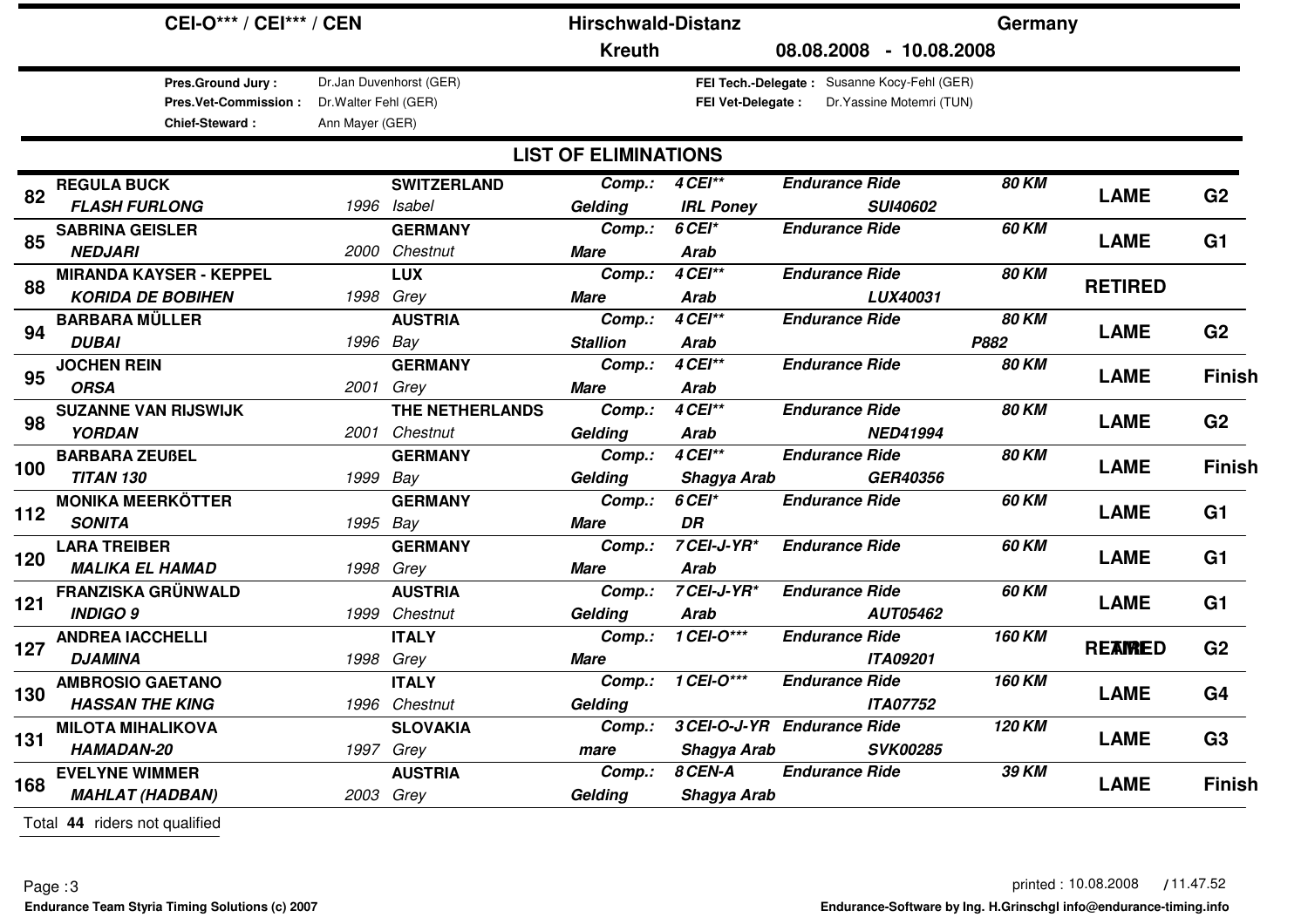# CEI-O*** / CEI*** / CEN

**Hirschwald-Distanz** **Germany**

**Kreuth** **08.08.2008 - 10.08.2008**

**Pres.Ground Jury :** Dr.Jan Duvenhorst (GER)
**Pres.Vet-Commission :** Dr.Walter Fehl (GER)
**Chief-Steward :** Ann Mayer (GER)

**FEI Tech.-Delegate :** Susanne Kocy-Fehl (GER)
**FEI Vet-Delegate :** Dr.Yassine Motemri (TUN)

## LIST OF ELIMINATIONS

| No. | Rider / Horse | Year | Nation / Colour | Sex | Competition / Breed | Event / ID | Distance | Result | Gate |
|---|---|---|---|---|---|---|---|---|---|
| 82 | **REGULA BUCK** | | **SWITZERLAND** | *Comp.:* | *4 CEI*** | *Endurance Ride* | *80 KM* | **LAME** | **G2** |
| | ***FLASH FURLONG*** | 1996 | *Isabel* | *Gelding* | *IRL Poney* | *SUI40602* | | | |
| 85 | **SABRINA GEISLER** | | **GERMANY** | *Comp.:* | *6 CEI** | *Endurance Ride* | *60 KM* | **LAME** | **G1** |
| | ***NEDJARI*** | 2000 | *Chestnut* | *Mare* | *Arab* | | | | |
| 88 | **MIRANDA KAYSER - KEPPEL** | | **LUX** | *Comp.:* | *4 CEI*** | *Endurance Ride* | *80 KM* | **RETIRED** | |
| | ***KORIDA DE BOBIHEN*** | 1998 | *Grey* | *Mare* | *Arab* | *LUX40031* | | | |
| 94 | **BARBARA MÜLLER** | | **AUSTRIA** | *Comp.:* | *4 CEI*** | *Endurance Ride* | *80 KM* | **LAME** | **G2** |
| | ***DUBAI*** | 1996 | *Bay* | *Stallion* | *Arab* | *P882* | | | |
| 95 | **JOCHEN REIN** | | **GERMANY** | *Comp.:* | *4 CEI*** | *Endurance Ride* | *80 KM* | **LAME** | **Finish** |
| | ***ORSA*** | 2001 | *Grey* | *Mare* | *Arab* | | | | |
| 98 | **SUZANNE VAN RIJSWIJK** | | **THE NETHERLANDS** | *Comp.:* | *4 CEI*** | *Endurance Ride* | *80 KM* | **LAME** | **G2** |
| | ***YORDAN*** | 2001 | *Chestnut* | *Gelding* | *Arab* | *NED41994* | | | |
| 100 | **BARBARA ZEUßEL** | | **GERMANY** | *Comp.:* | *4 CEI*** | *Endurance Ride* | *80 KM* | **LAME** | **Finish** |
| | ***TITAN 130*** | 1999 | *Bay* | *Gelding* | *Shagya Arab* | *GER40356* | | | |
| 112 | **MONIKA MEERKÖTTER** | | **GERMANY** | *Comp.:* | *6 CEI** | *Endurance Ride* | *60 KM* | **LAME** | **G1** |
| | ***SONITA*** | 1995 | *Bay* | *Mare* | *DR* | | | | |
| 120 | **LARA TREIBER** | | **GERMANY** | *Comp.:* | *7 CEI-J-YR** | *Endurance Ride* | *60 KM* | **LAME** | **G1** |
| | ***MALIKA EL HAMAD*** | 1998 | *Grey* | *Mare* | *Arab* | | | | |
| 121 | **FRANZISKA GRÜNWALD** | | **AUSTRIA** | *Comp.:* | *7 CEI-J-YR** | *Endurance Ride* | *60 KM* | **LAME** | **G1** |
| | ***INDIGO 9*** | 1999 | *Chestnut* | *Gelding* | *Arab* | *AUT05462* | | | |
| 127 | **ANDREA IACCHELLI** | | **ITALY** | *Comp.:* | *1 CEI-O**** | *Endurance Ride* | *160 KM* | **RETIRED** | **G2** |
| | ***DJAMINA*** | 1998 | *Grey* | *Mare* | | *ITA09201* | | | |
| 130 | **AMBROSIO GAETANO** | | **ITALY** | *Comp.:* | *1 CEI-O**** | *Endurance Ride* | *160 KM* | **LAME** | **G4** |
| | ***HASSAN THE KING*** | 1996 | *Chestnut* | *Gelding* | | *ITA07752* | | | |
| 131 | **MILOTA MIHALIKOVA** | | **SLOVAKIA** | *Comp.:* | *3 CEI-O-J-YR* | *Endurance Ride* | *120 KM* | **LAME** | **G3** |
| | ***HAMADAN-20*** | 1997 | *Grey* | *mare* | *Shagya Arab* | *SVK00285* | | | |
| 168 | **EVELYNE WIMMER** | | **AUSTRIA** | *Comp.:* | *8 CEN-A* | *Endurance Ride* | *39 KM* | **LAME** | **Finish** |
| | ***MAHLAT (HADBAN)*** | 2003 | *Grey* | *Gelding* | *Shagya Arab* | | | | |

Total **44** riders not qualified

printed : 10.08.2008 / 11.47.52

Endurance Team Styria Timing Solutions (c) 2007

Endurance-Software by Ing. H.Grinschgl info@endurance-timing.info